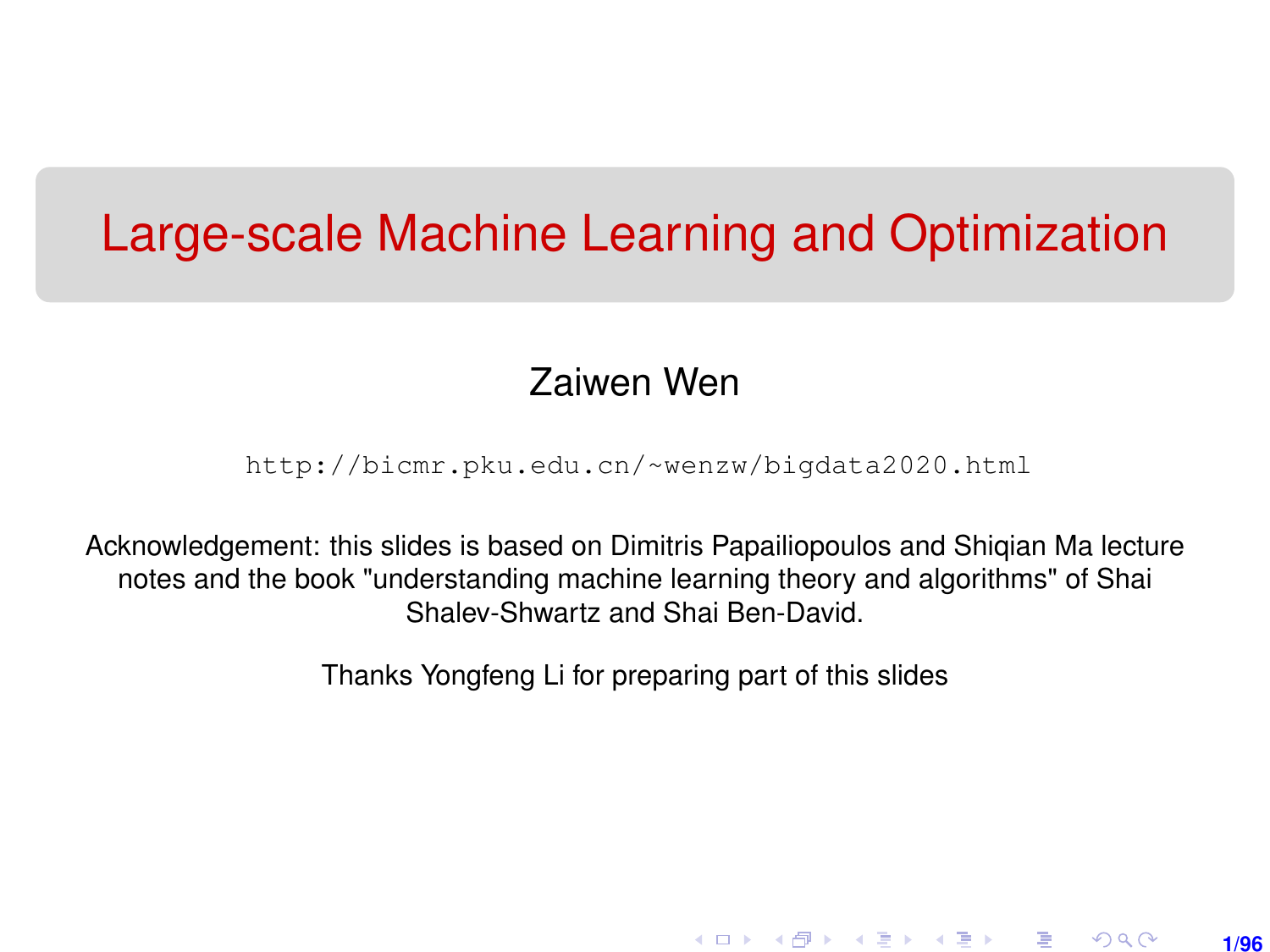# Large-scale Machine Learning and Optimization

Zaiwen Wen

http://bicmr.pku.edu.cn/~wenzw/bigdata2020.html

Acknowledgement: this slides is based on Dimitris Papailiopoulos and Shiqian Ma lecture notes and the book "understanding machine learning theory and algorithms" of Shai Shalev-Shwartz and Shai Ben-David.

Thanks Yongfeng Li for preparing part of this slides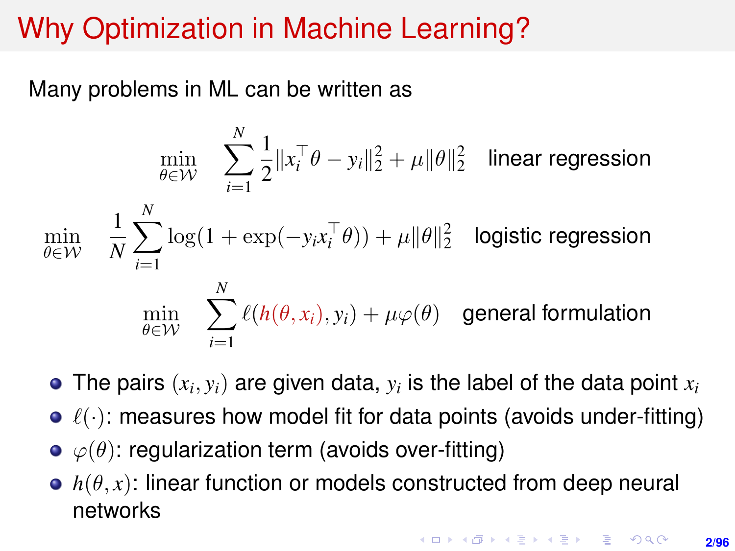# Why Optimization in Machine Learning?

Many problems in ML can be written as

$$\min_{\theta \in \mathcal{W}} \quad \sum_{i=1}^{N} \frac{1}{2} \|x_i^\top \theta - y_i\|_2^2 + \mu \|\theta\|_2^2 \quad \text{linear regression}$$

$$\min_{\theta \in \mathcal{W}} \quad \frac{1}{N} \sum_{i=1}^{N} \log(1 + \exp(-y_i x_i^\top \theta)) + \mu \|\theta\|_2^2 \quad \text{logistic regression}$$

$$\min_{\theta \in \mathcal{W}} \quad \sum_{i=1}^{N} \ell(h(\theta, x_i), y_i) + \mu \varphi(\theta) \quad \text{general formulation}$$

- The pairs $(x_i, y_i)$ are given data, $y_i$ is the label of the data point $x_i$
- $\ell(\cdot)$: measures how model fit for data points (avoids under-fitting)
- $\varphi(\theta)$: regularization term (avoids over-fitting)
- $h(\theta, x)$: linear function or models constructed from deep neural networks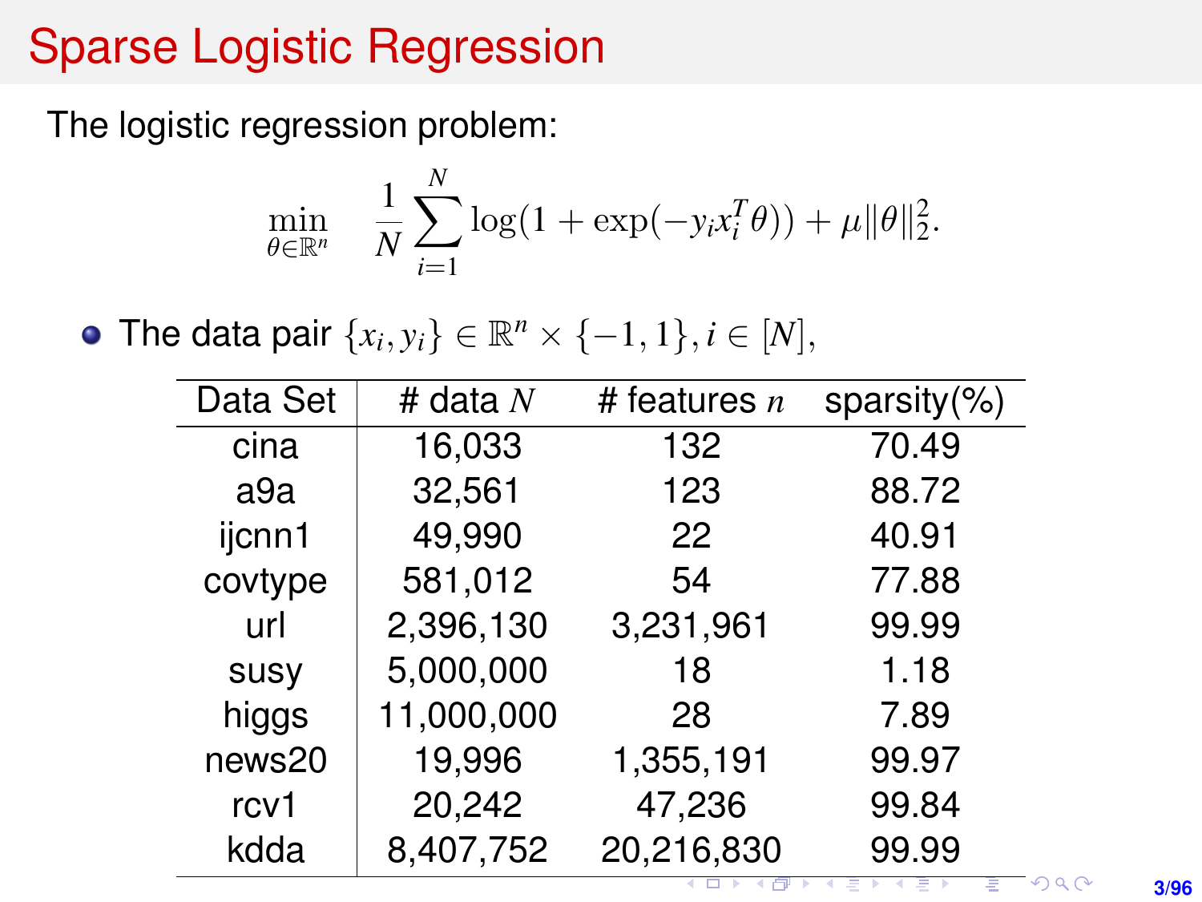# Sparse Logistic Regression

The logistic regression problem:

$$\min_{\theta \in \mathbb{R}^n} \quad \frac{1}{N} \sum_{i=1}^{N} \log(1 + \exp(-y_i x_i^T \theta)) + \mu \|\theta\|_2^2.$$

- The data pair $\{x_i, y_i\} \in \mathbb{R}^n \times \{-1, 1\}, i \in [N]$,

| Data Set | # data $N$ | # features $n$ | sparsity(%) |
|---|---|---|---|
| cina | 16,033 | 132 | 70.49 |
| a9a | 32,561 | 123 | 88.72 |
| ijcnn1 | 49,990 | 22 | 40.91 |
| covtype | 581,012 | 54 | 77.88 |
| url | 2,396,130 | 3,231,961 | 99.99 |
| susy | 5,000,000 | 18 | 1.18 |
| higgs | 11,000,000 | 28 | 7.89 |
| news20 | 19,996 | 1,355,191 | 99.97 |
| rcv1 | 20,242 | 47,236 | 99.84 |
| kdda | 8,407,752 | 20,216,830 | 99.99 |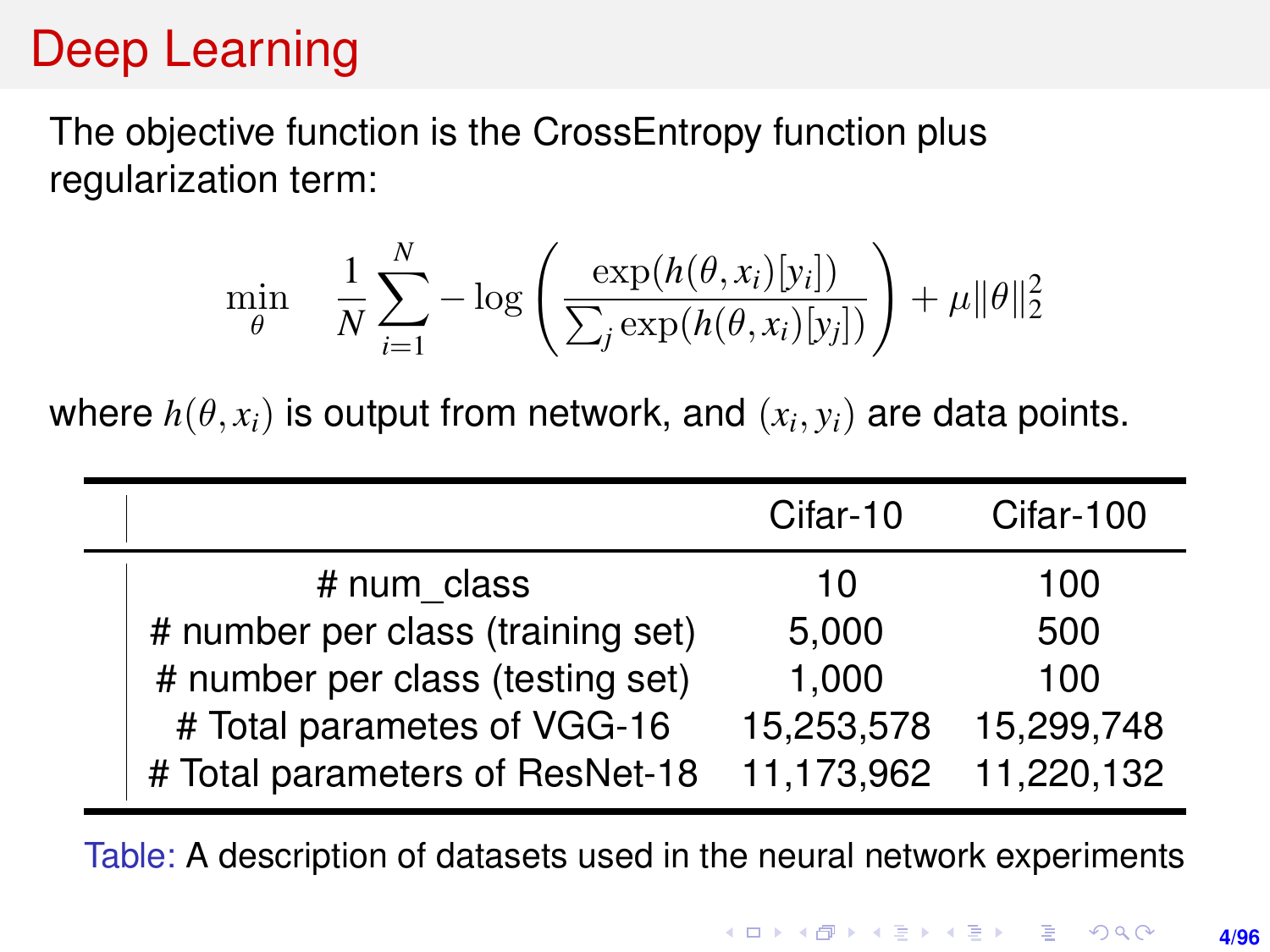# Deep Learning

The objective function is the CrossEntropy function plus regularization term:

$$\min_{\theta} \quad \frac{1}{N} \sum_{i=1}^{N} -\log\left( \frac{\exp(h(\theta, x_i)[y_i])}{\sum_j \exp(h(\theta, x_i)[y_j])} \right) + \mu \|\theta\|_2^2$$

where $h(\theta, x_i)$ is output from network, and $(x_i, y_i)$ are data points.

| | Cifar-10 | Cifar-100 |
|---|---|---|
| # num_class | 10 | 100 |
| # number per class (training set) | 5,000 | 500 |
| # number per class (testing set) | 1,000 | 100 |
| # Total parametes of VGG-16 | 15,253,578 | 15,299,748 |
| # Total parameters of ResNet-18 | 11,173,962 | 11,220,132 |

Table: A description of datasets used in the neural network experiments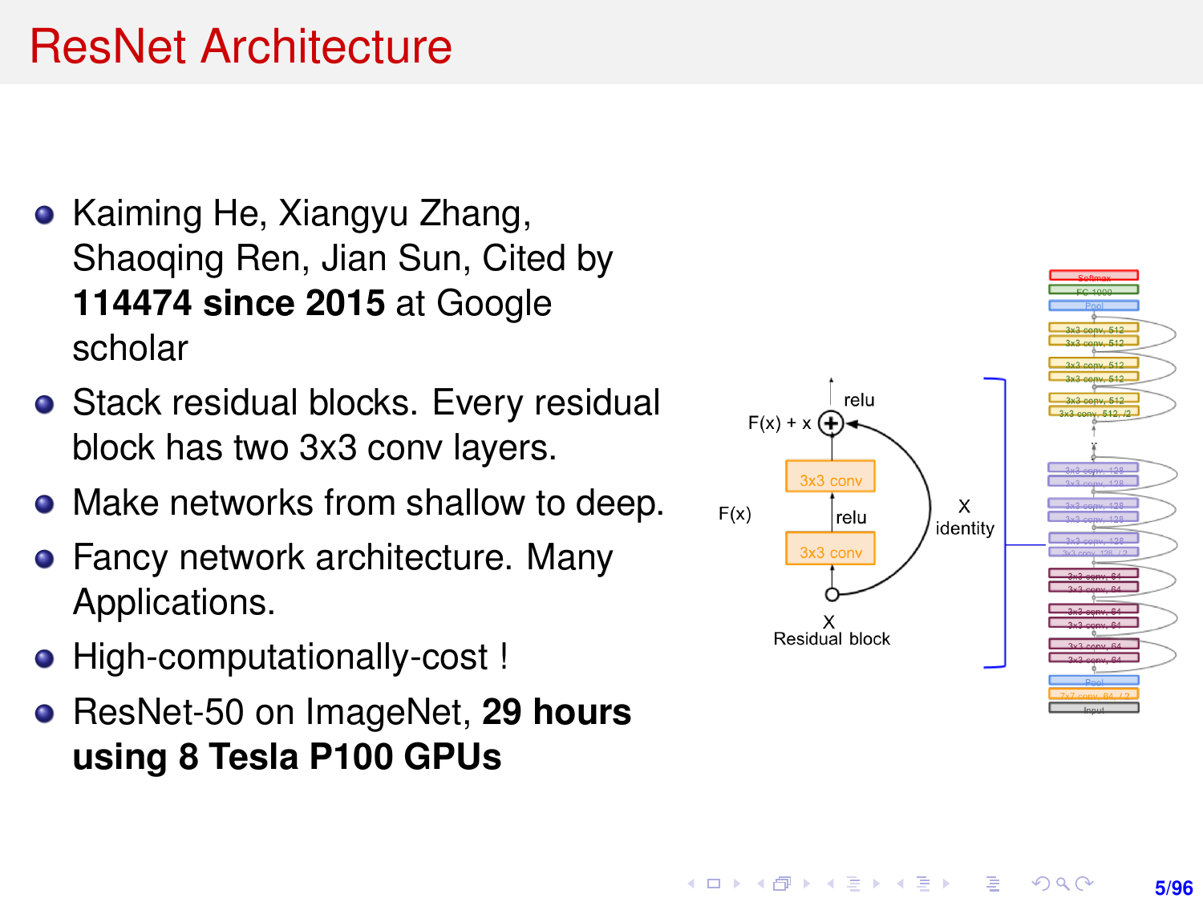# ResNet Architecture

- Kaiming He, Xiangyu Zhang, Shaoqing Ren, Jian Sun, Cited by **114474 since 2015** at Google scholar
- Stack residual blocks. Every residual block has two 3x3 conv layers.
- Make networks from shallow to deep.
- Fancy network architecture. Many Applications.
- High-computationally-cost !
- ResNet-50 on ImageNet, **29 hours using 8 Tesla P100 GPUs**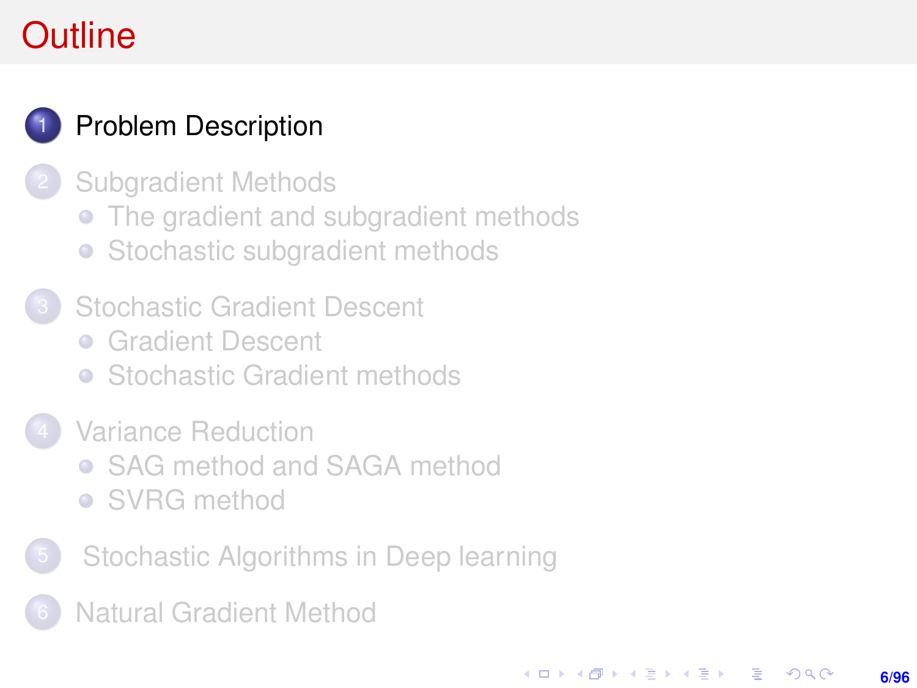# Outline

1. Problem Description
2. Subgradient Methods
   - The gradient and subgradient methods
   - Stochastic subgradient methods
3. Stochastic Gradient Descent
   - Gradient Descent
   - Stochastic Gradient methods
4. Variance Reduction
   - SAG method and SAGA method
   - SVRG method
5. Stochastic Algorithms in Deep learning
6. Natural Gradient Method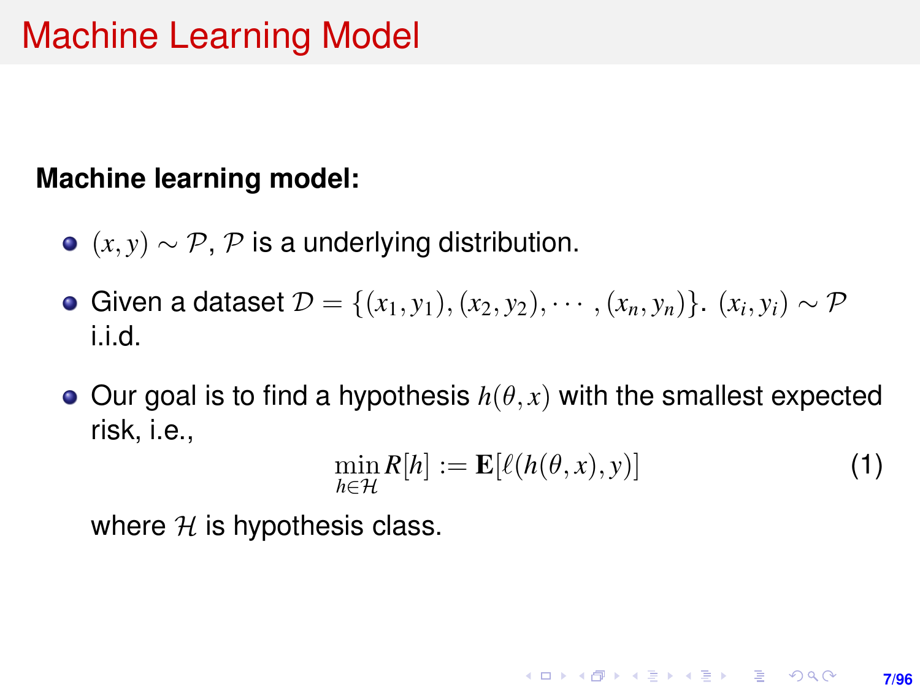# Machine Learning Model

**Machine learning model:**

- $(x, y) \sim \mathcal{P}$, $\mathcal{P}$ is a underlying distribution.
- Given a dataset $\mathcal{D} = \{(x_1, y_1), (x_2, y_2), \cdots, (x_n, y_n)\}$. $(x_i, y_i) \sim \mathcal{P}$ i.i.d.
- Our goal is to find a hypothesis $h(\theta, x)$ with the smallest expected risk, i.e.,

$$\min_{h \in \mathcal{H}} R[h] := \mathbf{E}[\ell(h(\theta, x), y)] \tag{1}$$

  where $\mathcal{H}$ is hypothesis class.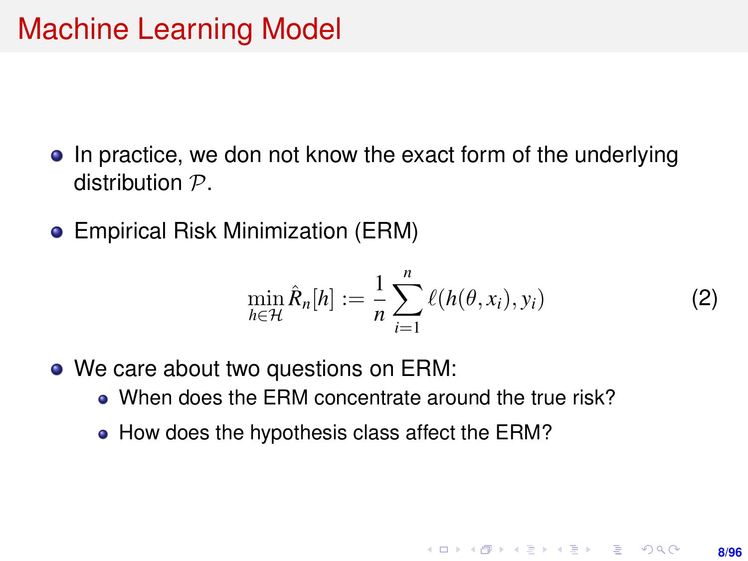# Machine Learning Model

- In practice, we don not know the exact form of the underlying distribution $\mathcal{P}$.
- Empirical Risk Minimization (ERM)

$$\min_{h \in \mathcal{H}} \hat{R}_n[h] := \frac{1}{n} \sum_{i=1}^{n} \ell(h(\theta, x_i), y_i) \tag{2}$$

- We care about two questions on ERM:
  - When does the ERM concentrate around the true risk?
  - How does the hypothesis class affect the ERM?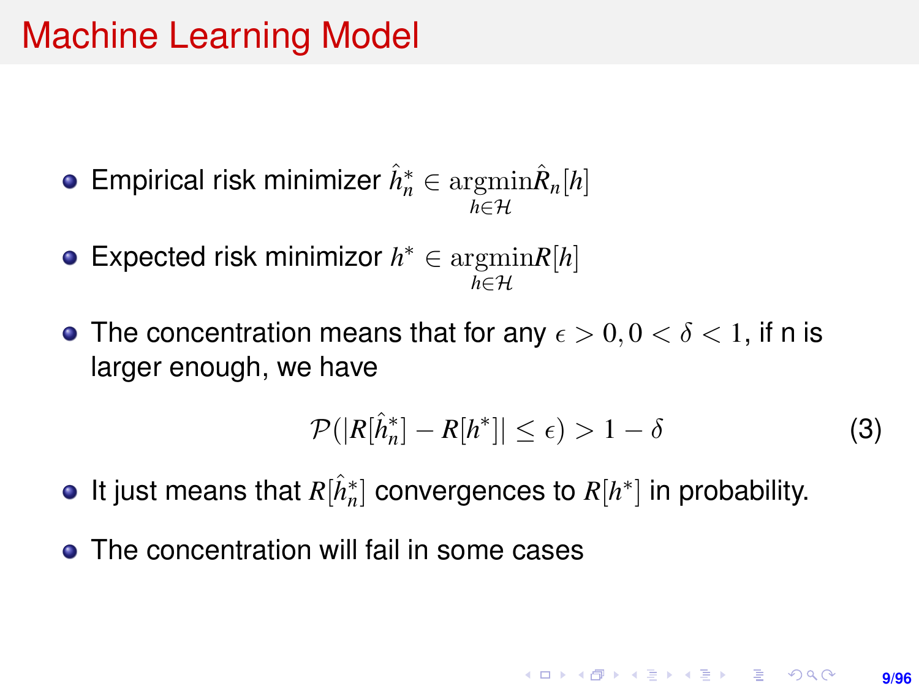# Machine Learning Model

- Empirical risk minimizer $\hat{h}_n^* \in \underset{h \in \mathcal{H}}{\operatorname{argmin}} \hat{R}_n[h]$
- Expected risk minimizor $h^* \in \underset{h \in \mathcal{H}}{\operatorname{argmin}} R[h]$
- The concentration means that for any $\epsilon > 0, 0 < \delta < 1$, if n is larger enough, we have

$$\mathcal{P}(|R[\hat{h}_n^*] - R[h^*]| \leq \epsilon) > 1 - \delta \tag{3}$$

- It just means that $R[\hat{h}_n^*]$ convergences to $R[h^*]$ in probability.
- The concentration will fail in some cases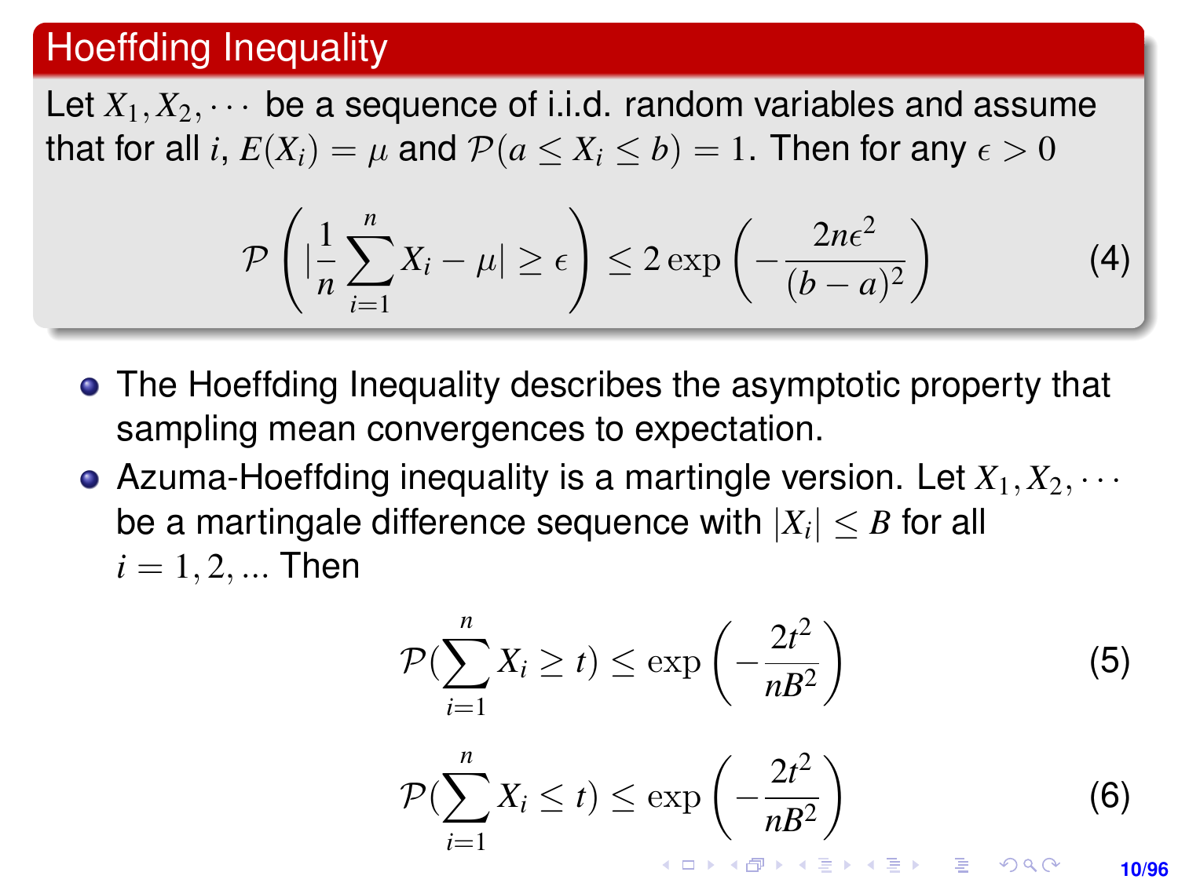## Hoeffding Inequality

Let $X_1, X_2, \cdots$ be a sequence of i.i.d. random variables and assume that for all $i$, $E(X_i) = \mu$ and $\mathcal{P}(a \leq X_i \leq b) = 1$. Then for any $\epsilon > 0$

$$\mathcal{P}\left( |\frac{1}{n}\sum_{i=1}^{n} X_i - \mu| \geq \epsilon \right) \leq 2\exp\left( -\frac{2n\epsilon^2}{(b-a)^2} \right) \tag{4}$$

- The Hoeffding Inequality describes the asymptotic property that sampling mean convergences to expectation.
- Azuma-Hoeffding inequality is a martingale version. Let $X_1, X_2, \cdots$ be a martingale difference sequence with $|X_i| \leq B$ for all $i = 1, 2, ...$ Then

$$\mathcal{P}(\sum_{i=1}^{n} X_i \geq t) \leq \exp\left( -\frac{2t^2}{nB^2} \right) \tag{5}$$

$$\mathcal{P}(\sum_{i=1}^{n} X_i \leq t) \leq \exp\left( -\frac{2t^2}{nB^2} \right) \tag{6}$$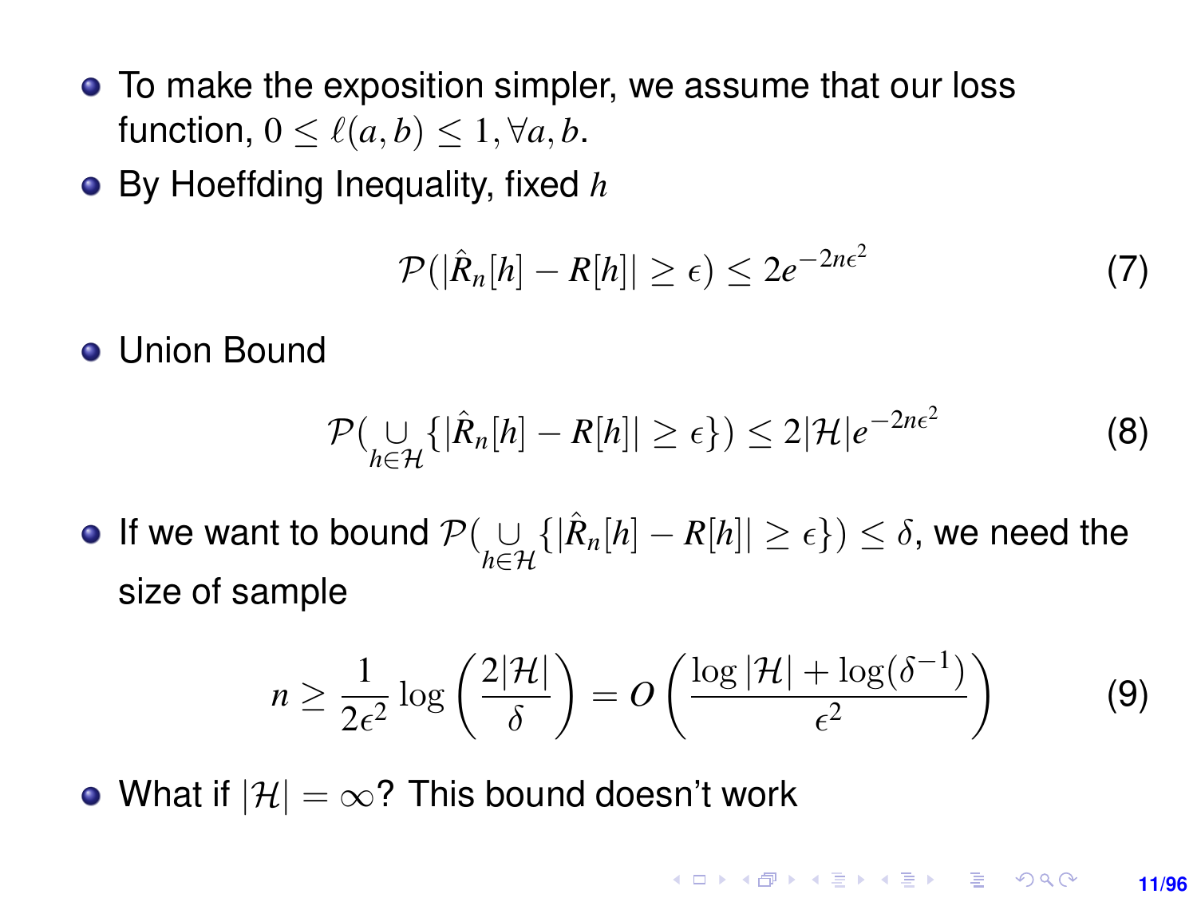- To make the exposition simpler, we assume that our loss function, $0 \leq \ell(a, b) \leq 1, \forall a, b$.
- By Hoeffding Inequality, fixed $h$

$$\mathcal{P}(|\hat{R}_n[h] - R[h]| \geq \epsilon) \leq 2e^{-2n\epsilon^2} \tag{7}$$

- Union Bound

$$\mathcal{P}(\bigcup_{h \in \mathcal{H}} \{|\hat{R}_n[h] - R[h]| \geq \epsilon\}) \leq 2|\mathcal{H}|e^{-2n\epsilon^2} \tag{8}$$

- If we want to bound $\mathcal{P}(\bigcup_{h \in \mathcal{H}} \{|\hat{R}_n[h] - R[h]| \geq \epsilon\}) \leq \delta$, we need the size of sample

$$n \geq \frac{1}{2\epsilon^2} \log\left(\frac{2|\mathcal{H}|}{\delta}\right) = O\left(\frac{\log|\mathcal{H}| + \log(\delta^{-1})}{\epsilon^2}\right) \tag{9}$$

- What if $|\mathcal{H}| = \infty$? This bound doesn't work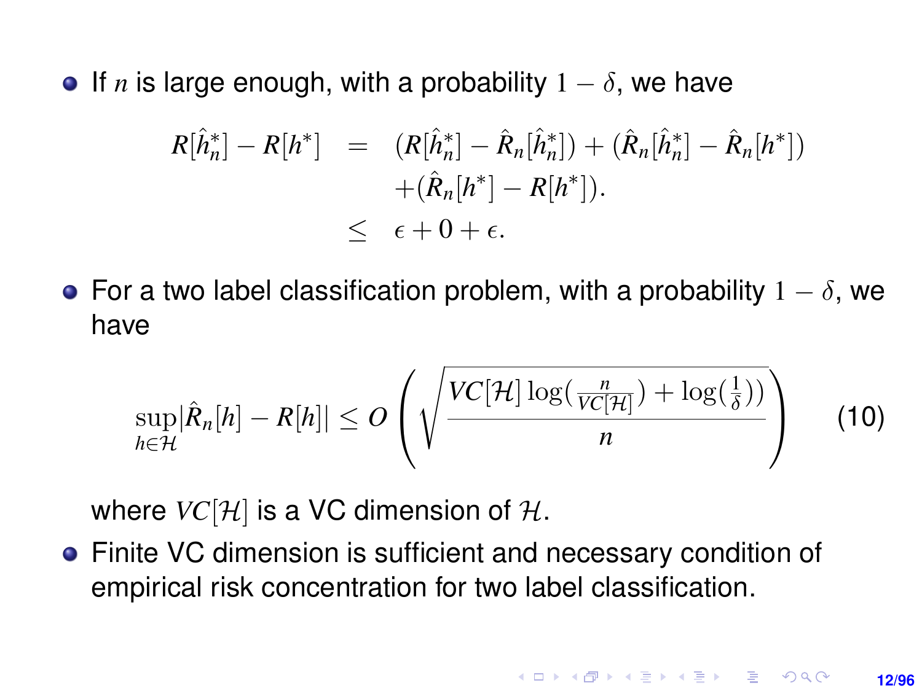- If $n$ is large enough, with a probability $1 - \delta$, we have

$$
\begin{aligned}
R[\hat{h}_n^*] - R[h^*] &= (R[\hat{h}_n^*] - \hat{R}_n[\hat{h}_n^*]) + (\hat{R}_n[\hat{h}_n^*] - \hat{R}_n[h^*]) \\
&\quad + (\hat{R}_n[h^*] - R[h^*]). \\
&\leq \epsilon + 0 + \epsilon.
\end{aligned}
$$

- For a two label classification problem, with a probability $1 - \delta$, we have

$$
\sup_{h \in \mathcal{H}} |\hat{R}_n[h] - R[h]| \leq O\left( \sqrt{\frac{VC[\mathcal{H}] \log(\frac{n}{VC[\mathcal{H}]}) + \log(\frac{1}{\delta}))}{n}} \right) \tag{10}
$$

  where $VC[\mathcal{H}]$ is a VC dimension of $\mathcal{H}$.

- Finite VC dimension is sufficient and necessary condition of empirical risk concentration for two label classification.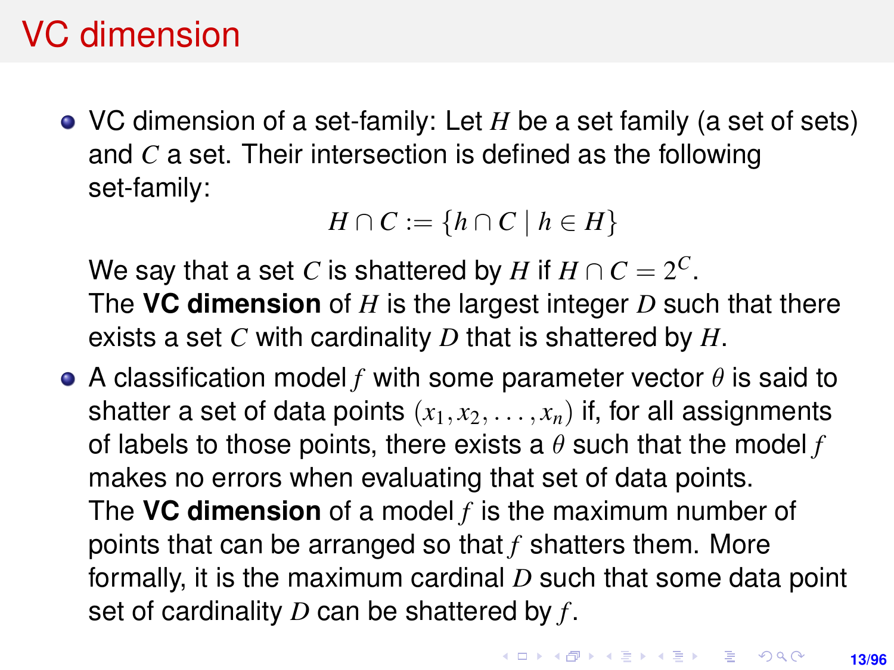# VC dimension

- VC dimension of a set-family: Let $H$ be a set family (a set of sets) and $C$ a set. Their intersection is defined as the following set-family:

  $$H \cap C := \{h \cap C \mid h \in H\}$$

  We say that a set $C$ is shattered by $H$ if $H \cap C = 2^C$.
  The **VC dimension** of $H$ is the largest integer $D$ such that there exists a set $C$ with cardinality $D$ that is shattered by $H$.

- A classification model $f$ with some parameter vector $\theta$ is said to shatter a set of data points $(x_1, x_2, \ldots, x_n)$ if, for all assignments of labels to those points, there exists a $\theta$ such that the model $f$ makes no errors when evaluating that set of data points.
  The **VC dimension** of a model $f$ is the maximum number of points that can be arranged so that $f$ shatters them. More formally, it is the maximum cardinal $D$ such that some data point set of cardinality $D$ can be shattered by $f$.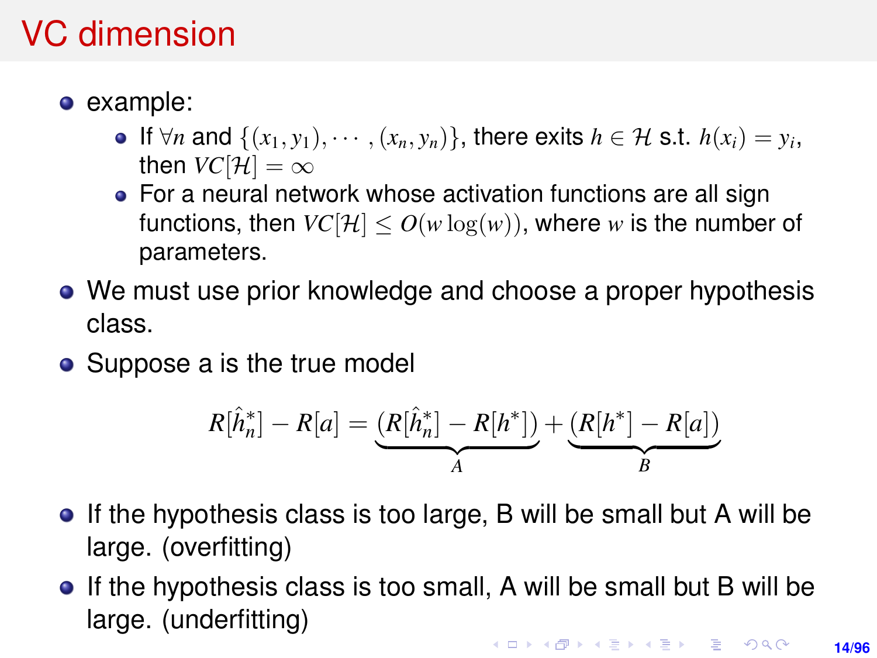# VC dimension

- example:
  - If $\forall n$ and $\{(x_1, y_1), \cdots, (x_n, y_n)\}$, there exits $h \in \mathcal{H}$ s.t. $h(x_i) = y_i$, then $VC[\mathcal{H}] = \infty$
  - For a neural network whose activation functions are all sign functions, then $VC[\mathcal{H}] \leq O(w \log(w))$, where $w$ is the number of parameters.
- We must use prior knowledge and choose a proper hypothesis class.
- Suppose a is the true model

$$R[\hat{h}_n^*] - R[a] = \underbrace{(R[\hat{h}_n^*] - R[h^*])}_{A} + \underbrace{(R[h^*] - R[a])}_{B}$$

- If the hypothesis class is too large, B will be small but A will be large. (overfitting)
- If the hypothesis class is too small, A will be small but B will be large. (underfitting)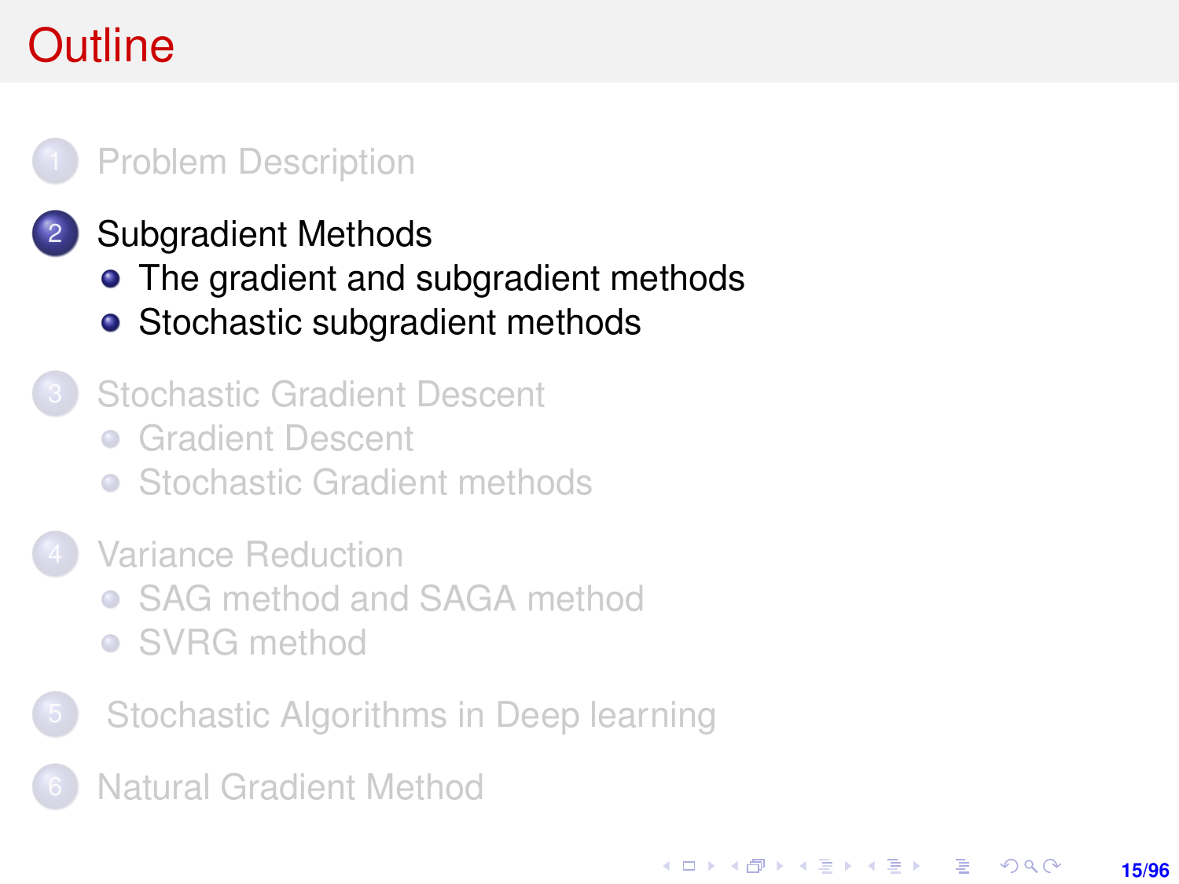# Outline

1. Problem Description
2. Subgradient Methods
   - The gradient and subgradient methods
   - Stochastic subgradient methods
3. Stochastic Gradient Descent
   - Gradient Descent
   - Stochastic Gradient methods
4. Variance Reduction
   - SAG method and SAGA method
   - SVRG method
5. Stochastic Algorithms in Deep learning
6. Natural Gradient Method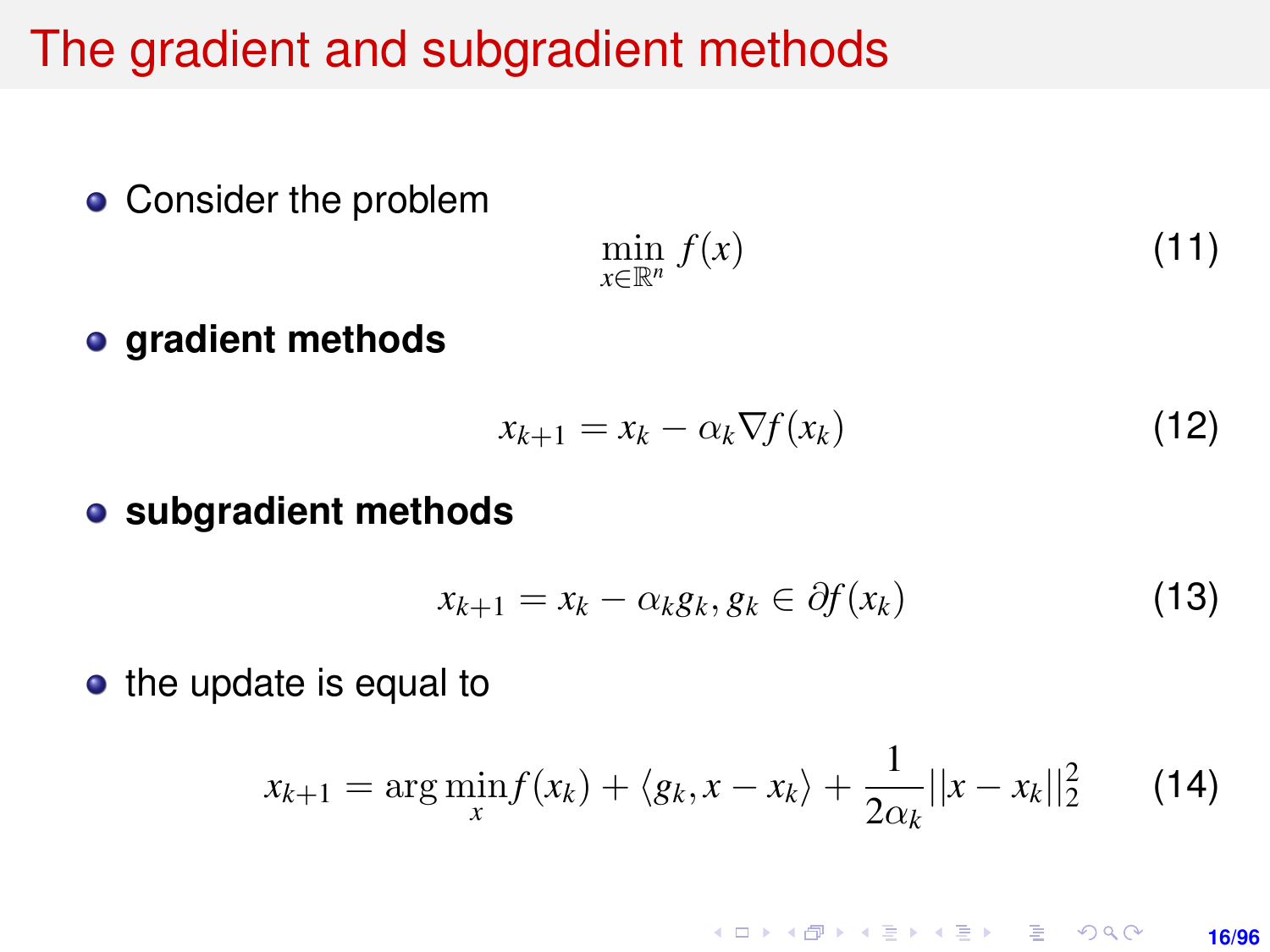# The gradient and subgradient methods

- Consider the problem

$$\min_{x \in \mathbb{R}^n} f(x) \tag{11}$$

- **gradient methods**

$$x_{k+1} = x_k - \alpha_k \nabla f(x_k) \tag{12}$$

- **subgradient methods**

$$x_{k+1} = x_k - \alpha_k g_k, g_k \in \partial f(x_k) \tag{13}$$

- the update is equal to

$$x_{k+1} = \arg\min_x f(x_k) + \langle g_k, x - x_k \rangle + \frac{1}{2\alpha_k} ||x - x_k||_2^2 \tag{14}$$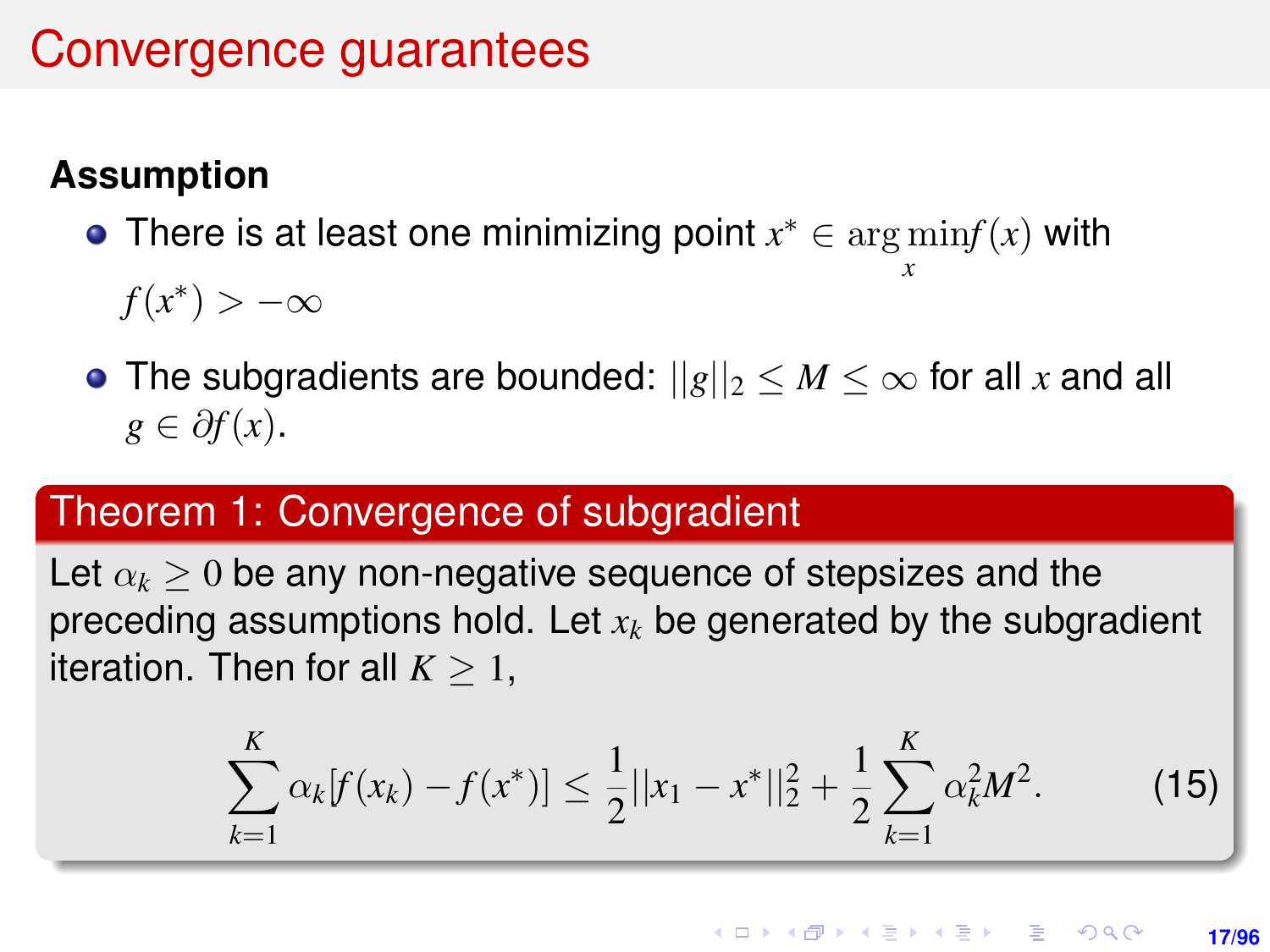# Convergence guarantees

**Assumption**

- There is at least one minimizing point $x^* \in \underset{x}{\arg\min} f(x)$ with $f(x^*) > -\infty$
- The subgradients are bounded: $||g||_2 \leq M \leq \infty$ for all $x$ and all $g \in \partial f(x)$.

**Theorem 1: Convergence of subgradient**

Let $\alpha_k \geq 0$ be any non-negative sequence of stepsizes and the preceding assumptions hold. Let $x_k$ be generated by the subgradient iteration. Then for all $K \geq 1$,

$$\sum_{k=1}^{K} \alpha_k [f(x_k) - f(x^*)] \leq \frac{1}{2} ||x_1 - x^*||_2^2 + \frac{1}{2} \sum_{k=1}^{K} \alpha_k^2 M^2. \tag{15}$$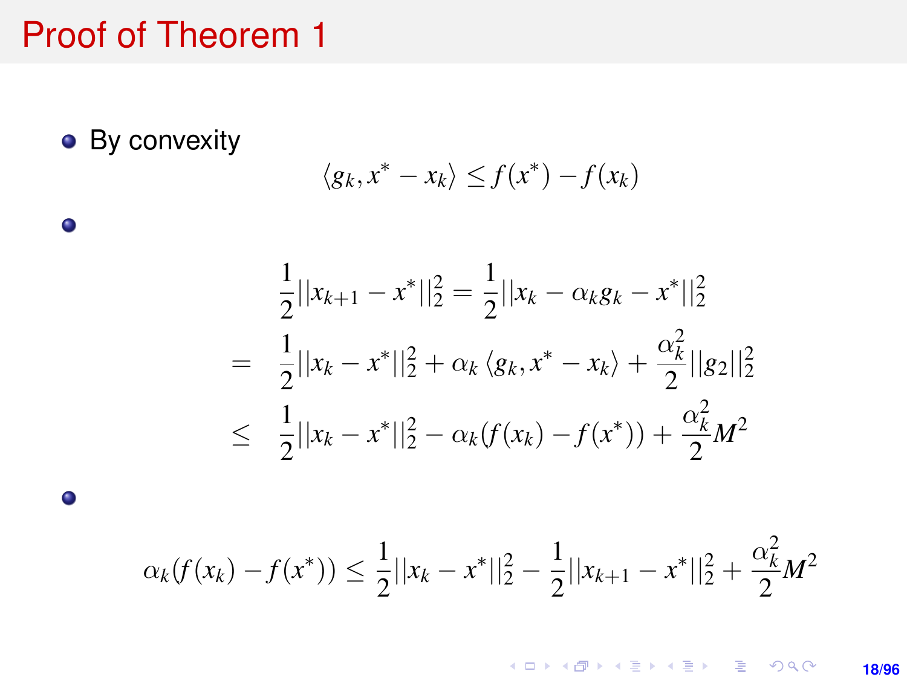# Proof of Theorem 1

- By convexity

$$\langle g_k, x^* - x_k \rangle \le f(x^*) - f(x_k)$$

- 

$$\begin{aligned}
\frac{1}{2}||x_{k+1} - x^*||_2^2 &= \frac{1}{2}||x_k - \alpha_k g_k - x^*||_2^2 \\
= \quad & \frac{1}{2}||x_k - x^*||_2^2 + \alpha_k \langle g_k, x^* - x_k \rangle + \frac{\alpha_k^2}{2}||g_2||_2^2 \\
\le \quad & \frac{1}{2}||x_k - x^*||_2^2 - \alpha_k (f(x_k) - f(x^*)) + \frac{\alpha_k^2}{2} M^2
\end{aligned}$$

- 

$$\alpha_k (f(x_k) - f(x^*)) \le \frac{1}{2}||x_k - x^*||_2^2 - \frac{1}{2}||x_{k+1} - x^*||_2^2 + \frac{\alpha_k^2}{2} M^2$$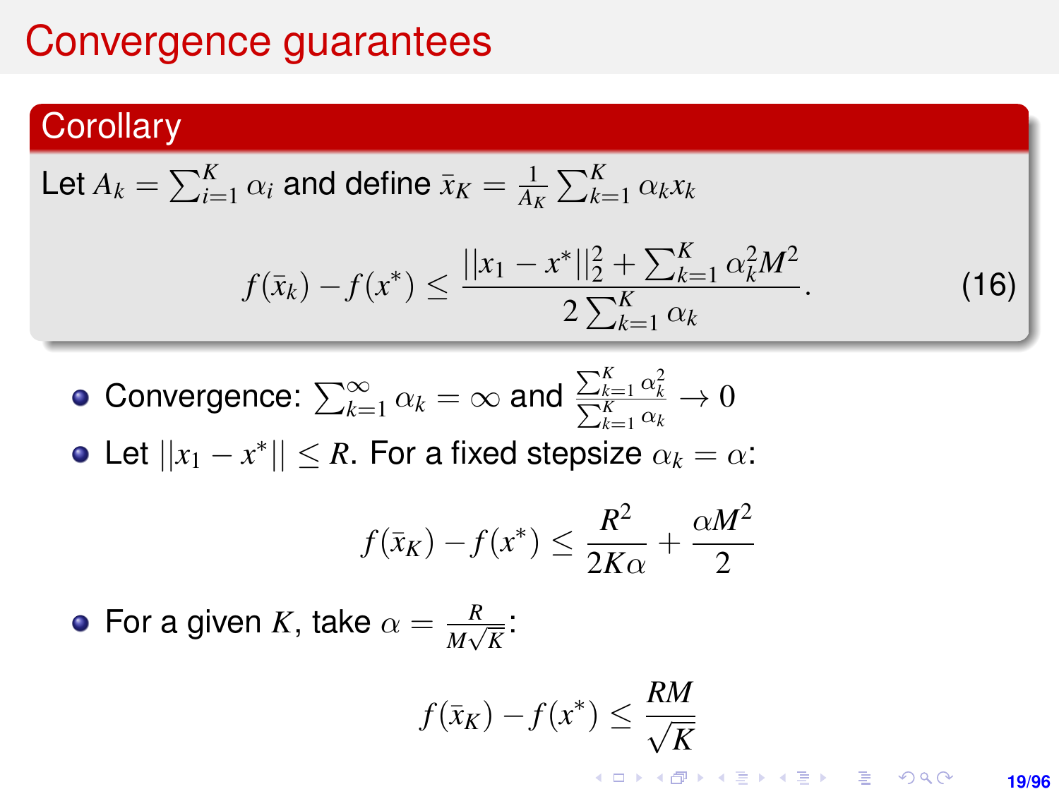# Convergence guarantees

**Corollary**

Let $A_k = \sum_{i=1}^{K} \alpha_i$ and define $\bar{x}_K = \frac{1}{A_K} \sum_{k=1}^{K} \alpha_k x_k$

$$f(\bar{x}_k) - f(x^*) \leq \frac{||x_1 - x^*||_2^2 + \sum_{k=1}^{K} \alpha_k^2 M^2}{2 \sum_{k=1}^{K} \alpha_k}. \tag{16}$$

- Convergence: $\sum_{k=1}^{\infty} \alpha_k = \infty$ and $\frac{\sum_{k=1}^{K} \alpha_k^2}{\sum_{k=1}^{K} \alpha_k} \to 0$
- Let $||x_1 - x^*|| \leq R$. For a fixed stepsize $\alpha_k = \alpha$:

$$f(\bar{x}_K) - f(x^*) \leq \frac{R^2}{2K\alpha} + \frac{\alpha M^2}{2}$$

- For a given $K$, take $\alpha = \frac{R}{M\sqrt{K}}$:

$$f(\bar{x}_K) - f(x^*) \leq \frac{RM}{\sqrt{K}}$$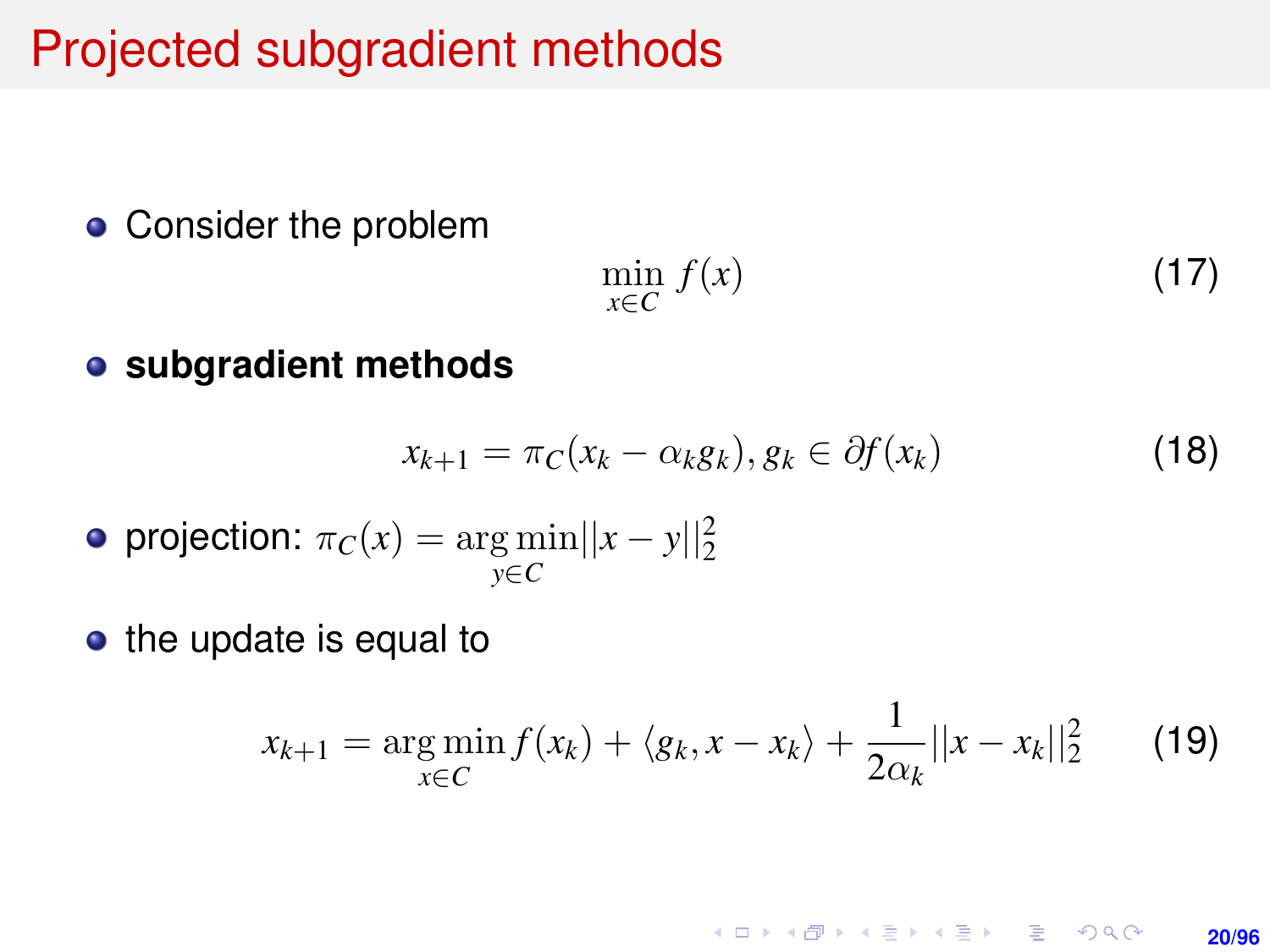# Projected subgradient methods

- Consider the problem

$$\min_{x \in C} f(x) \tag{17}$$

- **subgradient methods**

$$x_{k+1} = \pi_C(x_k - \alpha_k g_k), g_k \in \partial f(x_k) \tag{18}$$

- projection: $\pi_C(x) = \arg\min_{y \in C} ||x - y||_2^2$

- the update is equal to

$$x_{k+1} = \arg\min_{x \in C} f(x_k) + \langle g_k, x - x_k \rangle + \frac{1}{2\alpha_k} ||x - x_k||_2^2 \tag{19}$$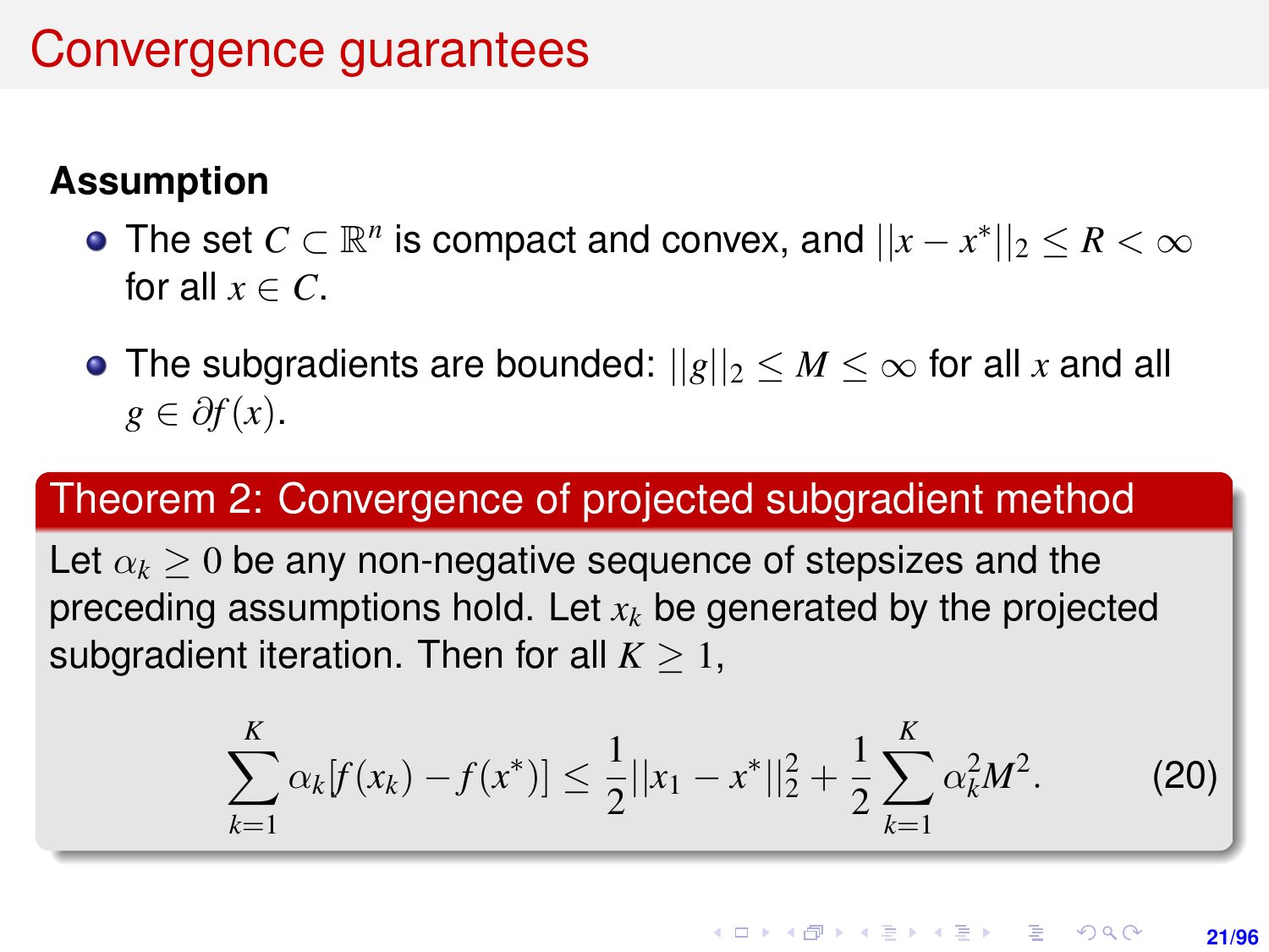# Convergence guarantees

**Assumption**

- The set $C \subset \mathbb{R}^n$ is compact and convex, and $||x - x^*||_2 \leq R < \infty$ for all $x \in C$.
- The subgradients are bounded: $||g||_2 \leq M \leq \infty$ for all $x$ and all $g \in \partial f(x)$.

**Theorem 2: Convergence of projected subgradient method**

Let $\alpha_k \geq 0$ be any non-negative sequence of stepsizes and the preceding assumptions hold. Let $x_k$ be generated by the projected subgradient iteration. Then for all $K \geq 1$,

$$\sum_{k=1}^{K} \alpha_k [f(x_k) - f(x^*)] \leq \frac{1}{2}||x_1 - x^*||_2^2 + \frac{1}{2}\sum_{k=1}^{K} \alpha_k^2 M^2. \tag{20}$$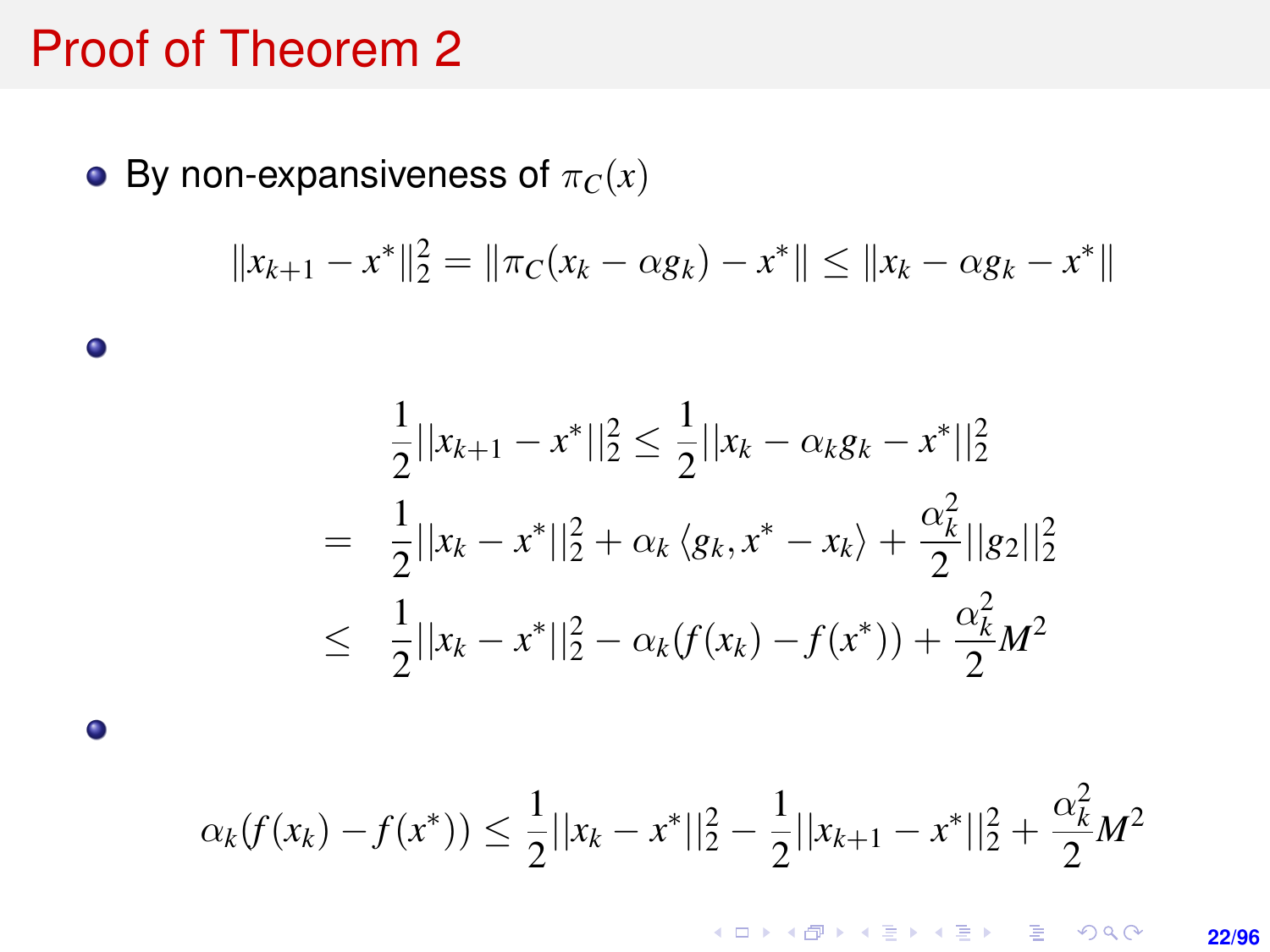# Proof of Theorem 2

- By non-expansiveness of $\pi_C(x)$

$$\|x_{k+1} - x^*\|_2^2 = \|\pi_C(x_k - \alpha g_k) - x^*\| \leq \|x_k - \alpha g_k - x^*\|$$

-

$$\begin{aligned}
& \frac{1}{2}||x_{k+1} - x^*||_2^2 \leq \frac{1}{2}||x_k - \alpha_k g_k - x^*||_2^2 \\
= \quad & \frac{1}{2}||x_k - x^*||_2^2 + \alpha_k \langle g_k, x^* - x_k \rangle + \frac{\alpha_k^2}{2}||g_2||_2^2 \\
\leq \quad & \frac{1}{2}||x_k - x^*||_2^2 - \alpha_k(f(x_k) - f(x^*)) + \frac{\alpha_k^2}{2}M^2
\end{aligned}$$

-

$$\alpha_k(f(x_k) - f(x^*)) \leq \frac{1}{2}||x_k - x^*||_2^2 - \frac{1}{2}||x_{k+1} - x^*||_2^2 + \frac{\alpha_k^2}{2}M^2$$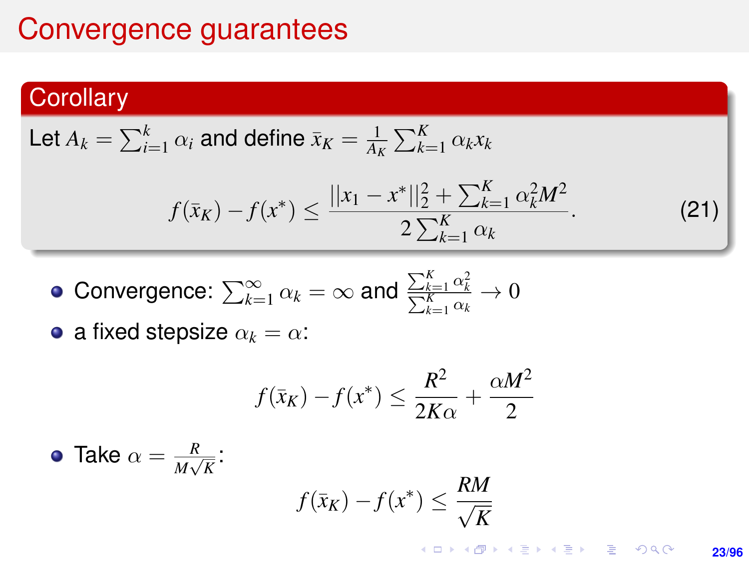# Convergence guarantees

**Corollary**

Let $A_k = \sum_{i=1}^{k} \alpha_i$ and define $\bar{x}_K = \frac{1}{A_K} \sum_{k=1}^{K} \alpha_k x_k$

$$f(\bar{x}_K) - f(x^*) \leq \frac{||x_1 - x^*||_2^2 + \sum_{k=1}^{K} \alpha_k^2 M^2}{2 \sum_{k=1}^{K} \alpha_k}. \tag{21}$$

- Convergence: $\sum_{k=1}^{\infty} \alpha_k = \infty$ and $\frac{\sum_{k=1}^{K} \alpha_k^2}{\sum_{k=1}^{K} \alpha_k} \to 0$
- a fixed stepsize $\alpha_k = \alpha$:

$$f(\bar{x}_K) - f(x^*) \leq \frac{R^2}{2K\alpha} + \frac{\alpha M^2}{2}$$

- Take $\alpha = \frac{R}{M\sqrt{K}}$:

$$f(\bar{x}_K) - f(x^*) \leq \frac{RM}{\sqrt{K}}$$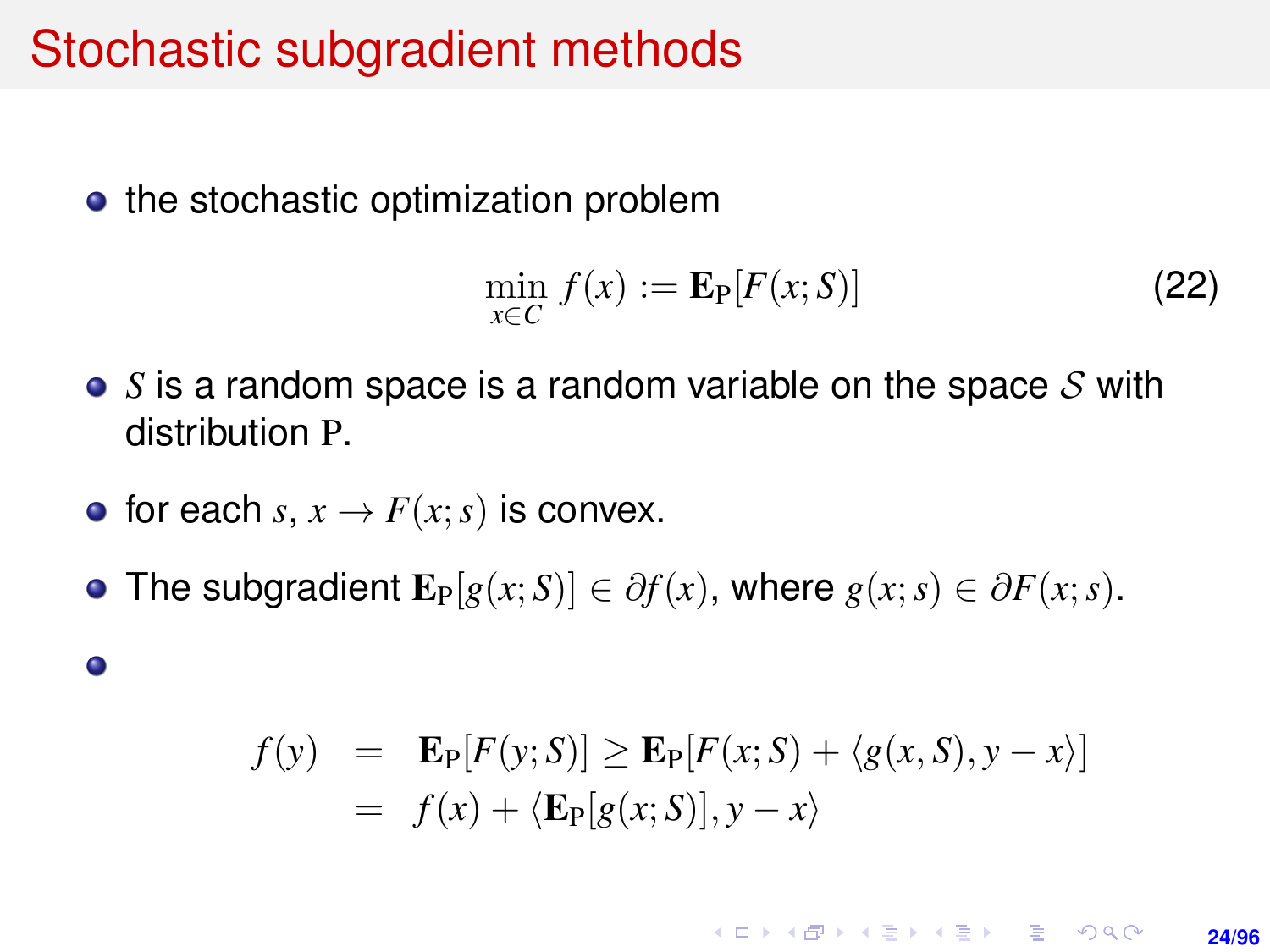# Stochastic subgradient methods

- the stochastic optimization problem

$$\min_{x \in C} f(x) := \mathbf{E}_{\mathrm{P}}[F(x; S)] \tag{22}$$

- $S$ is a random space is a random variable on the space $\mathcal{S}$ with distribution $\mathrm{P}$.
- for each $s$, $x \to F(x; s)$ is convex.
- The subgradient $\mathbf{E}_{\mathrm{P}}[g(x; S)] \in \partial f(x)$, where $g(x; s) \in \partial F(x; s)$.
- $$\begin{aligned} f(y) &= \mathbf{E}_{\mathrm{P}}[F(y; S)] \geq \mathbf{E}_{\mathrm{P}}[F(x; S) + \langle g(x, S), y - x \rangle] \\ &= f(x) + \langle \mathbf{E}_{\mathrm{P}}[g(x; S)], y - x \rangle \end{aligned}$$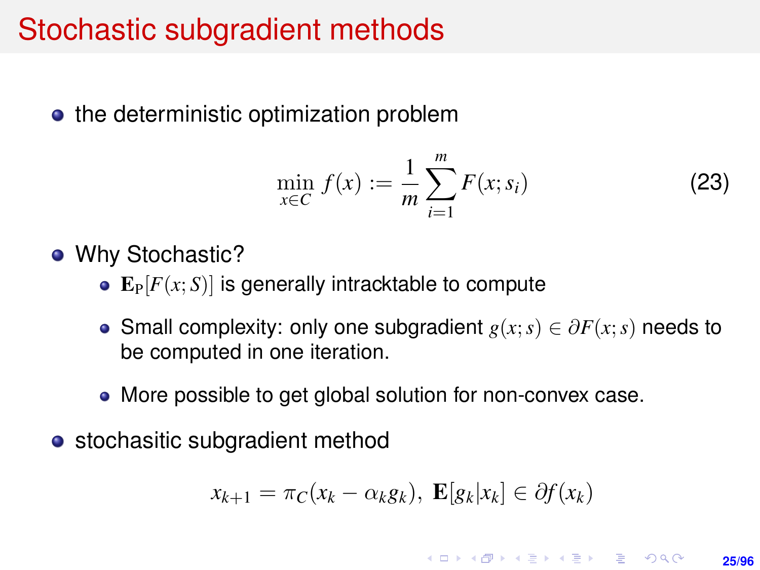# Stochastic subgradient methods

- the deterministic optimization problem

$$\min_{x \in C} f(x) := \frac{1}{m} \sum_{i=1}^{m} F(x; s_i) \tag{23}$$

- Why Stochastic?
  - $\mathbf{E}_{\mathrm{P}}[F(x; S)]$ is generally intracktable to compute
  - Small complexity: only one subgradient $g(x; s) \in \partial F(x; s)$ needs to be computed in one iteration.
  - More possible to get global solution for non-convex case.
- stochasitic subgradient method

$$x_{k+1} = \pi_C(x_k - \alpha_k g_k), \ \mathbf{E}[g_k | x_k] \in \partial f(x_k)$$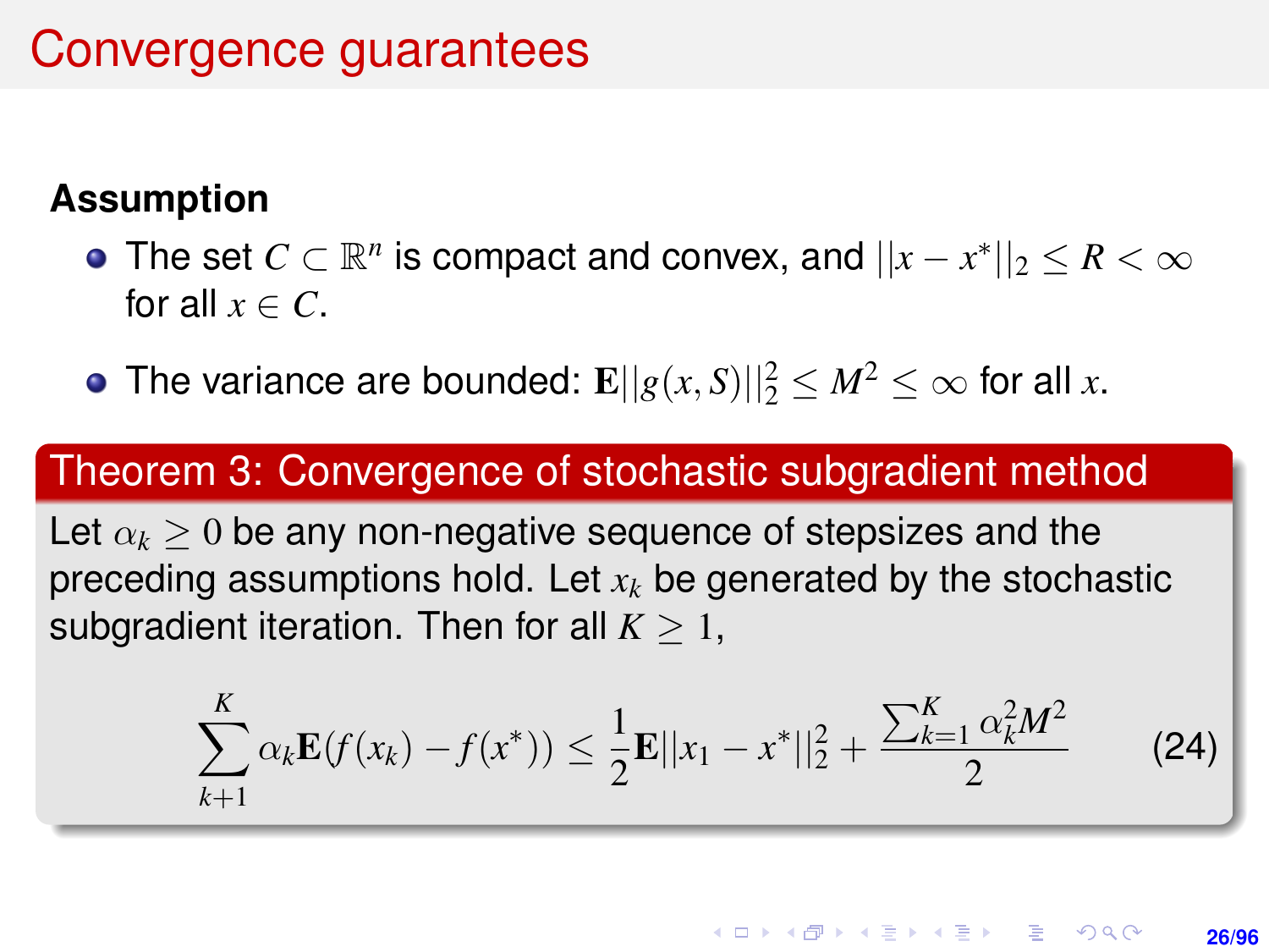# Convergence guarantees

**Assumption**

- The set $C \subset \mathbb{R}^n$ is compact and convex, and $||x - x^*||_2 \leq R < \infty$ for all $x \in C$.
- The variance are bounded: $\mathbf{E}||g(x, S)||_2^2 \leq M^2 \leq \infty$ for all $x$.

**Theorem 3: Convergence of stochastic subgradient method**

Let $\alpha_k \geq 0$ be any non-negative sequence of stepsizes and the preceding assumptions hold. Let $x_k$ be generated by the stochastic subgradient iteration. Then for all $K \geq 1$,

$$\sum_{k+1}^{K} \alpha_k \mathbf{E}(f(x_k) - f(x^*)) \leq \frac{1}{2}\mathbf{E}||x_1 - x^*||_2^2 + \frac{\sum_{k=1}^{K} \alpha_k^2 M^2}{2} \tag{24}$$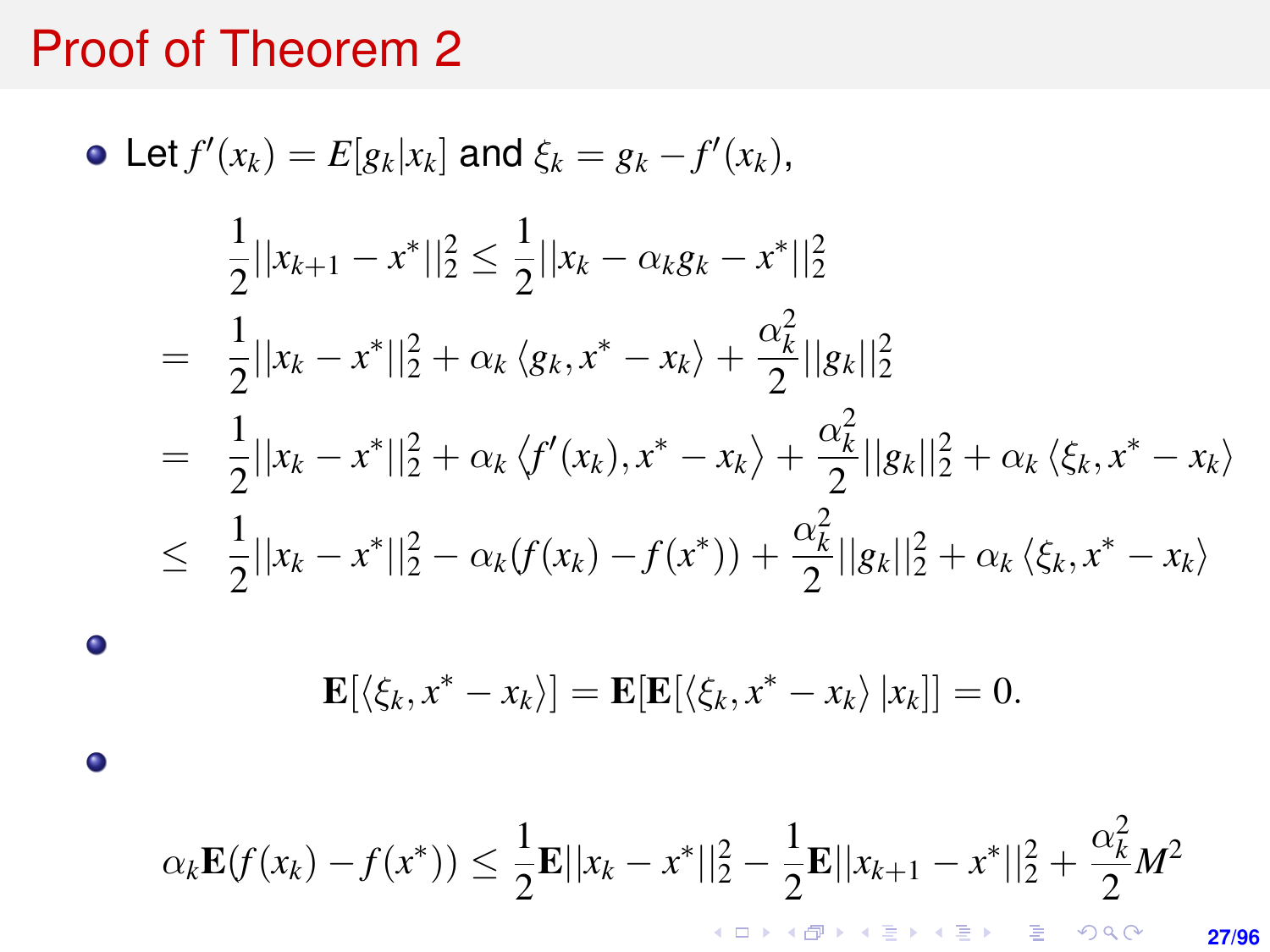# Proof of Theorem 2

- Let $f'(x_k) = E[g_k|x_k]$ and $\xi_k = g_k - f'(x_k)$,

$$
\begin{aligned}
& \frac{1}{2}||x_{k+1} - x^*||_2^2 \leq \frac{1}{2}||x_k - \alpha_k g_k - x^*||_2^2 \\
= \;& \frac{1}{2}||x_k - x^*||_2^2 + \alpha_k \langle g_k, x^* - x_k \rangle + \frac{\alpha_k^2}{2}||g_k||_2^2 \\
= \;& \frac{1}{2}||x_k - x^*||_2^2 + \alpha_k \langle f'(x_k), x^* - x_k \rangle + \frac{\alpha_k^2}{2}||g_k||_2^2 + \alpha_k \langle \xi_k, x^* - x_k \rangle \\
\leq \;& \frac{1}{2}||x_k - x^*||_2^2 - \alpha_k (f(x_k) - f(x^*)) + \frac{\alpha_k^2}{2}||g_k||_2^2 + \alpha_k \langle \xi_k, x^* - x_k \rangle
\end{aligned}
$$

- $$\mathbf{E}[\langle \xi_k, x^* - x_k \rangle] = \mathbf{E}[\mathbf{E}[\langle \xi_k, x^* - x_k \rangle \, |x_k]] = 0.$$

- $$\alpha_k \mathbf{E}(f(x_k) - f(x^*)) \leq \frac{1}{2}\mathbf{E}||x_k - x^*||_2^2 - \frac{1}{2}\mathbf{E}||x_{k+1} - x^*||_2^2 + \frac{\alpha_k^2}{2}M^2$$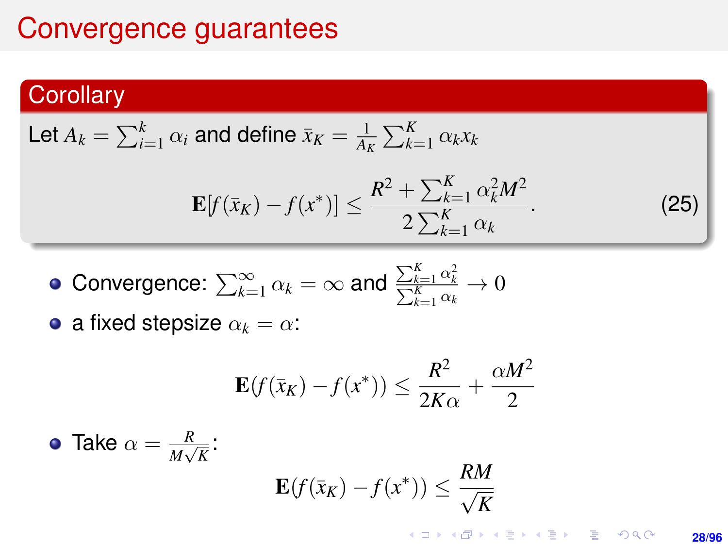# Convergence guarantees

**Corollary**

Let $A_k = \sum_{i=1}^{k} \alpha_i$ and define $\bar{x}_K = \frac{1}{A_K} \sum_{k=1}^{K} \alpha_k x_k$

$$\mathbf{E}[f(\bar{x}_K) - f(x^*)] \leq \frac{R^2 + \sum_{k=1}^{K} \alpha_k^2 M^2}{2 \sum_{k=1}^{K} \alpha_k}. \tag{25}$$

- Convergence: $\sum_{k=1}^{\infty} \alpha_k = \infty$ and $\frac{\sum_{k=1}^{K} \alpha_k^2}{\sum_{k=1}^{K} \alpha_k} \to 0$
- a fixed stepsize $\alpha_k = \alpha$:

$$\mathbf{E}(f(\bar{x}_K) - f(x^*)) \leq \frac{R^2}{2K\alpha} + \frac{\alpha M^2}{2}$$

- Take $\alpha = \frac{R}{M\sqrt{K}}$:

$$\mathbf{E}(f(\bar{x}_K) - f(x^*)) \leq \frac{RM}{\sqrt{K}}$$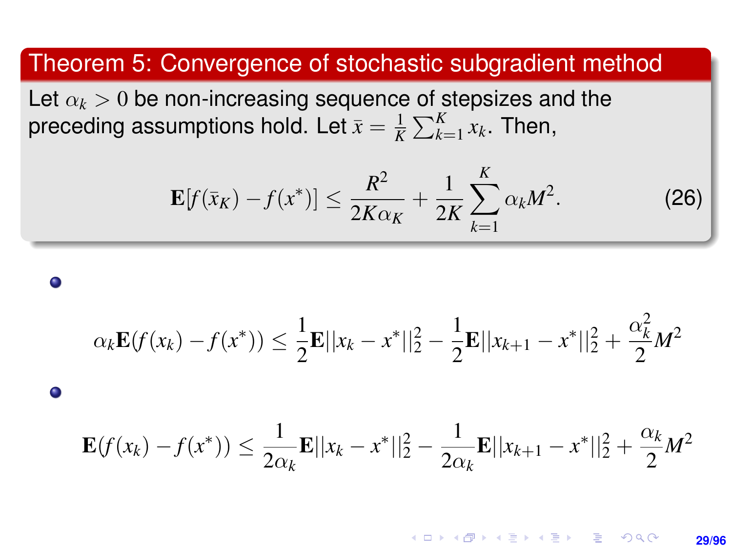## Theorem 5: Convergence of stochastic subgradient method

Let $\alpha_k > 0$ be non-increasing sequence of stepsizes and the preceding assumptions hold. Let $\bar{x} = \frac{1}{K}\sum_{k=1}^{K} x_k$. Then,

$$\mathbf{E}[f(\bar{x}_K) - f(x^*)] \leq \frac{R^2}{2K\alpha_K} + \frac{1}{2K}\sum_{k=1}^{K} \alpha_k M^2. \tag{26}$$

- $$\alpha_k \mathbf{E}(f(x_k) - f(x^*)) \leq \frac{1}{2}\mathbf{E}||x_k - x^*||_2^2 - \frac{1}{2}\mathbf{E}||x_{k+1} - x^*||_2^2 + \frac{\alpha_k^2}{2}M^2$$

- $$\mathbf{E}(f(x_k) - f(x^*)) \leq \frac{1}{2\alpha_k}\mathbf{E}||x_k - x^*||_2^2 - \frac{1}{2\alpha_k}\mathbf{E}||x_{k+1} - x^*||_2^2 + \frac{\alpha_k}{2}M^2$$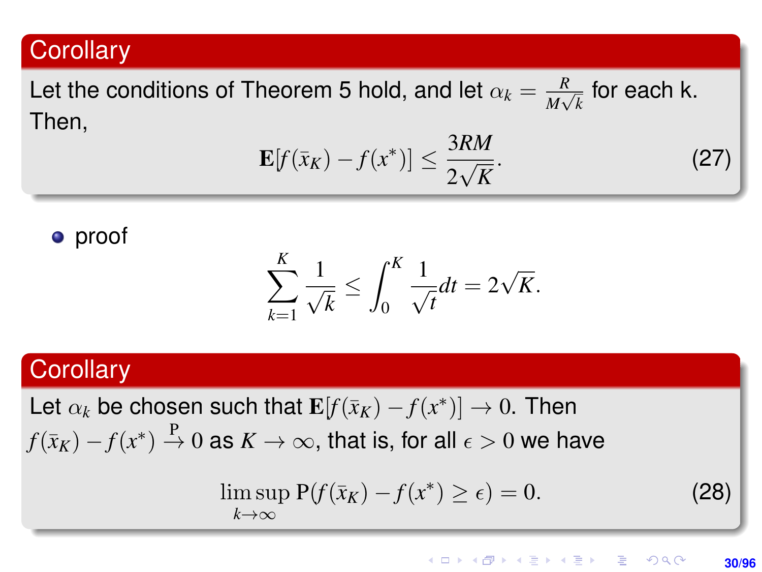**Corollary**

Let the conditions of Theorem 5 hold, and let $\alpha_k = \frac{R}{M\sqrt{k}}$ for each k. Then,

$$\mathbf{E}[f(\bar{x}_K) - f(x^*)] \leq \frac{3RM}{2\sqrt{K}}. \tag{27}$$

- proof

$$\sum_{k=1}^{K} \frac{1}{\sqrt{k}} \leq \int_0^K \frac{1}{\sqrt{t}} dt = 2\sqrt{K}.$$

**Corollary**

Let $\alpha_k$ be chosen such that $\mathbf{E}[f(\bar{x}_K) - f(x^*)] \to 0$. Then $f(\bar{x}_K) - f(x^*) \stackrel{\mathrm{P}}{\to} 0$ as $K \to \infty$, that is, for all $\epsilon > 0$ we have

$$\limsup_{k \to \infty} \mathrm{P}(f(\bar{x}_K) - f(x^*) \geq \epsilon) = 0. \tag{28}$$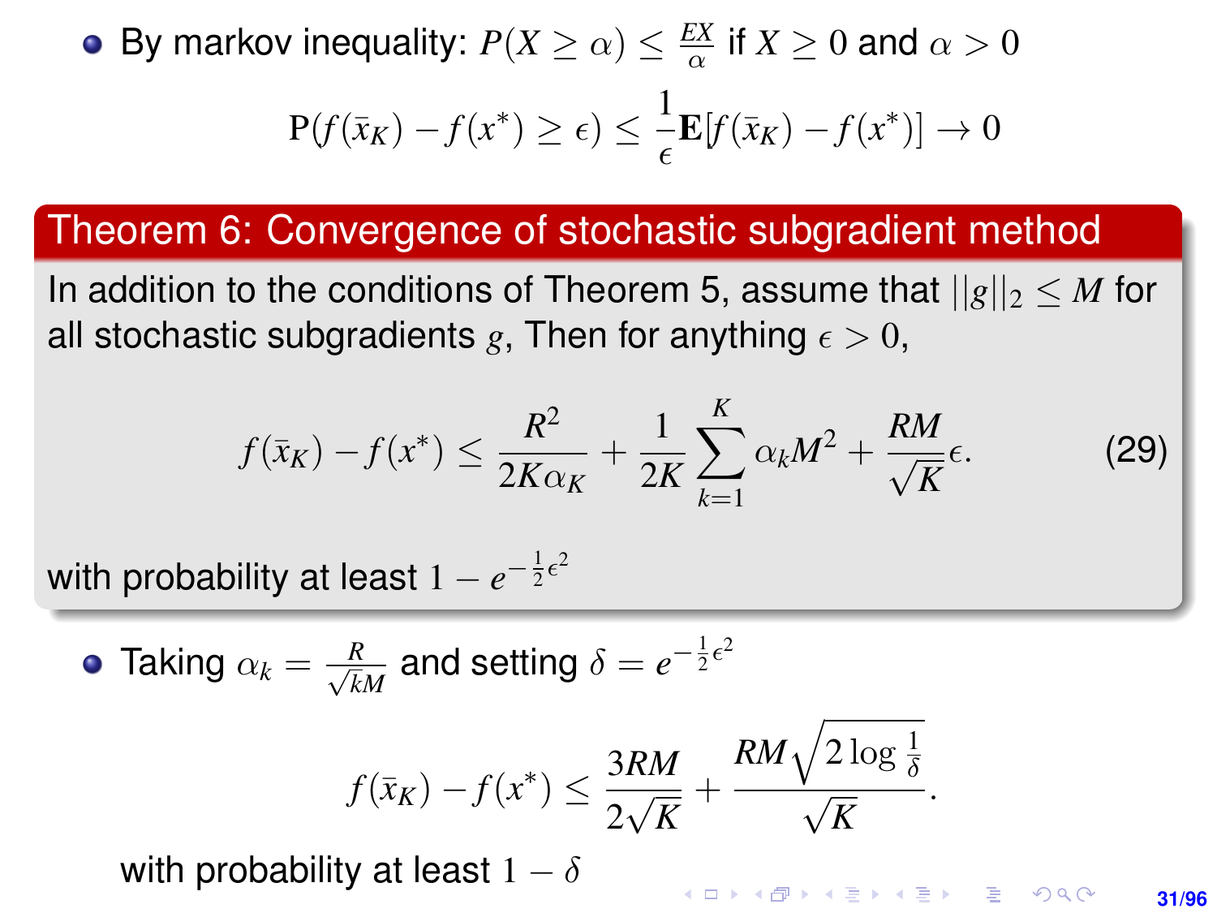- By markov inequality: $P(X \geq \alpha) \leq \frac{EX}{\alpha}$ if $X \geq 0$ and $\alpha > 0$

$$\mathrm{P}(f(\bar{x}_K) - f(x^*) \geq \epsilon) \leq \frac{1}{\epsilon}\mathbf{E}[f(\bar{x}_K) - f(x^*)] \to 0$$

**Theorem 6: Convergence of stochastic subgradient method**

In addition to the conditions of Theorem 5, assume that $||g||_2 \leq M$ for all stochastic subgradients $g$, Then for anything $\epsilon > 0$,

$$f(\bar{x}_K) - f(x^*) \leq \frac{R^2}{2K\alpha_K} + \frac{1}{2K}\sum_{k=1}^{K}\alpha_k M^2 + \frac{RM}{\sqrt{K}}\epsilon. \tag{29}$$

with probability at least $1 - e^{-\frac{1}{2}\epsilon^2}$

- Taking $\alpha_k = \frac{R}{\sqrt{k}M}$ and setting $\delta = e^{-\frac{1}{2}\epsilon^2}$

$$f(\bar{x}_K) - f(x^*) \leq \frac{3RM}{2\sqrt{K}} + \frac{RM\sqrt{2\log\frac{1}{\delta}}}{\sqrt{K}}.$$

with probability at least $1 - \delta$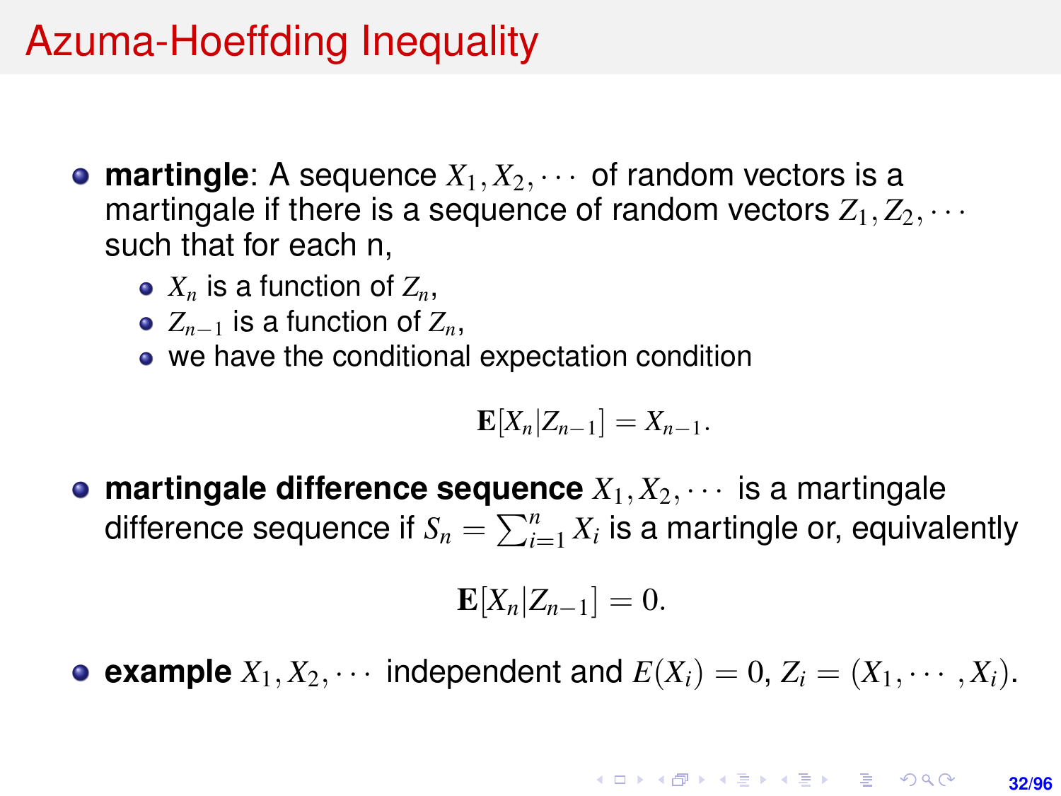# Azuma-Hoeffding Inequality

- **martingle**: A sequence $X_1, X_2, \cdots$ of random vectors is a martingale if there is a sequence of random vectors $Z_1, Z_2, \cdots$ such that for each n,
  - $X_n$ is a function of $Z_n$,
  - $Z_{n-1}$ is a function of $Z_n$,
  - we have the conditional expectation condition

$$\mathbf{E}[X_n | Z_{n-1}] = X_{n-1}.$$

- **martingale difference sequence** $X_1, X_2, \cdots$ is a martingale difference sequence if $S_n = \sum_{i=1}^{n} X_i$ is a martingle or, equivalently

$$\mathbf{E}[X_n | Z_{n-1}] = 0.$$

- **example** $X_1, X_2, \cdots$ independent and $E(X_i) = 0$, $Z_i = (X_1, \cdots, X_i)$.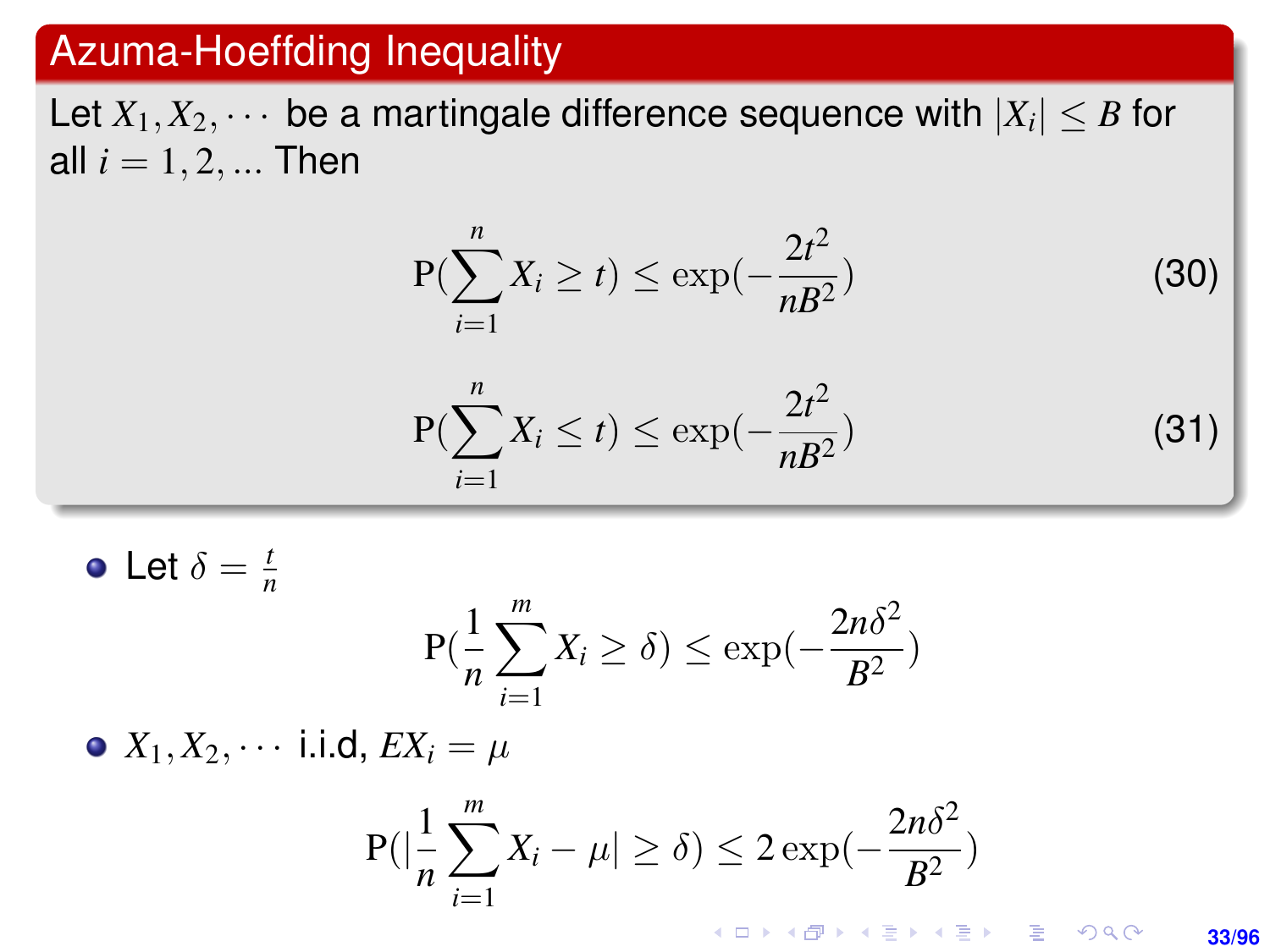## Azuma-Hoeffding Inequality

Let $X_1, X_2, \cdots$ be a martingale difference sequence with $|X_i| \leq B$ for all $i = 1, 2, ...$ Then

$$\mathrm{P}(\sum_{i=1}^{n} X_i \geq t) \leq \exp(-\frac{2t^2}{nB^2}) \tag{30}$$

$$\mathrm{P}(\sum_{i=1}^{n} X_i \leq t) \leq \exp(-\frac{2t^2}{nB^2}) \tag{31}$$

- Let $\delta = \frac{t}{n}$

$$\mathrm{P}(\frac{1}{n}\sum_{i=1}^{m} X_i \geq \delta) \leq \exp(-\frac{2n\delta^2}{B^2})$$

- $X_1, X_2, \cdots$ i.i.d, $EX_i = \mu$

$$\mathrm{P}(|\frac{1}{n}\sum_{i=1}^{m} X_i - \mu| \geq \delta) \leq 2\exp(-\frac{2n\delta^2}{B^2})$$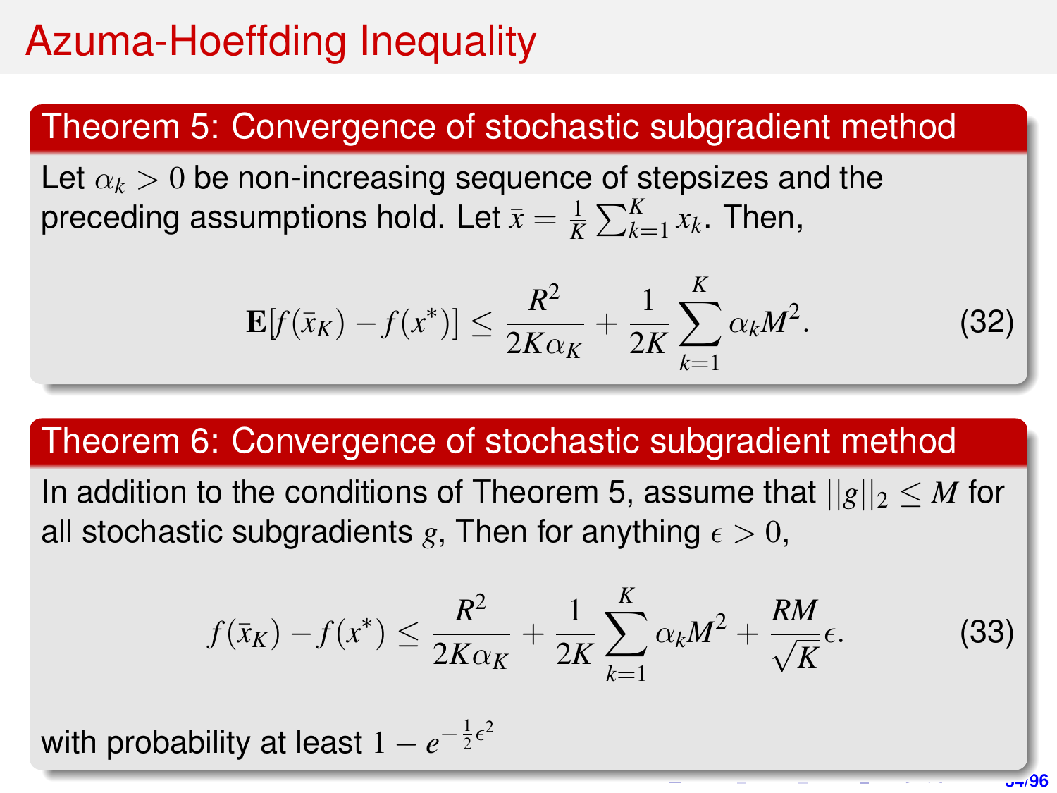# Azuma-Hoeffding Inequality

## Theorem 5: Convergence of stochastic subgradient method

Let $\alpha_k > 0$ be non-increasing sequence of stepsizes and the preceding assumptions hold. Let $\bar{x} = \frac{1}{K}\sum_{k=1}^{K} x_k$. Then,

$$\mathbf{E}[f(\bar{x}_K) - f(x^*)] \leq \frac{R^2}{2K\alpha_K} + \frac{1}{2K}\sum_{k=1}^{K}\alpha_k M^2. \tag{32}$$

## Theorem 6: Convergence of stochastic subgradient method

In addition to the conditions of Theorem 5, assume that $||g||_2 \leq M$ for all stochastic subgradients $g$, Then for anything $\epsilon > 0$,

$$f(\bar{x}_K) - f(x^*) \leq \frac{R^2}{2K\alpha_K} + \frac{1}{2K}\sum_{k=1}^{K}\alpha_k M^2 + \frac{RM}{\sqrt{K}}\epsilon. \tag{33}$$

with probability at least $1 - e^{-\frac{1}{2}\epsilon^2}$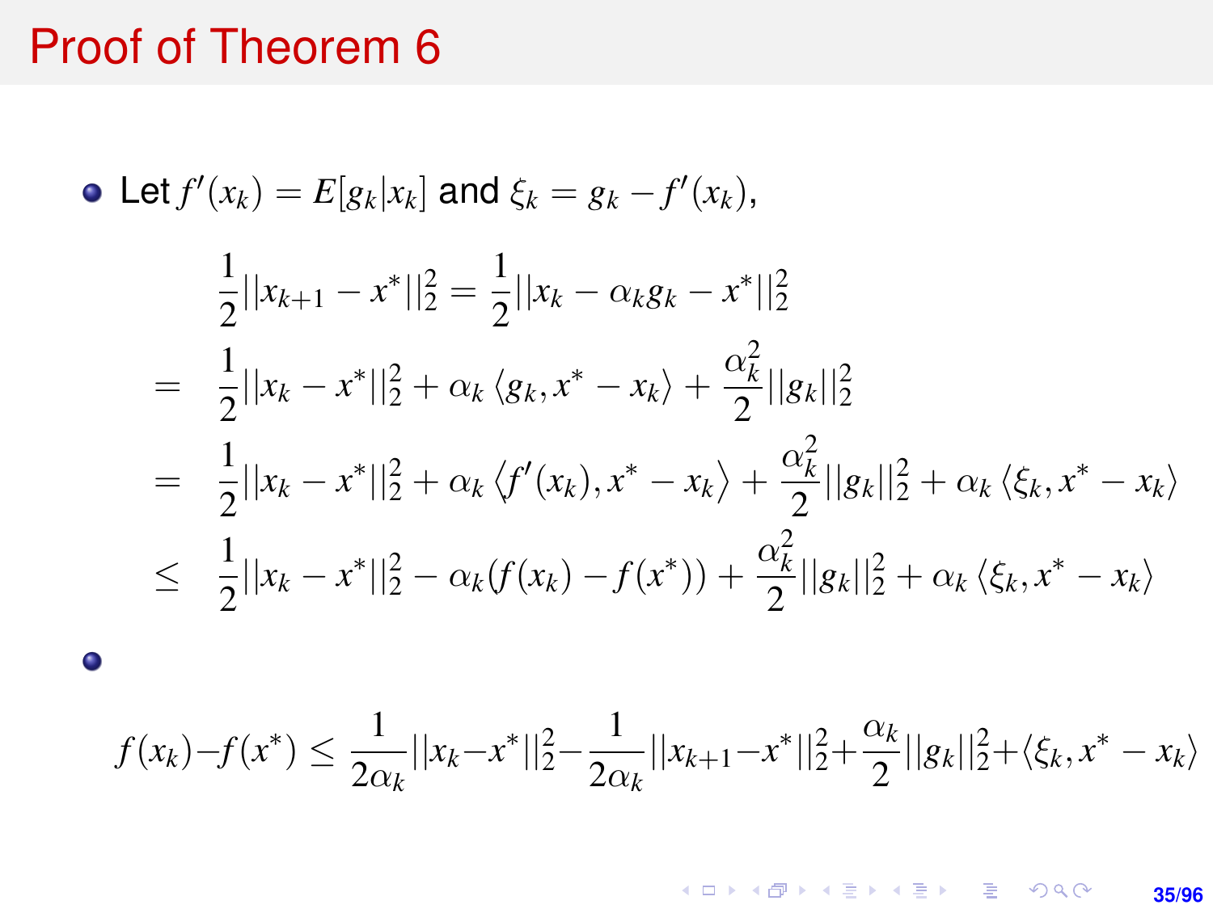# Proof of Theorem 6

- Let $f'(x_k) = E[g_k|x_k]$ and $\xi_k = g_k - f'(x_k)$,

$$
\begin{aligned}
& \frac{1}{2}||x_{k+1} - x^*||_2^2 = \frac{1}{2}||x_k - \alpha_k g_k - x^*||_2^2 \\
= \;& \frac{1}{2}||x_k - x^*||_2^2 + \alpha_k \langle g_k, x^* - x_k \rangle + \frac{\alpha_k^2}{2}||g_k||_2^2 \\
= \;& \frac{1}{2}||x_k - x^*||_2^2 + \alpha_k \langle f'(x_k), x^* - x_k \rangle + \frac{\alpha_k^2}{2}||g_k||_2^2 + \alpha_k \langle \xi_k, x^* - x_k \rangle \\
\leq \;& \frac{1}{2}||x_k - x^*||_2^2 - \alpha_k (f(x_k) - f(x^*)) + \frac{\alpha_k^2}{2}||g_k||_2^2 + \alpha_k \langle \xi_k, x^* - x_k \rangle
\end{aligned}
$$

-

$$
f(x_k) - f(x^*) \leq \frac{1}{2\alpha_k}||x_k - x^*||_2^2 - \frac{1}{2\alpha_k}||x_{k+1} - x^*||_2^2 + \frac{\alpha_k}{2}||g_k||_2^2 + \langle \xi_k, x^* - x_k \rangle
$$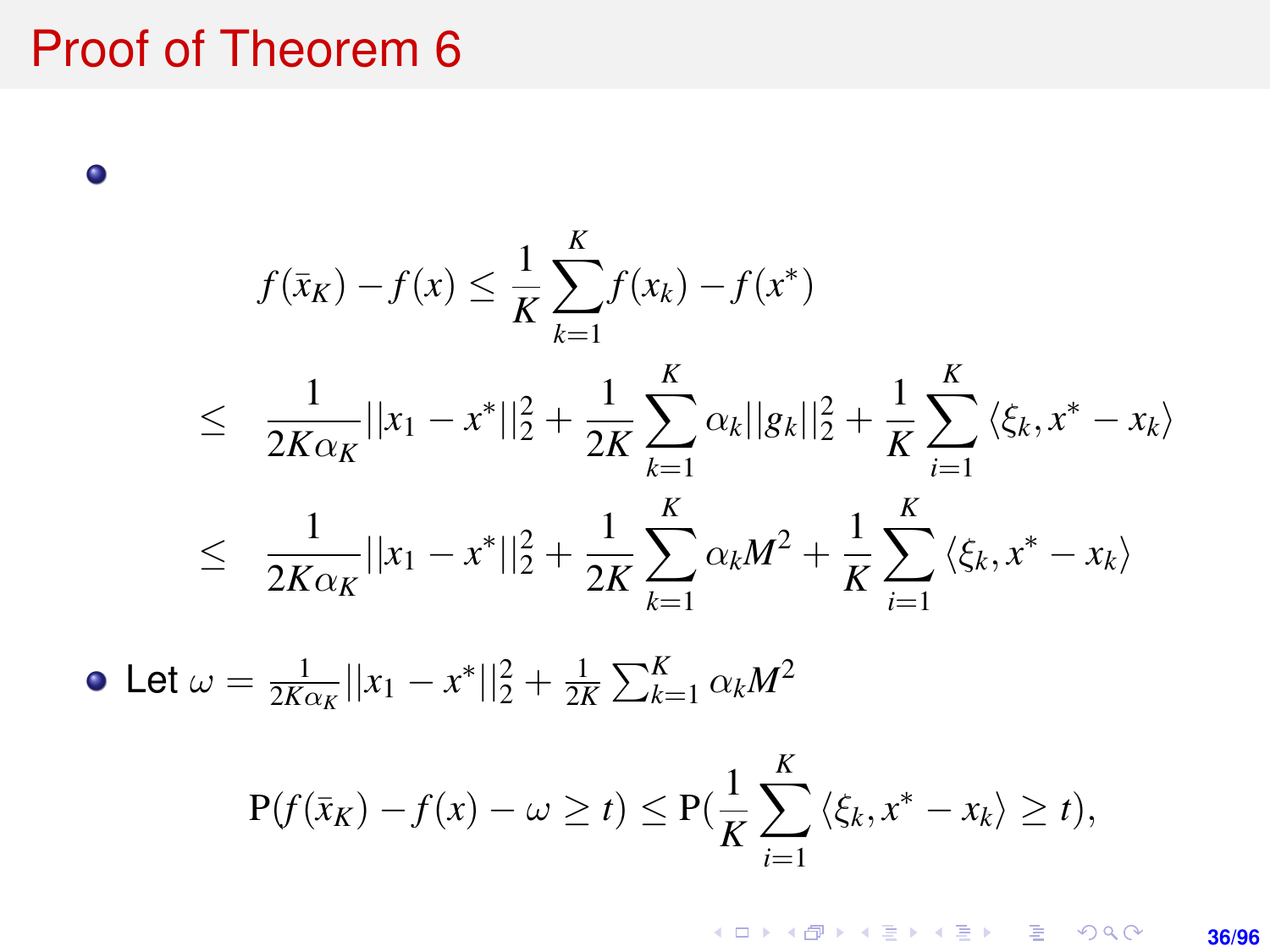# Proof of Theorem 6

- $$
\begin{aligned}
f(\bar{x}_K) - f(x) &\leq \frac{1}{K}\sum_{k=1}^{K} f(x_k) - f(x^*) \\
&\leq \frac{1}{2K\alpha_K}||x_1 - x^*||_2^2 + \frac{1}{2K}\sum_{k=1}^{K}\alpha_k||g_k||_2^2 + \frac{1}{K}\sum_{i=1}^{K}\langle \xi_k, x^* - x_k\rangle \\
&\leq \frac{1}{2K\alpha_K}||x_1 - x^*||_2^2 + \frac{1}{2K}\sum_{k=1}^{K}\alpha_k M^2 + \frac{1}{K}\sum_{i=1}^{K}\langle \xi_k, x^* - x_k\rangle
\end{aligned}
$$

- Let $\omega = \frac{1}{2K\alpha_K}||x_1 - x^*||_2^2 + \frac{1}{2K}\sum_{k=1}^{K}\alpha_k M^2$

$$
\mathrm{P}(f(\bar{x}_K) - f(x) - \omega \geq t) \leq \mathrm{P}(\frac{1}{K}\sum_{i=1}^{K}\langle \xi_k, x^* - x_k\rangle \geq t),
$$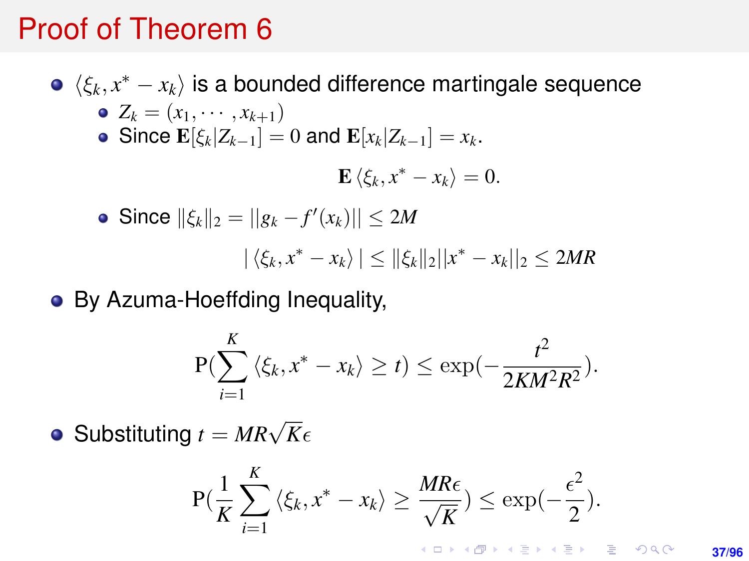# Proof of Theorem 6

- $\langle \xi_k, x^* - x_k \rangle$ is a bounded difference martingale sequence
  - $Z_k = (x_1, \cdots, x_{k+1})$
  - Since $\mathbf{E}[\xi_k | Z_{k-1}] = 0$ and $\mathbf{E}[x_k | Z_{k-1}] = x_k$.

$$\mathbf{E} \langle \xi_k, x^* - x_k \rangle = 0.$$

  - Since $\|\xi_k\|_2 = ||g_k - f'(x_k)|| \leq 2M$

$$| \langle \xi_k, x^* - x_k \rangle | \leq \|\xi_k\|_2 ||x^* - x_k||_2 \leq 2MR$$

- By Azuma-Hoeffding Inequality,

$$\mathrm{P}(\sum_{i=1}^{K} \langle \xi_k, x^* - x_k \rangle \geq t) \leq \exp(-\frac{t^2}{2KM^2R^2}).$$

- Substituting $t = MR\sqrt{K}\epsilon$

$$\mathrm{P}(\frac{1}{K} \sum_{i=1}^{K} \langle \xi_k, x^* - x_k \rangle \geq \frac{MR\epsilon}{\sqrt{K}}) \leq \exp(-\frac{\epsilon^2}{2}).$$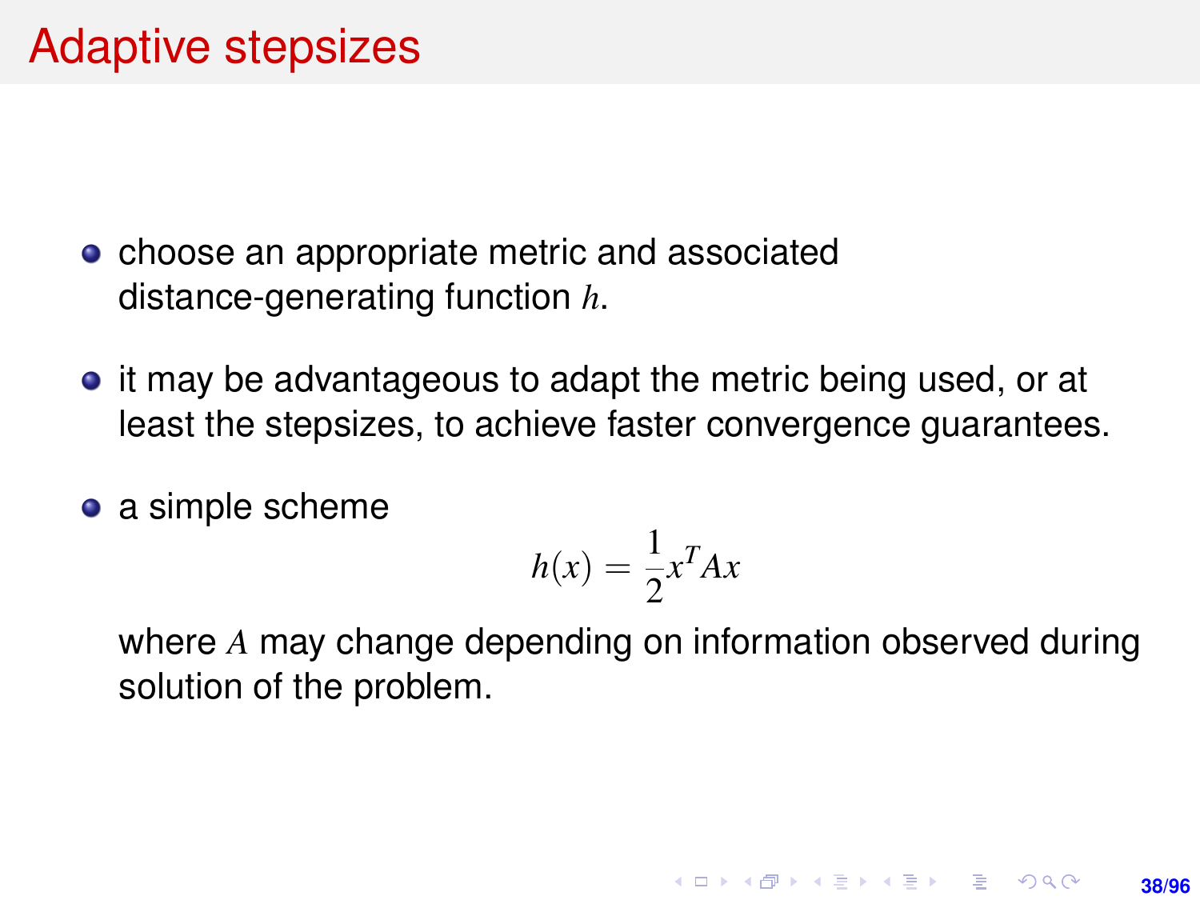# Adaptive stepsizes

- choose an appropriate metric and associated distance-generating function $h$.
- it may be advantageous to adapt the metric being used, or at least the stepsizes, to achieve faster convergence guarantees.
- a simple scheme

$$h(x) = \frac{1}{2}x^T Ax$$

  where $A$ may change depending on information observed during solution of the problem.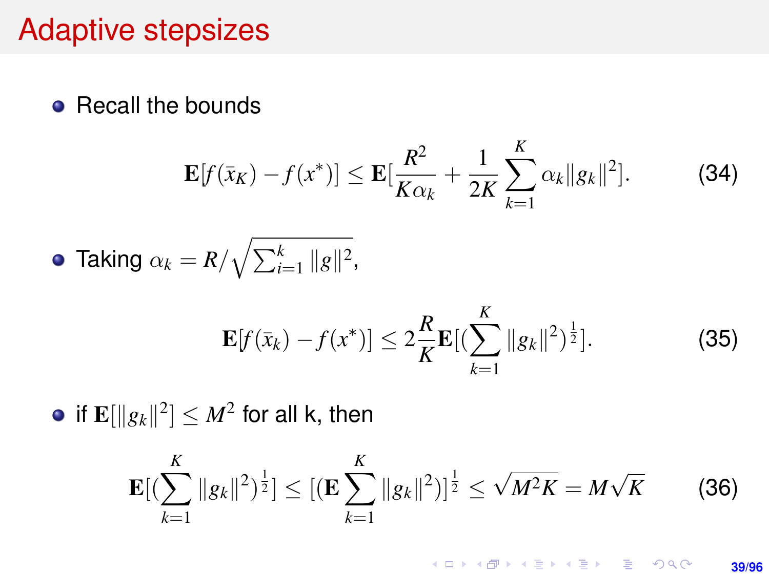# Adaptive stepsizes

- Recall the bounds

$$\mathbf{E}[f(\bar{x}_K) - f(x^*)] \leq \mathbf{E}[\frac{R^2}{K\alpha_k} + \frac{1}{2K}\sum_{k=1}^{K}\alpha_k\|g_k\|^2]. \tag{34}$$

- Taking $\alpha_k = R/\sqrt{\sum_{i=1}^{k}\|g\|^2}$,

$$\mathbf{E}[f(\bar{x}_k) - f(x^*)] \leq 2\frac{R}{K}\mathbf{E}[(\sum_{k=1}^{K}\|g_k\|^2)^{\frac{1}{2}}]. \tag{35}$$

- if $\mathbf{E}[\|g_k\|^2] \leq M^2$ for all k, then

$$\mathbf{E}[(\sum_{k=1}^{K}\|g_k\|^2)^{\frac{1}{2}}] \leq [(\mathbf{E}\sum_{k=1}^{K}\|g_k\|^2)]^{\frac{1}{2}} \leq \sqrt{M^2K} = M\sqrt{K} \tag{36}$$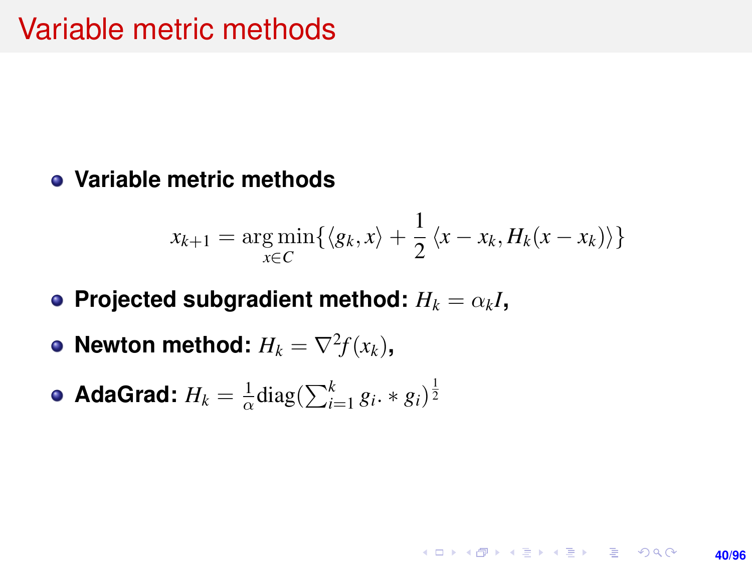# Variable metric methods

- **Variable metric methods**

$$x_{k+1} = \arg\min_{x \in C} \{ \langle g_k, x \rangle + \frac{1}{2} \langle x - x_k, H_k(x - x_k) \rangle \}$$

- **Projected subgradient method:** $H_k = \alpha_k I$,
- **Newton method:** $H_k = \nabla^2 f(x_k)$,
- **AdaGrad:** $H_k = \frac{1}{\alpha} \mathrm{diag}(\sum_{i=1}^{k} g_i . * g_i)^{\frac{1}{2}}$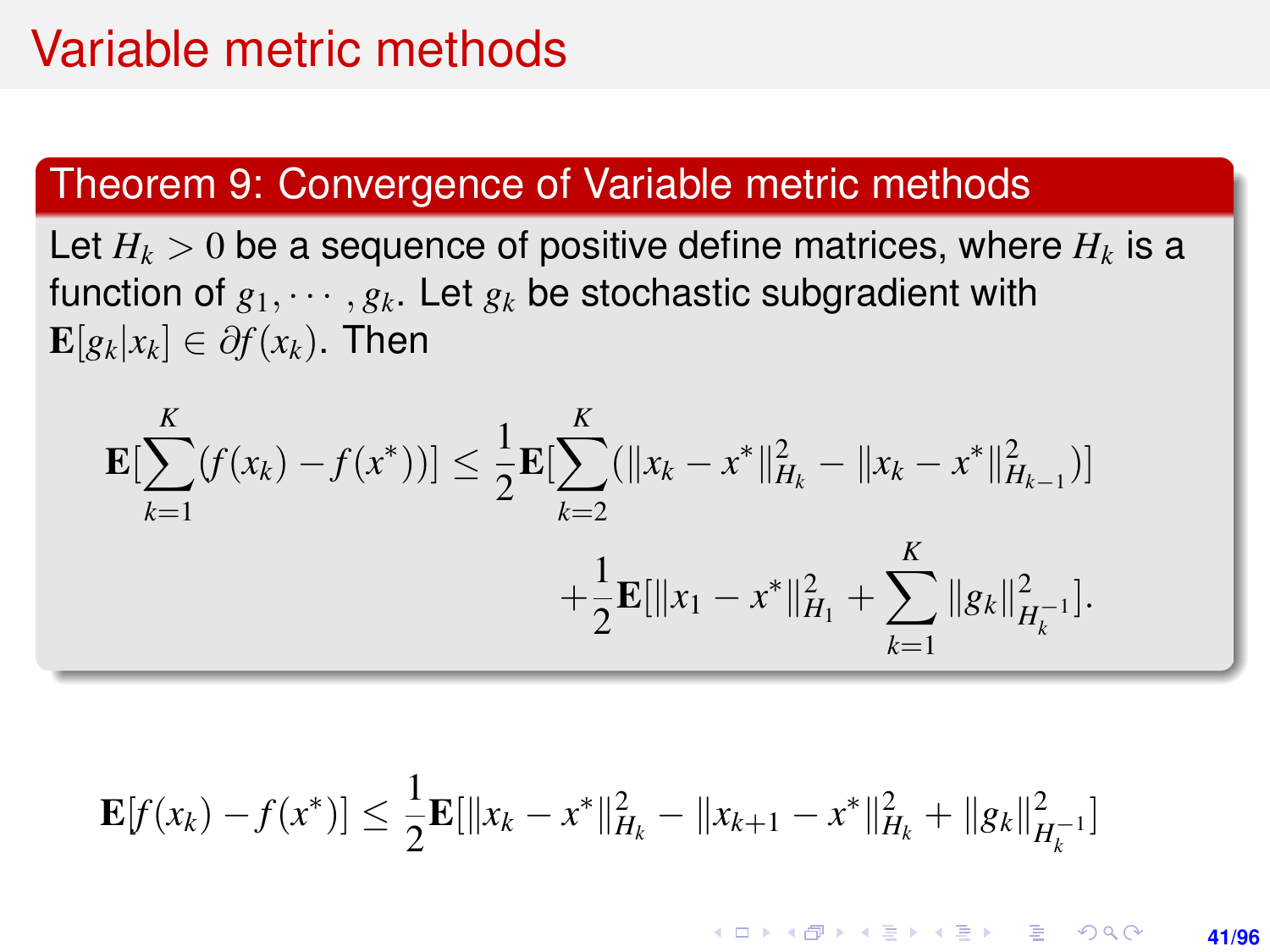# Variable metric methods

**Theorem 9: Convergence of Variable metric methods**

Let $H_k > 0$ be a sequence of positive define matrices, where $H_k$ is a function of $g_1, \cdots, g_k$. Let $g_k$ be stochastic subgradient with $\mathbf{E}[g_k|x_k] \in \partial f(x_k)$. Then

$$\mathbf{E}[\sum_{k=1}^{K}(f(x_k) - f(x^*))] \leq \frac{1}{2}\mathbf{E}[\sum_{k=2}^{K}(\|x_k - x^*\|_{H_k}^2 - \|x_k - x^*\|_{H_{k-1}}^2)]$$

$$+\frac{1}{2}\mathbf{E}[\|x_1 - x^*\|_{H_1}^2 + \sum_{k=1}^{K}\|g_k\|_{H_k^{-1}}^2].$$

$$\mathbf{E}[f(x_k) - f(x^*)] \leq \frac{1}{2}\mathbf{E}[\|x_k - x^*\|_{H_k}^2 - \|x_{k+1} - x^*\|_{H_k}^2 + \|g_k\|_{H_k^{-1}}^2]$$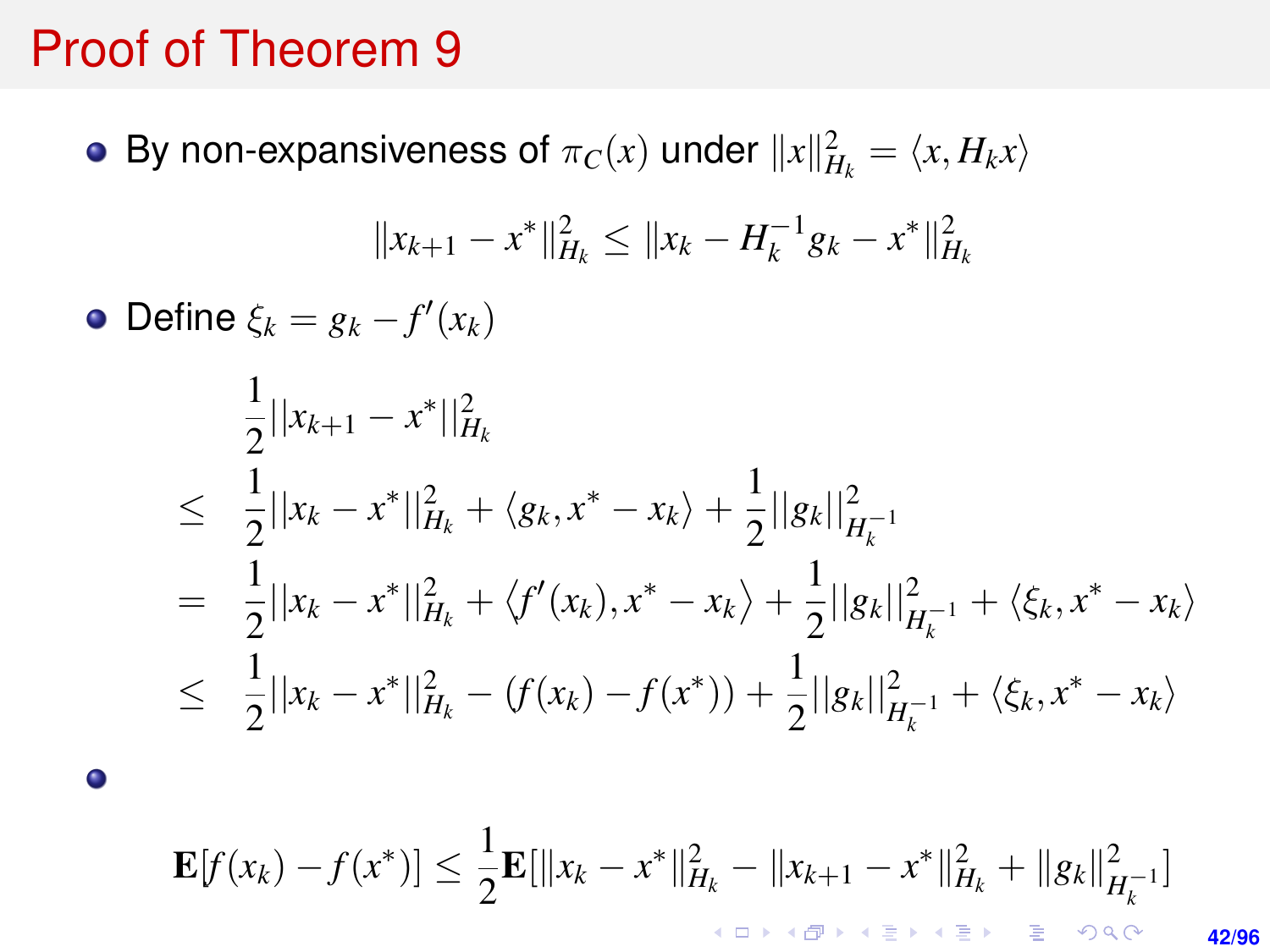# Proof of Theorem 9

- By non-expansiveness of $\pi_C(x)$ under $\|x\|_{H_k}^2 = \langle x, H_k x\rangle$

$$\|x_{k+1} - x^*\|_{H_k}^2 \leq \|x_k - H_k^{-1} g_k - x^*\|_{H_k}^2$$

- Define $\xi_k = g_k - f'(x_k)$

$$\begin{aligned}
& \frac{1}{2}||x_{k+1} - x^*||_{H_k}^2 \\
\leq\ & \frac{1}{2}||x_k - x^*||_{H_k}^2 + \langle g_k, x^* - x_k\rangle + \frac{1}{2}||g_k||_{H_k^{-1}}^2 \\
=\ & \frac{1}{2}||x_k - x^*||_{H_k}^2 + \left\langle f'(x_k), x^* - x_k\right\rangle + \frac{1}{2}||g_k||_{H_k^{-1}}^2 + \langle \xi_k, x^* - x_k\rangle \\
\leq\ & \frac{1}{2}||x_k - x^*||_{H_k}^2 - (f(x_k) - f(x^*)) + \frac{1}{2}||g_k||_{H_k^{-1}}^2 + \langle \xi_k, x^* - x_k\rangle
\end{aligned}$$

- $$\mathbf{E}[f(x_k) - f(x^*)] \leq \frac{1}{2}\mathbf{E}[\|x_k - x^*\|_{H_k}^2 - \|x_{k+1} - x^*\|_{H_k}^2 + \|g_k\|_{H_k^{-1}}^2]$$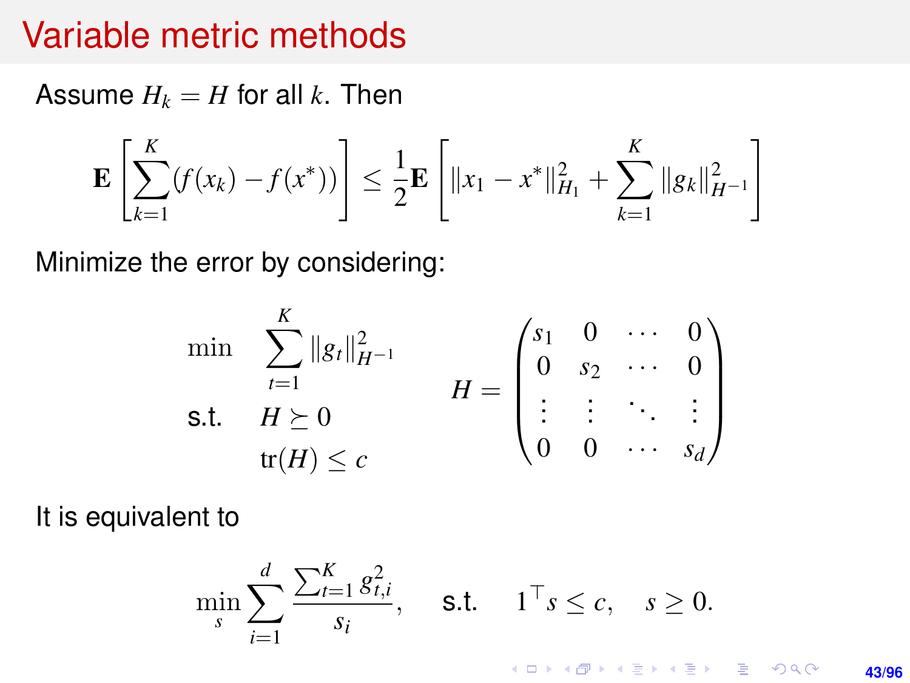# Variable metric methods

Assume $H_k = H$ for all $k$. Then

$$\mathbf{E}\left[\sum_{k=1}^{K}(f(x_k) - f(x^*))\right] \leq \frac{1}{2}\mathbf{E}\left[\|x_1 - x^*\|_{H_1}^2 + \sum_{k=1}^{K}\|g_k\|_{H^{-1}}^2\right]$$

Minimize the error by considering:

$$\begin{aligned} \min \quad & \sum_{t=1}^{K}\|g_t\|_{H^{-1}}^2 \\ \text{s.t.} \quad & H \succeq 0 \\ & \mathrm{tr}(H) \leq c \end{aligned} \qquad H = \begin{pmatrix} s_1 & 0 & \cdots & 0 \\ 0 & s_2 & \cdots & 0 \\ \vdots & \vdots & \ddots & \vdots \\ 0 & 0 & \cdots & s_d \end{pmatrix}$$

It is equivalent to

$$\min_s \sum_{i=1}^{d} \frac{\sum_{t=1}^{K} g_{t,i}^2}{s_i}, \quad \text{s.t.} \quad 1^\top s \leq c, \quad s \geq 0.$$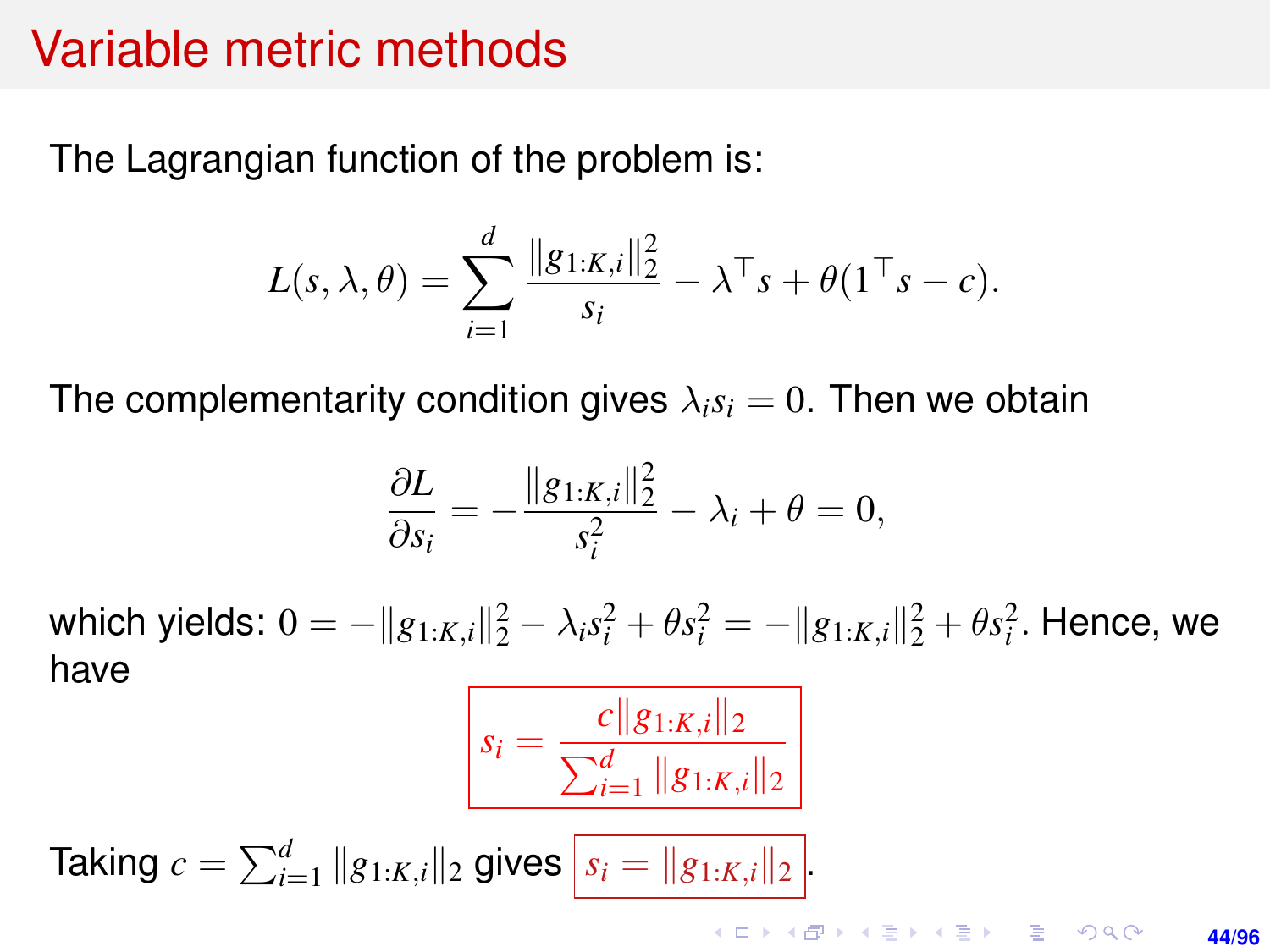# Variable metric methods

The Lagrangian function of the problem is:

$$L(s, \lambda, \theta) = \sum_{i=1}^{d} \frac{\|g_{1:K,i}\|_2^2}{s_i} - \lambda^\top s + \theta(1^\top s - c).$$

The complementarity condition gives $\lambda_i s_i = 0$. Then we obtain

$$\frac{\partial L}{\partial s_i} = -\frac{\|g_{1:K,i}\|_2^2}{s_i^2} - \lambda_i + \theta = 0,$$

which yields: $0 = -\|g_{1:K,i}\|_2^2 - \lambda_i s_i^2 + \theta s_i^2 = -\|g_{1:K,i}\|_2^2 + \theta s_i^2$. Hence, we have

$$\boxed{s_i = \frac{c\|g_{1:K,i}\|_2}{\sum_{i=1}^{d} \|g_{1:K,i}\|_2}}$$

Taking $c = \sum_{i=1}^{d} \|g_{1:K,i}\|_2$ gives $\boxed{s_i = \|g_{1:K,i}\|_2}$.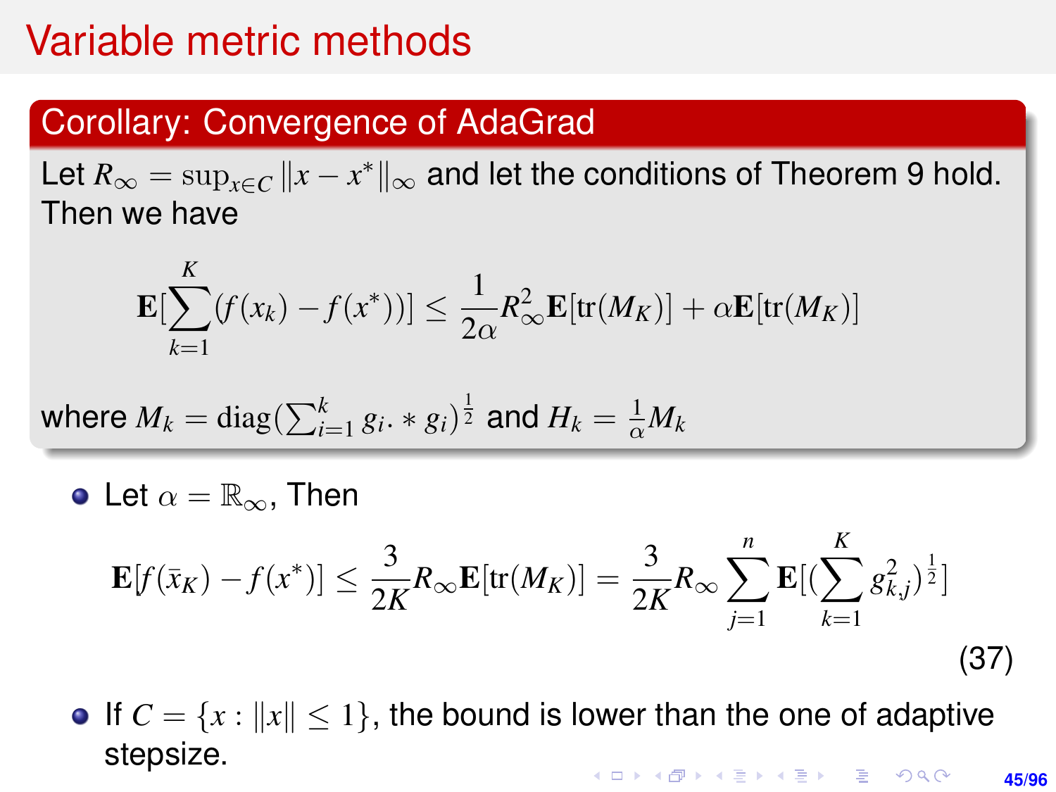# Variable metric methods

## Corollary: Convergence of AdaGrad

Let $R_\infty = \sup_{x \in C} \|x - x^*\|_\infty$ and let the conditions of Theorem 9 hold. Then we have

$$\mathbf{E}[\sum_{k=1}^{K}(f(x_k) - f(x^*))] \leq \frac{1}{2\alpha} R_\infty^2 \mathbf{E}[\mathrm{tr}(M_K)] + \alpha \mathbf{E}[\mathrm{tr}(M_K)]$$

where $M_k = \mathrm{diag}(\sum_{i=1}^{k} g_i. * g_i)^{\frac{1}{2}}$ and $H_k = \frac{1}{\alpha} M_k$

- Let $\alpha = \mathbb{R}_\infty$, Then

$$\mathbf{E}[f(\bar{x}_K) - f(x^*)] \leq \frac{3}{2K} R_\infty \mathbf{E}[\mathrm{tr}(M_K)] = \frac{3}{2K} R_\infty \sum_{j=1}^{n} \mathbf{E}[(\sum_{k=1}^{K} g_{k,j}^2)^{\frac{1}{2}}] \tag{37}$$

- If $C = \{x : \|x\| \leq 1\}$, the bound is lower than the one of adaptive stepsize.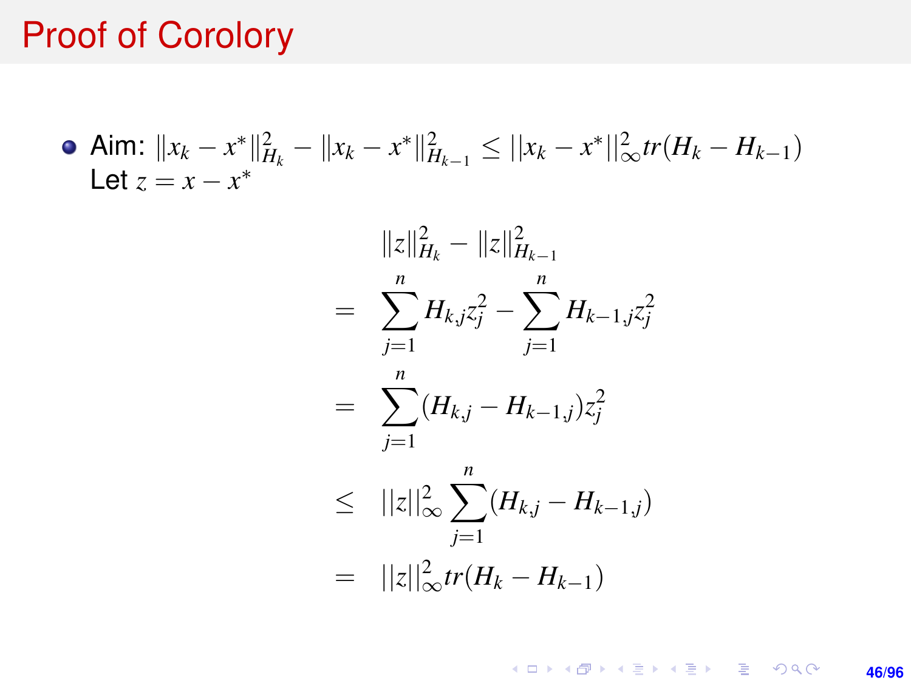# Proof of Corolory

- Aim: $\|x_k - x^*\|_{H_k}^2 - \|x_k - x^*\|_{H_{k-1}}^2 \leq ||x_k - x^*||_\infty^2 tr(H_k - H_{k-1})$
  Let $z = x - x^*$

$$
\begin{aligned}
& \|z\|_{H_k}^2 - \|z\|_{H_{k-1}}^2 \\
= & \sum_{j=1}^{n} H_{k,j} z_j^2 - \sum_{j=1}^{n} H_{k-1,j} z_j^2 \\
= & \sum_{j=1}^{n} (H_{k,j} - H_{k-1,j}) z_j^2 \\
\leq & ||z||_\infty^2 \sum_{j=1}^{n} (H_{k,j} - H_{k-1,j}) \\
= & ||z||_\infty^2 tr(H_k - H_{k-1})
\end{aligned}
$$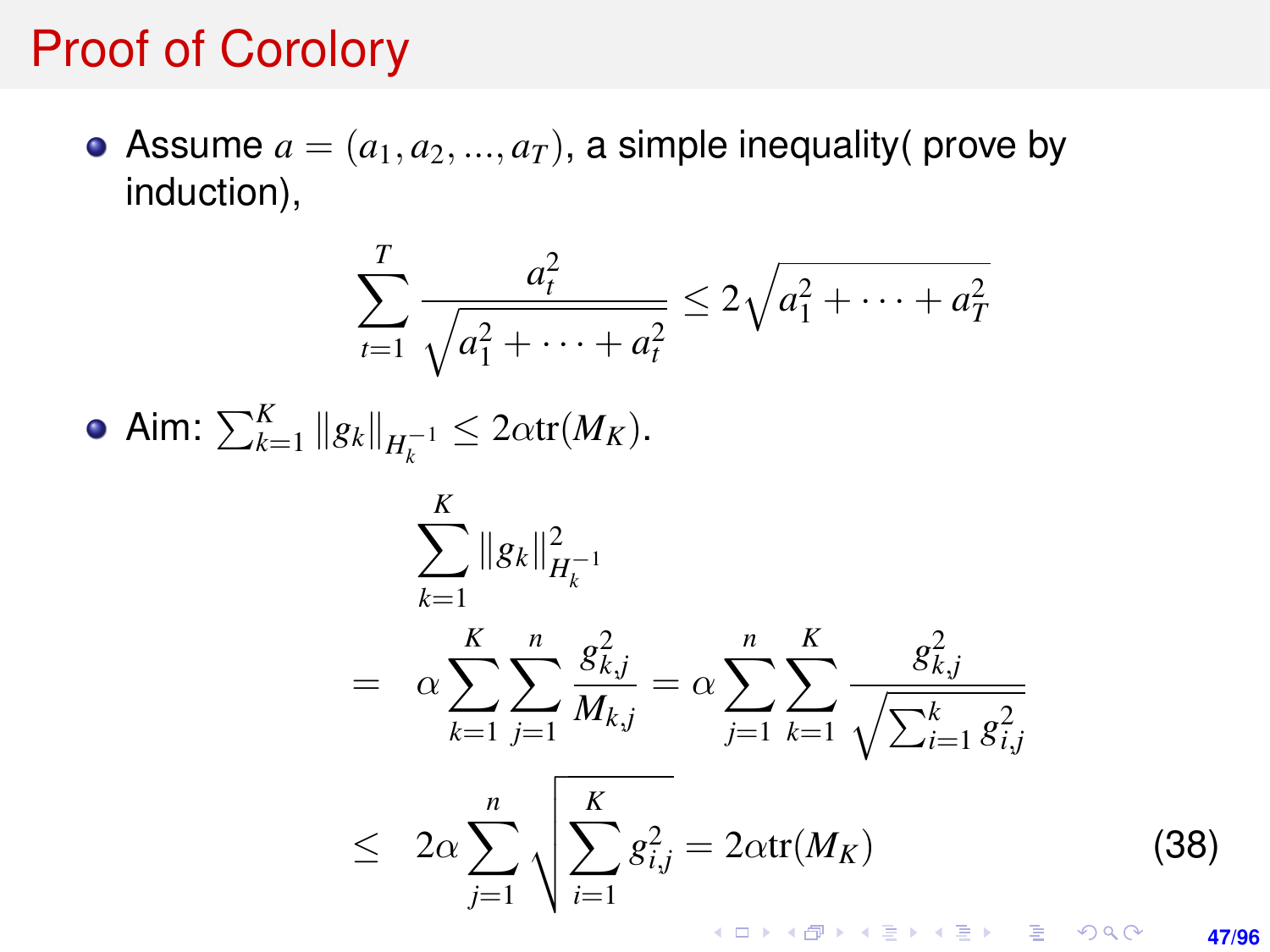# Proof of Corolory

- Assume $a = (a_1, a_2, ..., a_T)$, a simple inequality( prove by induction),

$$\sum_{t=1}^{T} \frac{a_t^2}{\sqrt{a_1^2 + \cdots + a_t^2}} \leq 2\sqrt{a_1^2 + \cdots + a_T^2}$$

- Aim: $\sum_{k=1}^{K} \|g_k\|_{H_k^{-1}} \leq 2\alpha \mathrm{tr}(M_K)$.

$$\begin{aligned}
& \sum_{k=1}^{K} \|g_k\|_{H_k^{-1}}^2 \\
= \quad & \alpha \sum_{k=1}^{K} \sum_{j=1}^{n} \frac{g_{k,j}^2}{M_{k,j}} = \alpha \sum_{j=1}^{n} \sum_{k=1}^{K} \frac{g_{k,j}^2}{\sqrt{\sum_{i=1}^{k} g_{i,j}^2}} \\
\leq \quad & 2\alpha \sum_{j=1}^{n} \sqrt{\sum_{i=1}^{K} g_{i,j}^2} = 2\alpha \mathrm{tr}(M_K)
\end{aligned} \tag{38}$$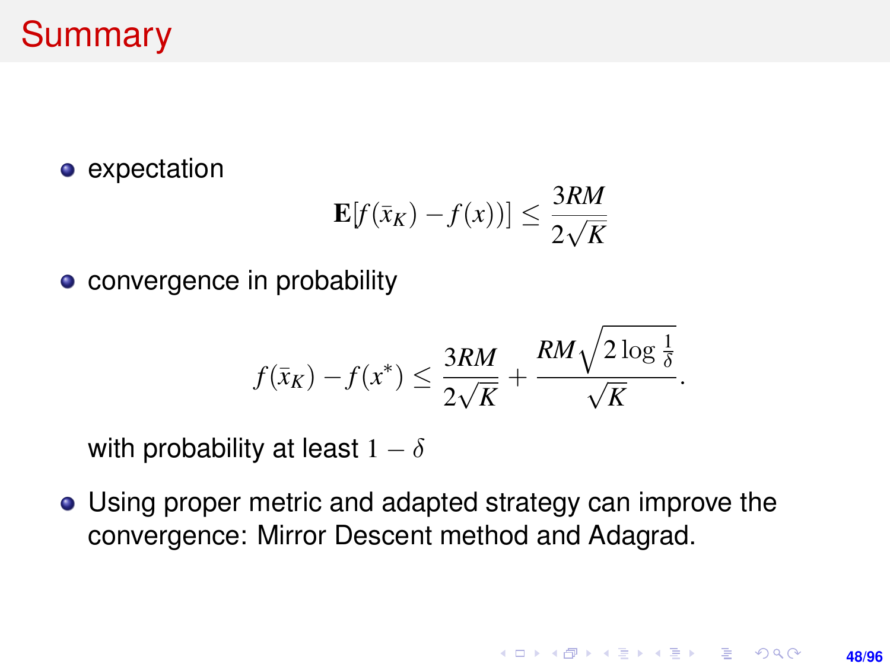# Summary

- expectation

$$\mathbf{E}[f(\bar{x}_K) - f(x))] \leq \frac{3RM}{2\sqrt{K}}$$

- convergence in probability

$$f(\bar{x}_K) - f(x^*) \leq \frac{3RM}{2\sqrt{K}} + \frac{RM\sqrt{2\log\frac{1}{\delta}}}{\sqrt{K}}.$$

  with probability at least $1 - \delta$

- Using proper metric and adapted strategy can improve the convergence: Mirror Descent method and Adagrad.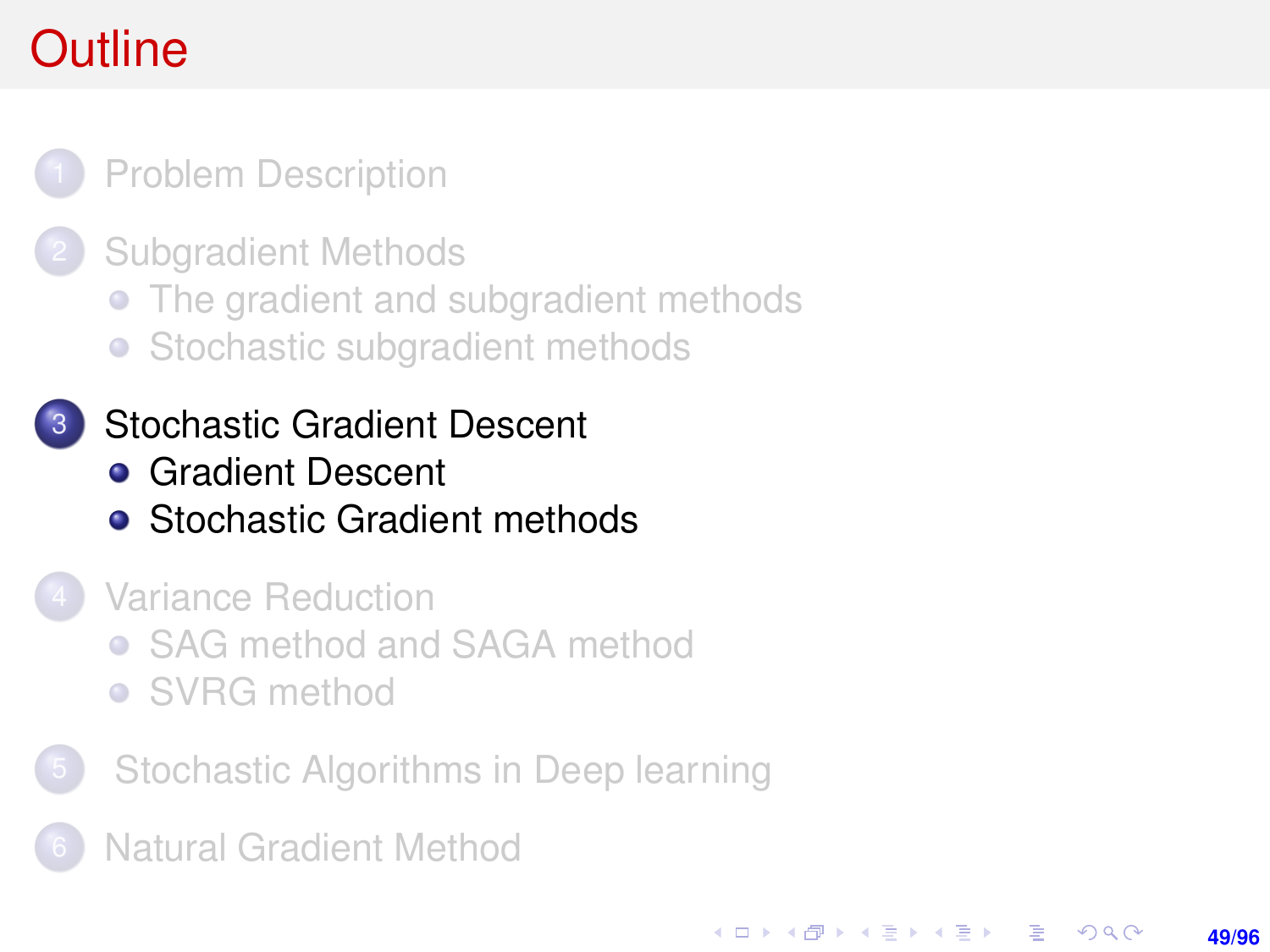# Outline

1. Problem Description
2. Subgradient Methods
   - The gradient and subgradient methods
   - Stochastic subgradient methods
3. Stochastic Gradient Descent
   - Gradient Descent
   - Stochastic Gradient methods
4. Variance Reduction
   - SAG method and SAGA method
   - SVRG method
5. Stochastic Algorithms in Deep learning
6. Natural Gradient Method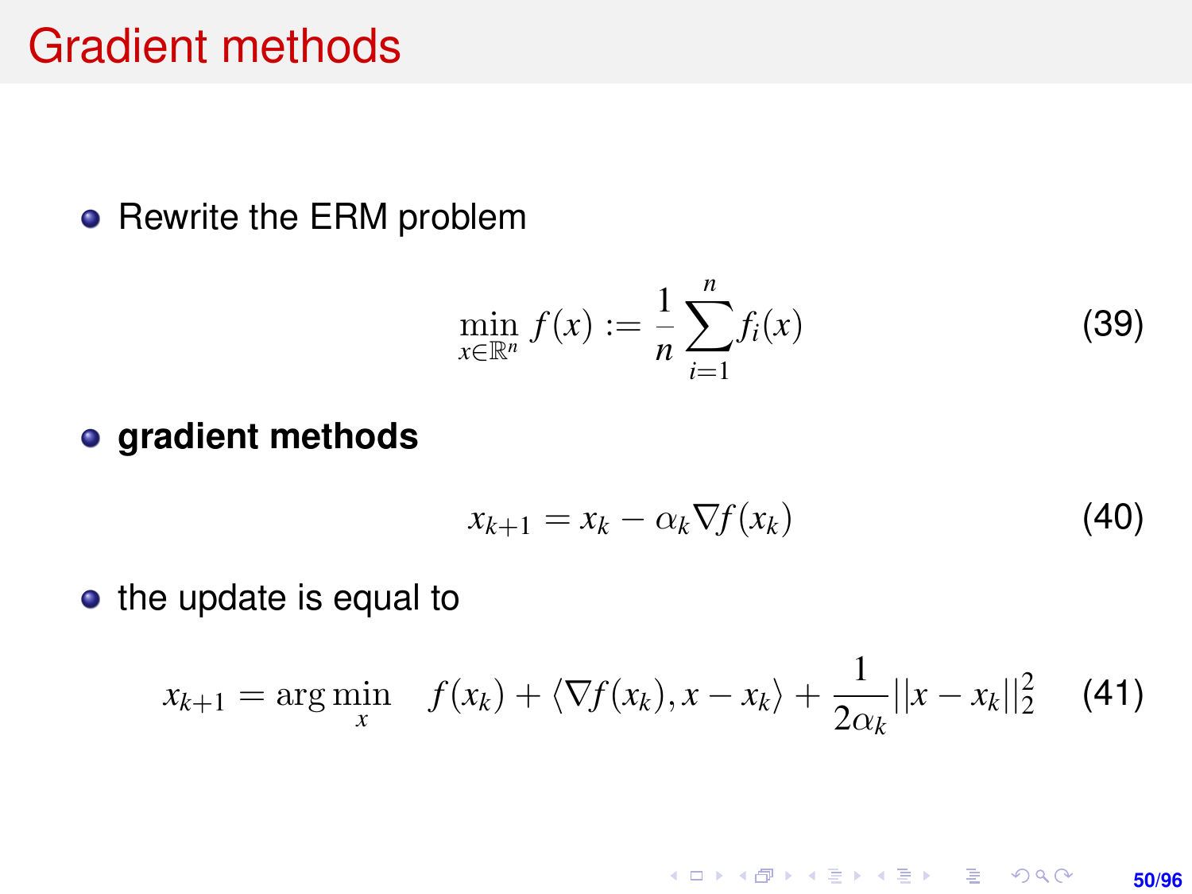# Gradient methods

- Rewrite the ERM problem

$$\min_{x \in \mathbb{R}^n} f(x) := \frac{1}{n} \sum_{i=1}^{n} f_i(x) \tag{39}$$

- **gradient methods**

$$x_{k+1} = x_k - \alpha_k \nabla f(x_k) \tag{40}$$

- the update is equal to

$$x_{k+1} = \arg\min_{x} \quad f(x_k) + \langle \nabla f(x_k), x - x_k \rangle + \frac{1}{2\alpha_k} ||x - x_k||_2^2 \tag{41}$$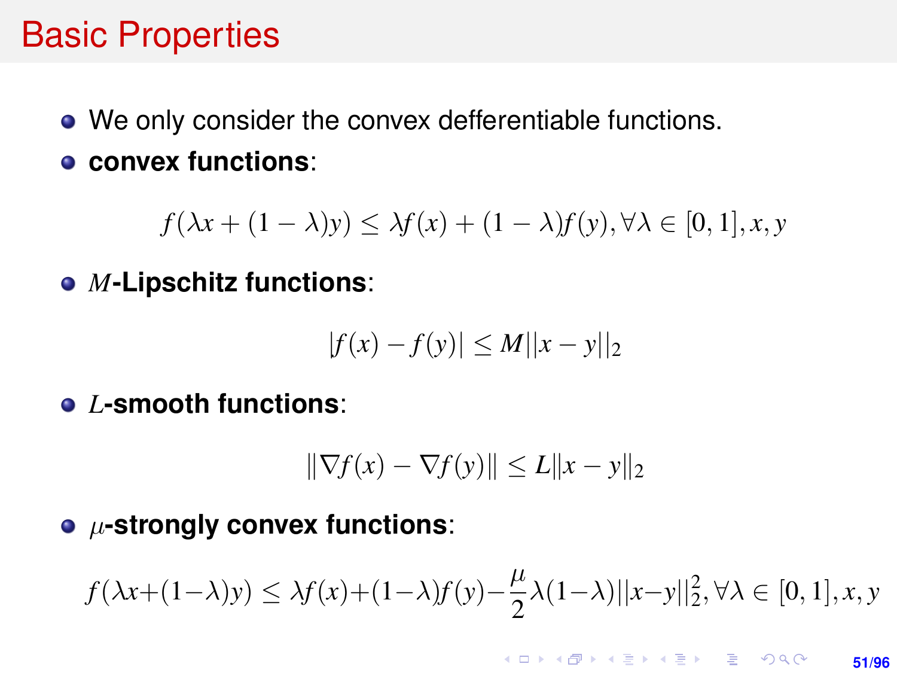# Basic Properties

- We only consider the convex defferentiable functions.
- **convex functions**:

$$f(\lambda x + (1-\lambda)y) \leq \lambda f(x) + (1-\lambda)f(y), \forall \lambda \in [0,1], x, y$$

- $M$**-Lipschitz functions**:

$$|f(x) - f(y)| \leq M||x-y||_2$$

- $L$**-smooth functions**:

$$\|\nabla f(x) - \nabla f(y)\| \leq L\|x-y\|_2$$

- $\mu$**-strongly convex functions**:

$$f(\lambda x+(1-\lambda)y) \leq \lambda f(x)+(1-\lambda)f(y)-\frac{\mu}{2}\lambda(1-\lambda)||x-y||_2^2, \forall \lambda \in [0,1], x, y$$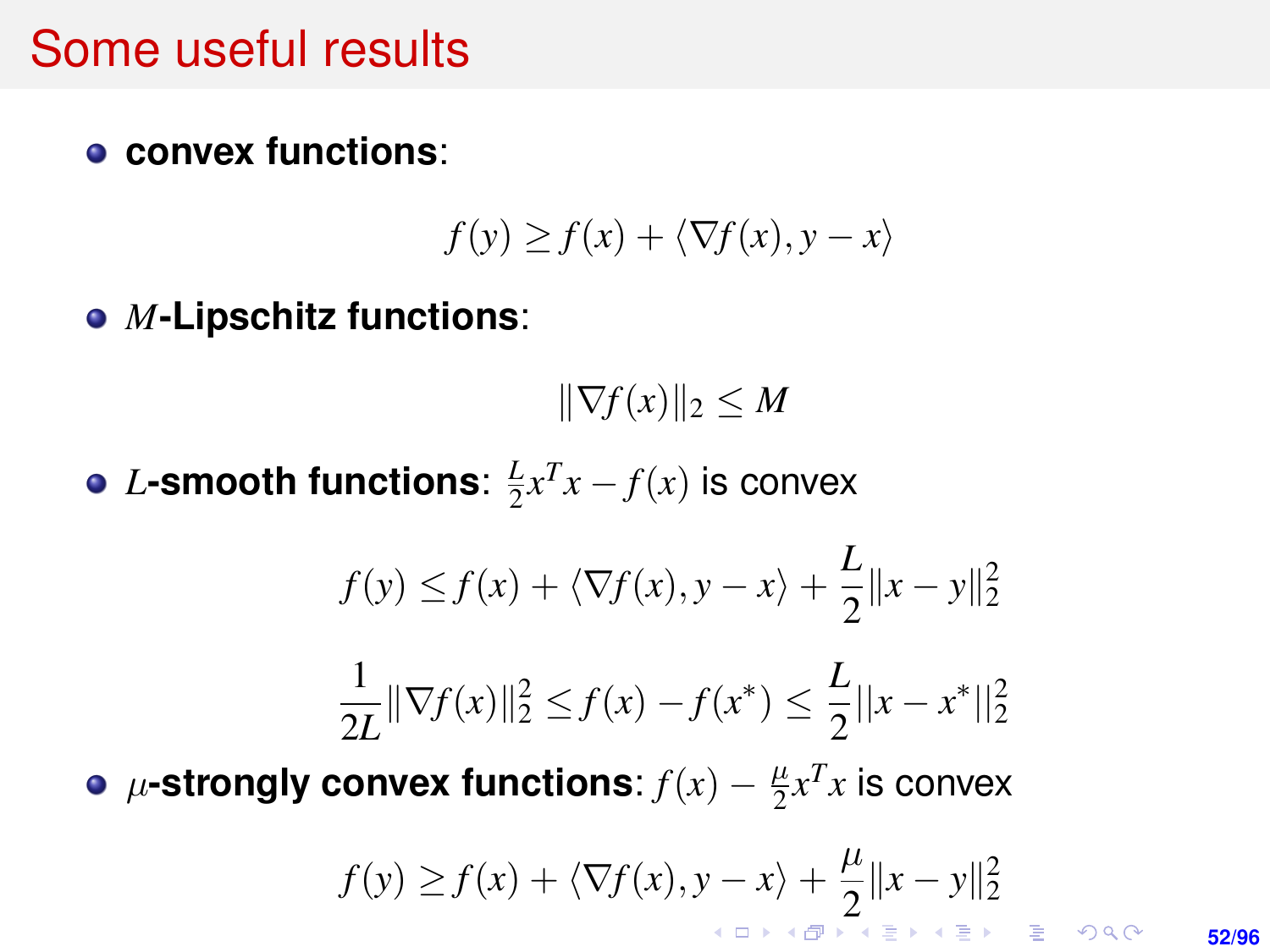# Some useful results

- **convex functions**:

$$f(y) \geq f(x) + \langle \nabla f(x), y - x \rangle$$

- $M$**-Lipschitz functions**:

$$\|\nabla f(x)\|_2 \leq M$$

- $L$**-smooth functions**: $\frac{L}{2}x^T x - f(x)$ is convex

$$f(y) \leq f(x) + \langle \nabla f(x), y - x \rangle + \frac{L}{2}\|x - y\|_2^2$$

$$\frac{1}{2L}\|\nabla f(x)\|_2^2 \leq f(x) - f(x^*) \leq \frac{L}{2}\|x - x^*\|_2^2$$

- $\mu$**-strongly convex functions**: $f(x) - \frac{\mu}{2}x^T x$ is convex

$$f(y) \geq f(x) + \langle \nabla f(x), y - x \rangle + \frac{\mu}{2}\|x - y\|_2^2$$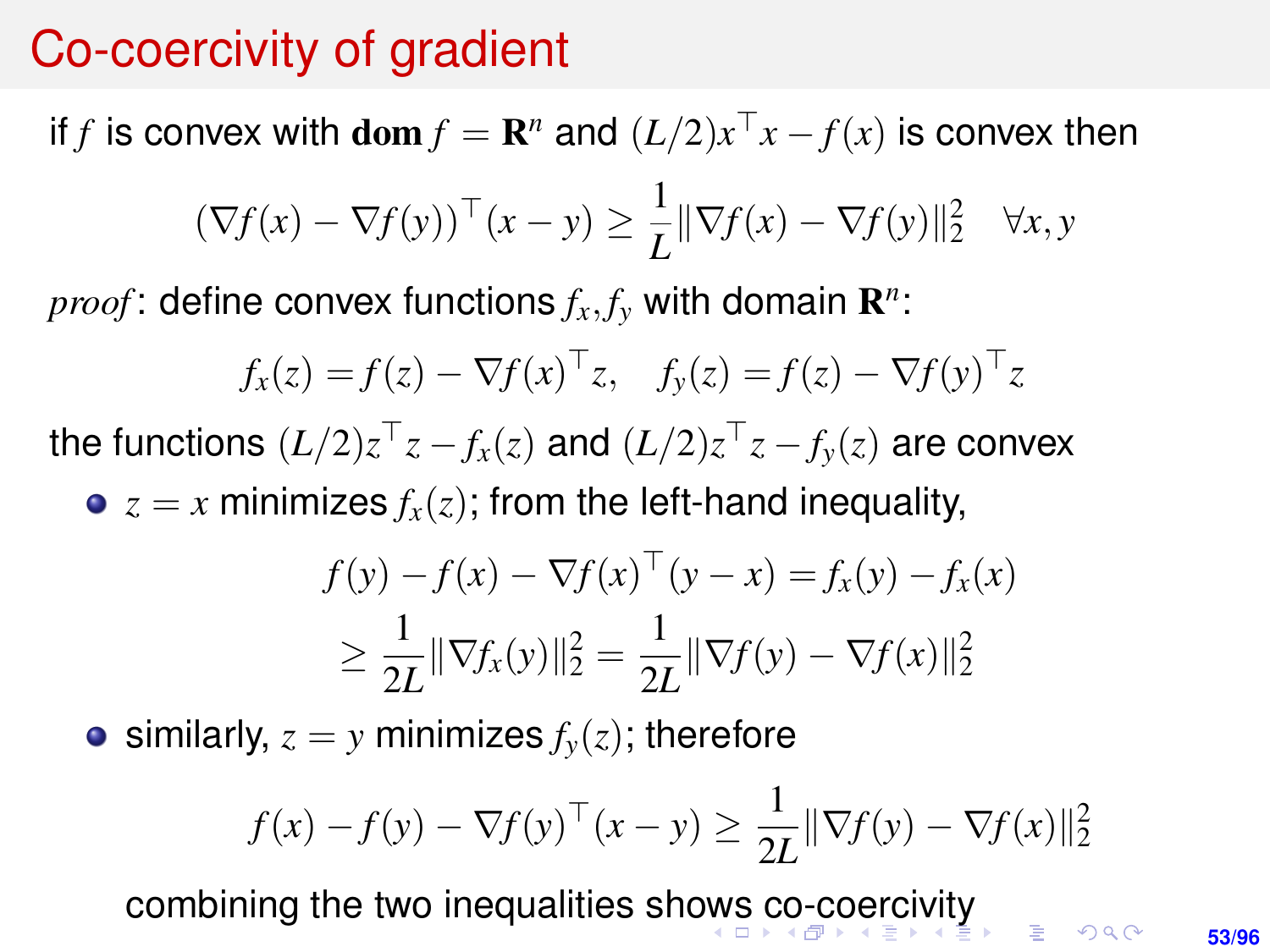# Co-coercivity of gradient

if $f$ is convex with $\mathbf{dom}\, f = \mathbf{R}^n$ and $(L/2)x^\top x - f(x)$ is convex then

$$(\nabla f(x) - \nabla f(y))^\top (x - y) \geq \frac{1}{L} \|\nabla f(x) - \nabla f(y)\|_2^2 \quad \forall x, y$$

*proof*: define convex functions $f_x, f_y$ with domain $\mathbf{R}^n$:

$$f_x(z) = f(z) - \nabla f(x)^\top z, \quad f_y(z) = f(z) - \nabla f(y)^\top z$$

the functions $(L/2)z^\top z - f_x(z)$ and $(L/2)z^\top z - f_y(z)$ are convex

- $z = x$ minimizes $f_x(z)$; from the left-hand inequality,

$$\begin{aligned} f(y) - f(x) - \nabla f(x)^\top (y - x) &= f_x(y) - f_x(x) \\ &\geq \frac{1}{2L} \|\nabla f_x(y)\|_2^2 = \frac{1}{2L} \|\nabla f(y) - \nabla f(x)\|_2^2 \end{aligned}$$

- similarly, $z = y$ minimizes $f_y(z)$; therefore

$$f(x) - f(y) - \nabla f(y)^\top (x - y) \geq \frac{1}{2L} \|\nabla f(y) - \nabla f(x)\|_2^2$$

  combining the two inequalities shows co-coercivity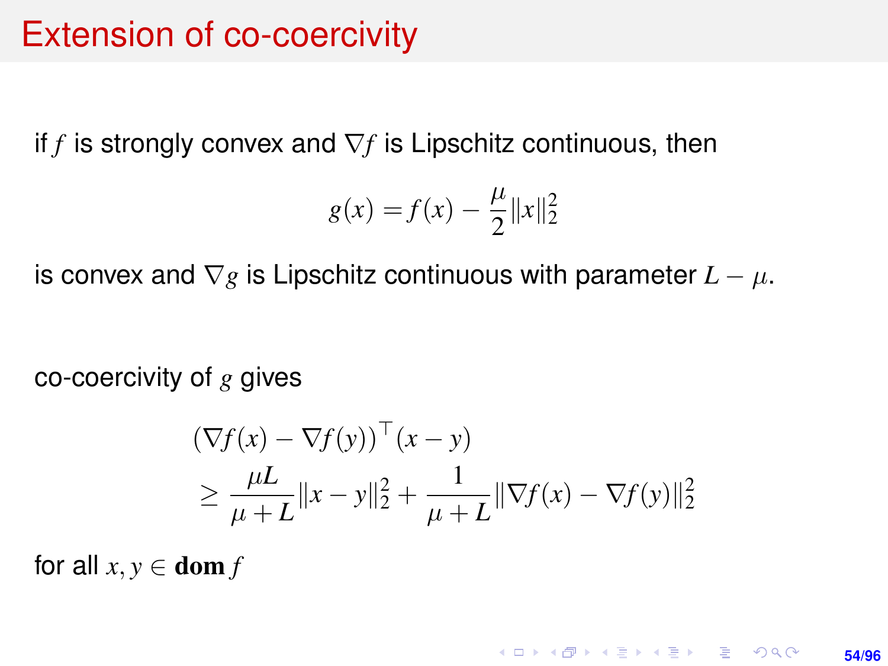# Extension of co-coercivity

if $f$ is strongly convex and $\nabla f$ is Lipschitz continuous, then

$$g(x) = f(x) - \frac{\mu}{2}\|x\|_2^2$$

is convex and $\nabla g$ is Lipschitz continuous with parameter $L - \mu$.

co-coercivity of $g$ gives

$$\begin{aligned}
&(\nabla f(x) - \nabla f(y))^\top (x - y) \\
&\geq \frac{\mu L}{\mu + L}\|x - y\|_2^2 + \frac{1}{\mu + L}\|\nabla f(x) - \nabla f(y)\|_2^2
\end{aligned}$$

for all $x, y \in \mathbf{dom}\, f$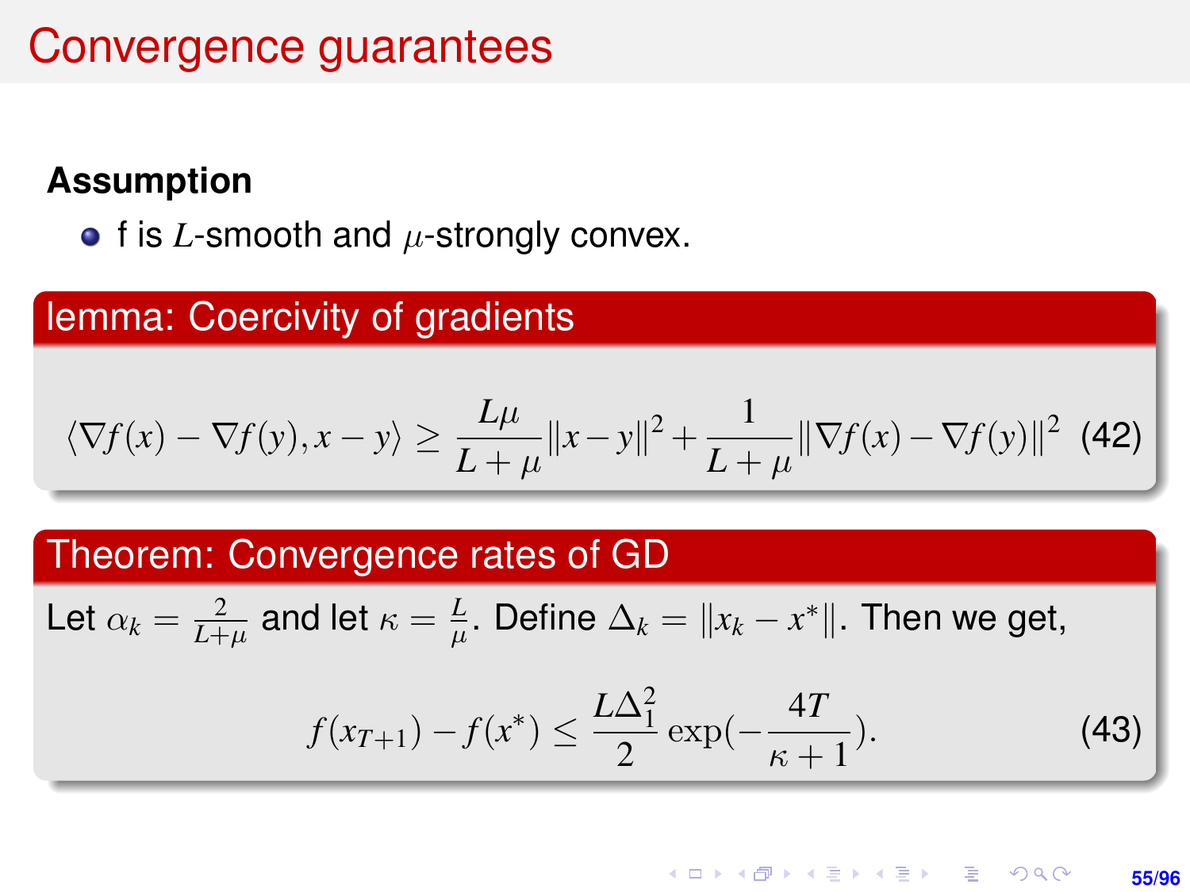# Convergence guarantees

**Assumption**

- f is $L$-smooth and $\mu$-strongly convex.

### lemma: Coercivity of gradients

$$\langle \nabla f(x) - \nabla f(y), x - y \rangle \geq \frac{L\mu}{L+\mu}\|x-y\|^2 + \frac{1}{L+\mu}\|\nabla f(x) - \nabla f(y)\|^2 \quad (42)$$

### Theorem: Convergence rates of GD

Let $\alpha_k = \frac{2}{L+\mu}$ and let $\kappa = \frac{L}{\mu}$. Define $\Delta_k = \|x_k - x^*\|$. Then we get,

$$f(x_{T+1}) - f(x^*) \leq \frac{L\Delta_1^2}{2}\exp(-\frac{4T}{\kappa+1}). \quad (43)$$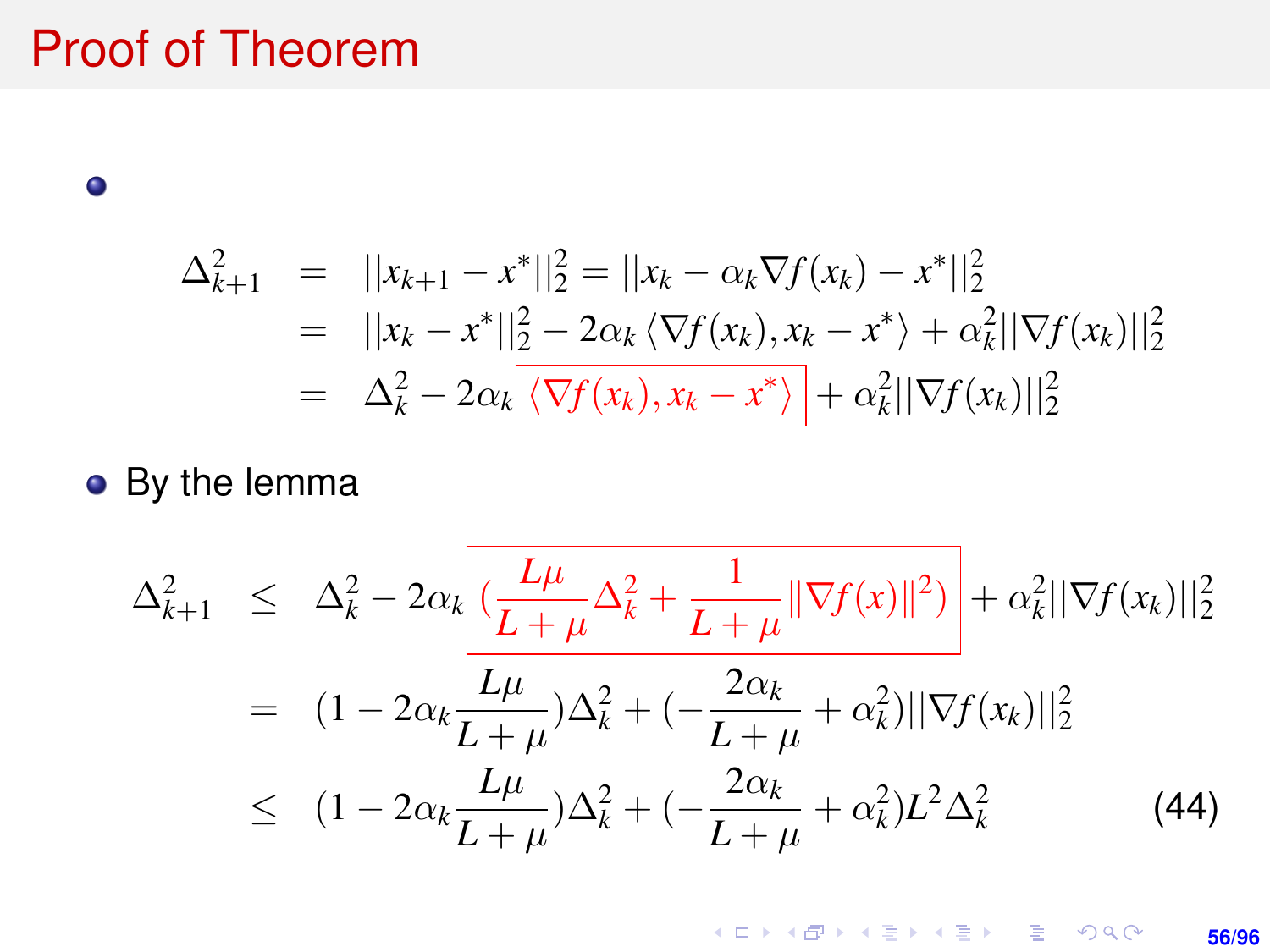# Proof of Theorem

- $$\begin{aligned}
\Delta_{k+1}^2 &= ||x_{k+1} - x^*||_2^2 = ||x_k - \alpha_k \nabla f(x_k) - x^*||_2^2 \\
&= ||x_k - x^*||_2^2 - 2\alpha_k \langle \nabla f(x_k), x_k - x^* \rangle + \alpha_k^2 ||\nabla f(x_k)||_2^2 \\
&= \Delta_k^2 - 2\alpha_k \boxed{\langle \nabla f(x_k), x_k - x^* \rangle} + \alpha_k^2 ||\nabla f(x_k)||_2^2
\end{aligned}$$

- By the lemma

$$\begin{aligned}
\Delta_{k+1}^2 &\leq \Delta_k^2 - 2\alpha_k \boxed{\left(\frac{L\mu}{L+\mu}\Delta_k^2 + \frac{1}{L+\mu}\|\nabla f(x)\|^2\right)} + \alpha_k^2 ||\nabla f(x_k)||_2^2 \\
&= \left(1 - 2\alpha_k \frac{L\mu}{L+\mu}\right)\Delta_k^2 + \left(-\frac{2\alpha_k}{L+\mu} + \alpha_k^2\right)||\nabla f(x_k)||_2^2 \\
&\leq \left(1 - 2\alpha_k \frac{L\mu}{L+\mu}\right)\Delta_k^2 + \left(-\frac{2\alpha_k}{L+\mu} + \alpha_k^2\right)L^2 \Delta_k^2 \qquad (44)
\end{aligned}$$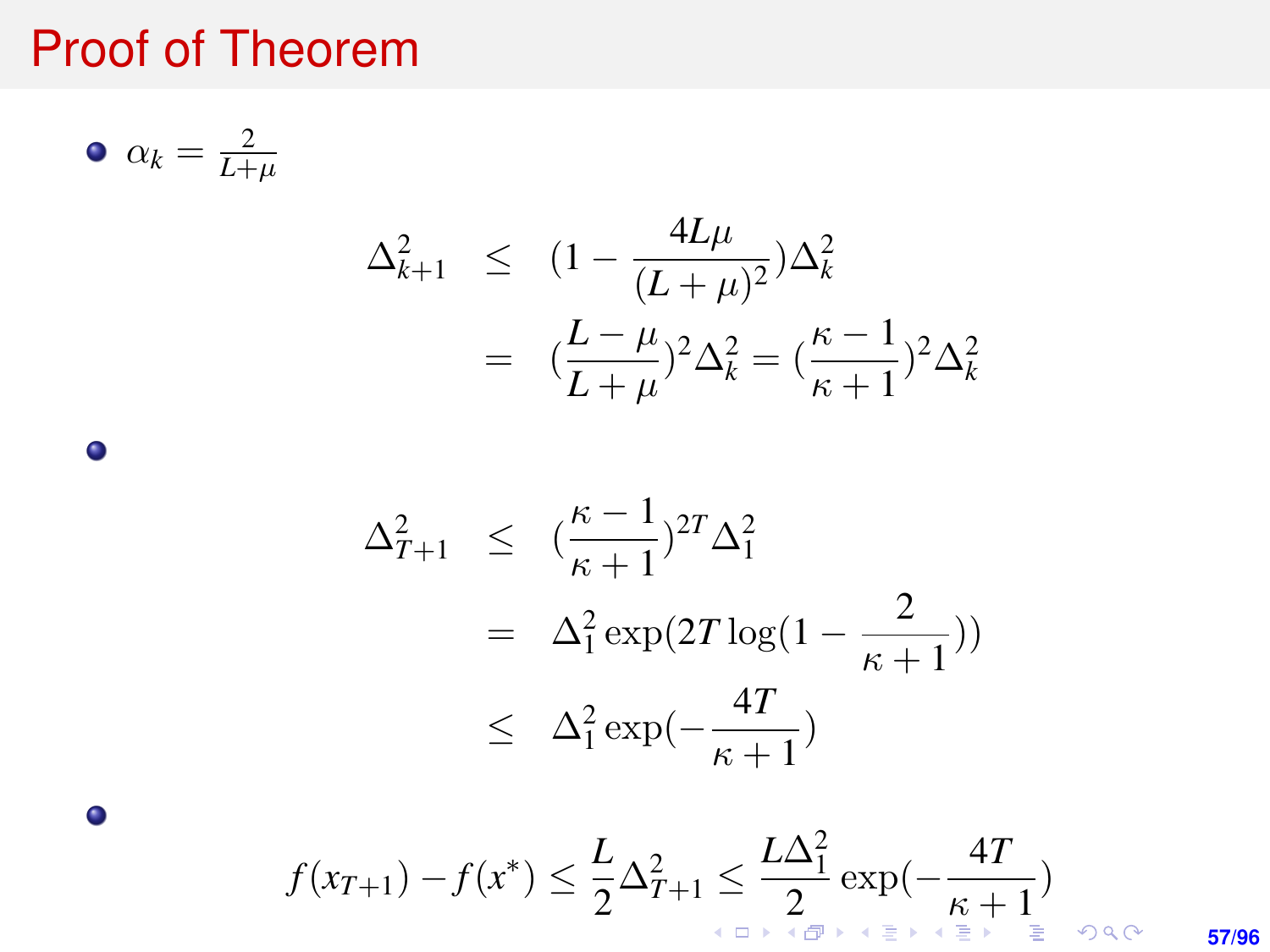# Proof of Theorem

- $\alpha_k = \frac{2}{L+\mu}$

$$
\begin{aligned}
\Delta_{k+1}^2 &\leq (1 - \frac{4L\mu}{(L+\mu)^2})\Delta_k^2 \\
&= (\frac{L-\mu}{L+\mu})^2 \Delta_k^2 = (\frac{\kappa - 1}{\kappa + 1})^2 \Delta_k^2
\end{aligned}
$$

- 

$$
\begin{aligned}
\Delta_{T+1}^2 &\leq (\frac{\kappa-1}{\kappa+1})^{2T} \Delta_1^2 \\
&= \Delta_1^2 \exp(2T \log(1 - \frac{2}{\kappa+1})) \\
&\leq \Delta_1^2 \exp(-\frac{4T}{\kappa+1})
\end{aligned}
$$

- 

$$
f(x_{T+1}) - f(x^*) \leq \frac{L}{2}\Delta_{T+1}^2 \leq \frac{L\Delta_1^2}{2}\exp(-\frac{4T}{\kappa+1})
$$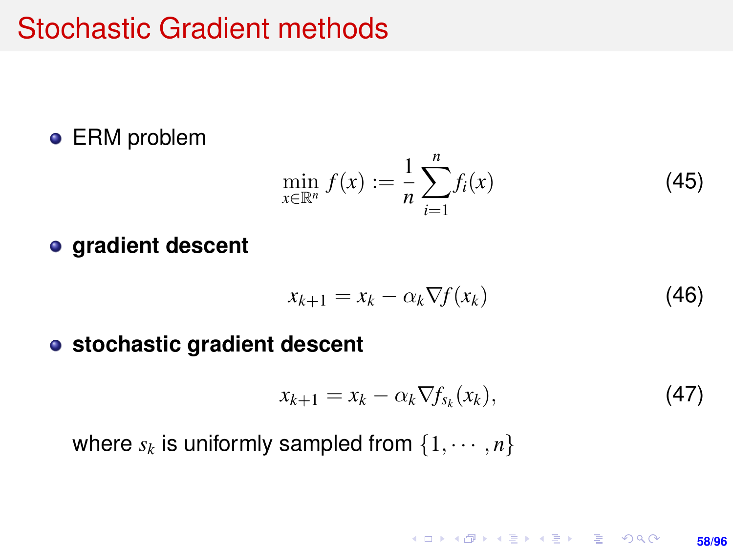# Stochastic Gradient methods

- ERM problem

$$\min_{x \in \mathbb{R}^n} f(x) := \frac{1}{n} \sum_{i=1}^{n} f_i(x) \tag{45}$$

- **gradient descent**

$$x_{k+1} = x_k - \alpha_k \nabla f(x_k) \tag{46}$$

- **stochastic gradient descent**

$$x_{k+1} = x_k - \alpha_k \nabla f_{s_k}(x_k), \tag{47}$$

  where $s_k$ is uniformly sampled from $\{1, \cdots, n\}$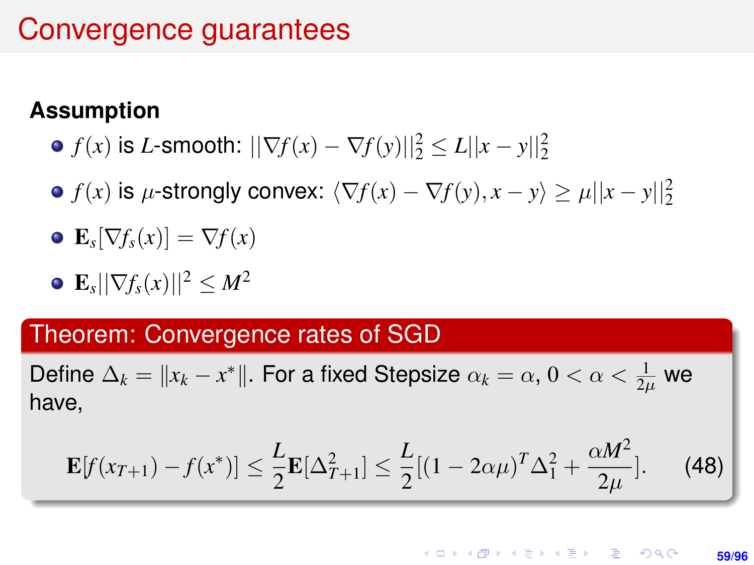# Convergence guarantees

**Assumption**

- $f(x)$ is $L$-smooth: $||\nabla f(x) - \nabla f(y)||_2^2 \leq L||x-y||_2^2$
- $f(x)$ is $\mu$-strongly convex: $\langle \nabla f(x) - \nabla f(y), x - y \rangle \geq \mu||x-y||_2^2$
- $\mathbf{E}_s[\nabla f_s(x)] = \nabla f(x)$
- $\mathbf{E}_s||\nabla f_s(x)||^2 \leq M^2$

**Theorem: Convergence rates of SGD**

Define $\Delta_k = \|x_k - x^*\|$. For a fixed Stepsize $\alpha_k = \alpha$, $0 < \alpha < \frac{1}{2\mu}$ we have,

$$\mathbf{E}[f(x_{T+1}) - f(x^*)] \leq \frac{L}{2}\mathbf{E}[\Delta_{T+1}^2] \leq \frac{L}{2}[(1-2\alpha\mu)^T \Delta_1^2 + \frac{\alpha M^2}{2\mu}]. \tag{48}$$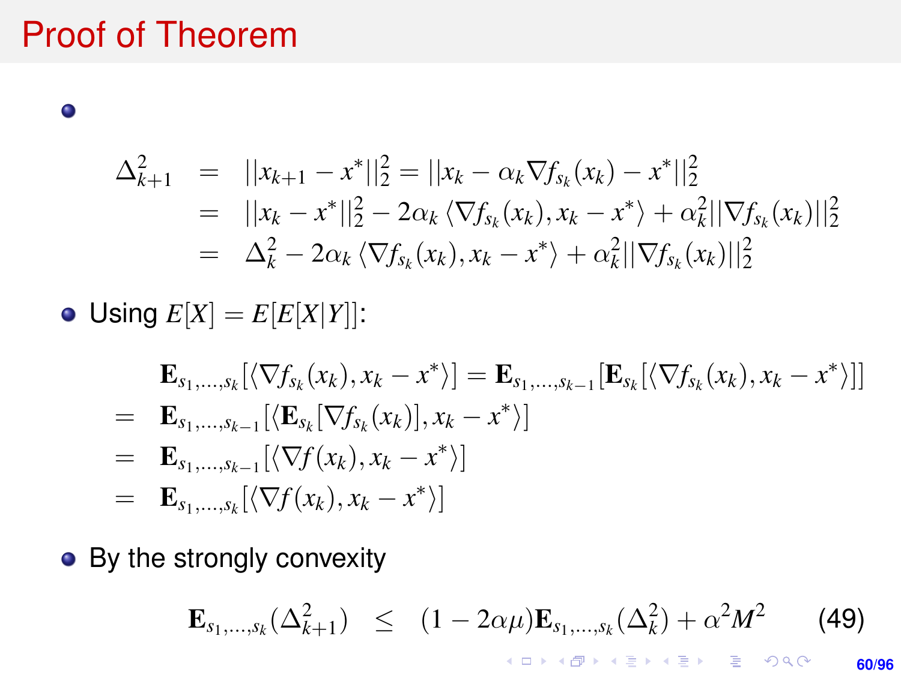# Proof of Theorem

- $$\begin{aligned}
\Delta_{k+1}^2 &= ||x_{k+1} - x^*||_2^2 = ||x_k - \alpha_k \nabla f_{s_k}(x_k) - x^*||_2^2 \\
&= ||x_k - x^*||_2^2 - 2\alpha_k \langle \nabla f_{s_k}(x_k), x_k - x^* \rangle + \alpha_k^2 ||\nabla f_{s_k}(x_k)||_2^2 \\
&= \Delta_k^2 - 2\alpha_k \langle \nabla f_{s_k}(x_k), x_k - x^* \rangle + \alpha_k^2 ||\nabla f_{s_k}(x_k)||_2^2
\end{aligned}$$

- Using $E[X] = E[E[X|Y]]$:

$$\begin{aligned}
& \mathbf{E}_{s_1,\ldots,s_k}[\langle \nabla f_{s_k}(x_k), x_k - x^* \rangle] = \mathbf{E}_{s_1,\ldots,s_{k-1}}[\mathbf{E}_{s_k}[\langle \nabla f_{s_k}(x_k), x_k - x^* \rangle]] \\
= \; & \mathbf{E}_{s_1,\ldots,s_{k-1}}[\langle \mathbf{E}_{s_k}[\nabla f_{s_k}(x_k)], x_k - x^* \rangle] \\
= \; & \mathbf{E}_{s_1,\ldots,s_{k-1}}[\langle \nabla f(x_k), x_k - x^* \rangle] \\
= \; & \mathbf{E}_{s_1,\ldots,s_k}[\langle \nabla f(x_k), x_k - x^* \rangle]
\end{aligned}$$

- By the strongly convexity

$$\mathbf{E}_{s_1,\ldots,s_k}(\Delta_{k+1}^2) \leq (1 - 2\alpha\mu)\mathbf{E}_{s_1,\ldots,s_k}(\Delta_k^2) + \alpha^2 M^2 \qquad (49)$$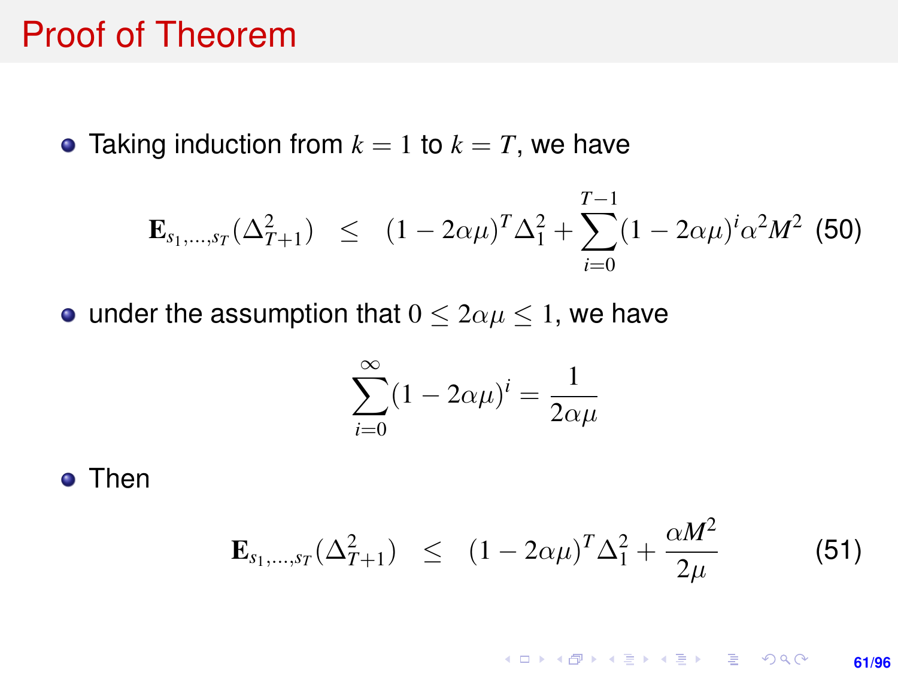# Proof of Theorem

- Taking induction from $k = 1$ to $k = T$, we have

$$\mathbf{E}_{s_1,\ldots,s_T}(\Delta_{T+1}^2) \leq (1 - 2\alpha\mu)^T \Delta_1^2 + \sum_{i=0}^{T-1} (1 - 2\alpha\mu)^i \alpha^2 M^2 \quad (50)$$

- under the assumption that $0 \leq 2\alpha\mu \leq 1$, we have

$$\sum_{i=0}^{\infty} (1 - 2\alpha\mu)^i = \frac{1}{2\alpha\mu}$$

- Then

$$\mathbf{E}_{s_1,\ldots,s_T}(\Delta_{T+1}^2) \leq (1 - 2\alpha\mu)^T \Delta_1^2 + \frac{\alpha M^2}{2\mu} \quad (51)$$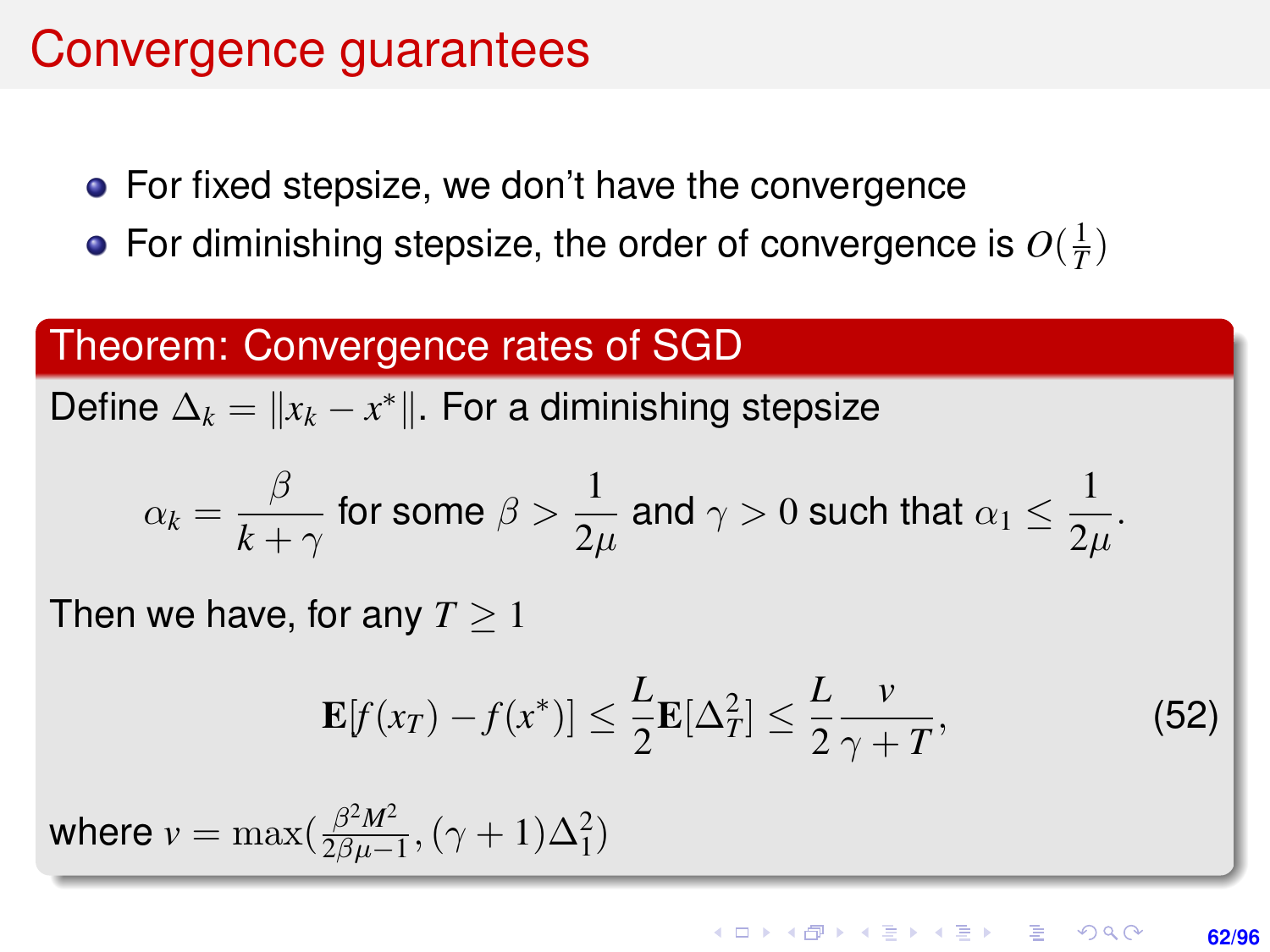# Convergence guarantees

- For fixed stepsize, we don't have the convergence
- For diminishing stepsize, the order of convergence is $O(\frac{1}{T})$

## Theorem: Convergence rates of SGD

Define $\Delta_k = \|x_k - x^*\|$. For a diminishing stepsize

$$\alpha_k = \frac{\beta}{k+\gamma} \text{ for some } \beta > \frac{1}{2\mu} \text{ and } \gamma > 0 \text{ such that } \alpha_1 \leq \frac{1}{2\mu}.$$

Then we have, for any $T \geq 1$

$$\mathbf{E}[f(x_T) - f(x^*)] \leq \frac{L}{2}\mathbf{E}[\Delta_T^2] \leq \frac{L}{2}\frac{v}{\gamma + T}, \tag{52}$$

where $v = \max(\frac{\beta^2 M^2}{2\beta\mu - 1}, (\gamma+1)\Delta_1^2)$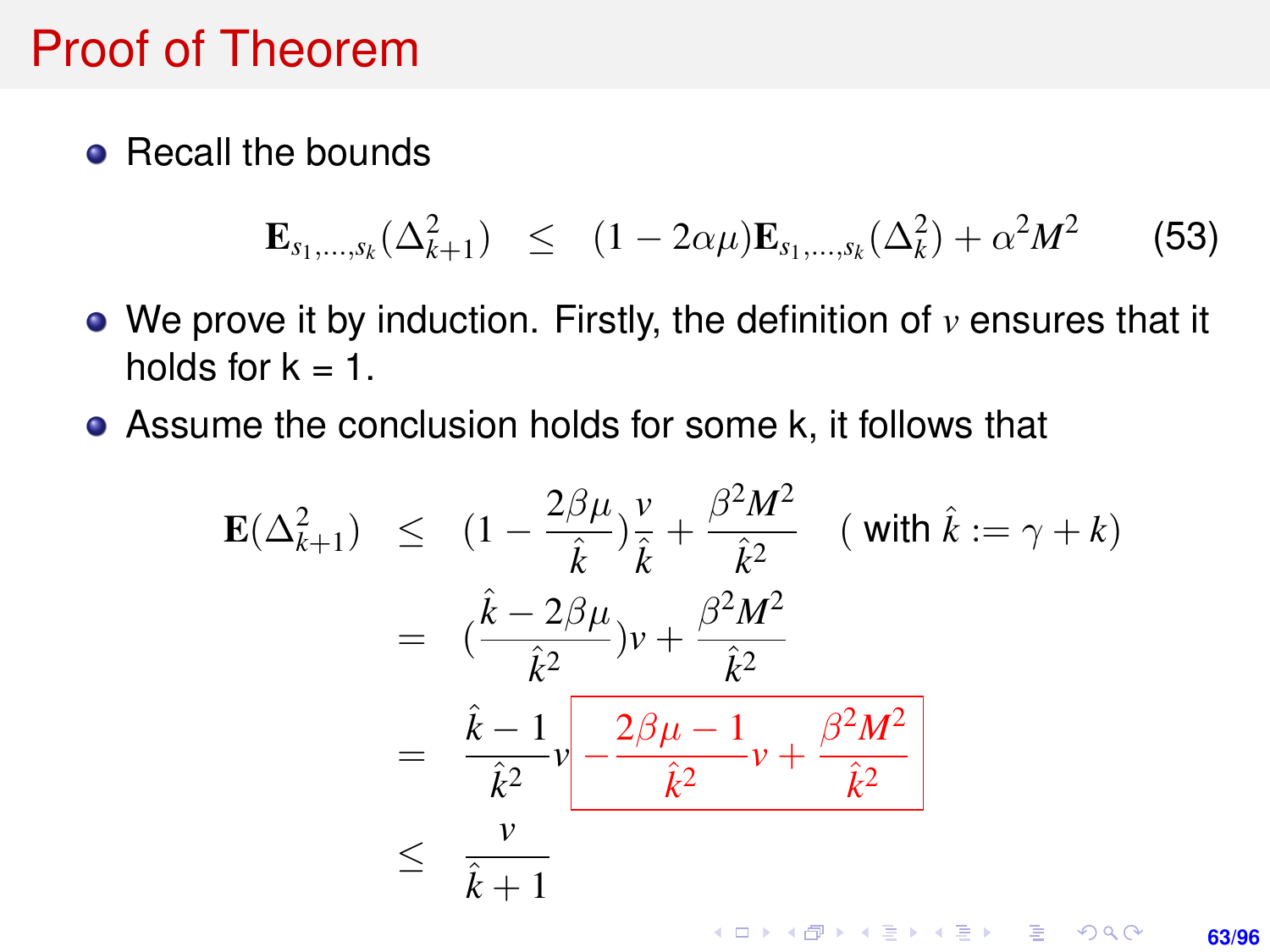# Proof of Theorem

- Recall the bounds

$$\mathbf{E}_{s_1,\ldots,s_k}(\Delta_{k+1}^2) \leq (1-2\alpha\mu)\mathbf{E}_{s_1,\ldots,s_k}(\Delta_k^2) + \alpha^2 M^2 \qquad (53)$$

- We prove it by induction. Firstly, the definition of $v$ ensures that it holds for k = 1.
- Assume the conclusion holds for some k, it follows that

$$\begin{aligned}
\mathbf{E}(\Delta_{k+1}^2) &\leq (1-\frac{2\beta\mu}{\hat{k}})\frac{v}{\hat{k}} + \frac{\beta^2 M^2}{\hat{k}^2} \quad (\text{ with } \hat{k} := \gamma + k) \\
&= (\frac{\hat{k}-2\beta\mu}{\hat{k}^2})v + \frac{\beta^2 M^2}{\hat{k}^2} \\
&= \frac{\hat{k}-1}{\hat{k}^2}v \boxed{-\frac{2\beta\mu - 1}{\hat{k}^2}v + \frac{\beta^2 M^2}{\hat{k}^2}} \\
&\leq \frac{v}{\hat{k}+1}
\end{aligned}$$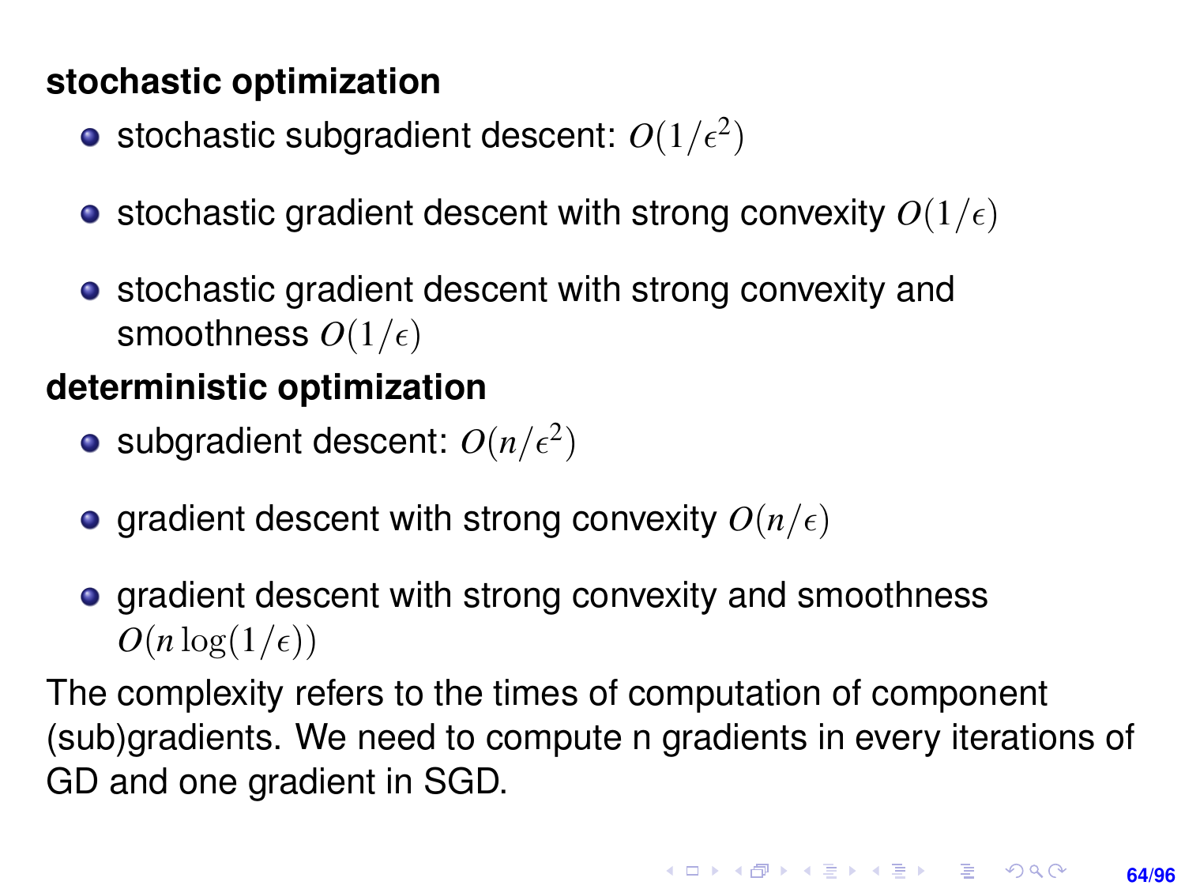**stochastic optimization**

- stochastic subgradient descent: $O(1/\epsilon^2)$
- stochastic gradient descent with strong convexity $O(1/\epsilon)$
- stochastic gradient descent with strong convexity and smoothness $O(1/\epsilon)$

**deterministic optimization**

- subgradient descent: $O(n/\epsilon^2)$
- gradient descent with strong convexity $O(n/\epsilon)$
- gradient descent with strong convexity and smoothness $O(n\log(1/\epsilon))$

The complexity refers to the times of computation of component (sub)gradients. We need to compute n gradients in every iterations of GD and one gradient in SGD.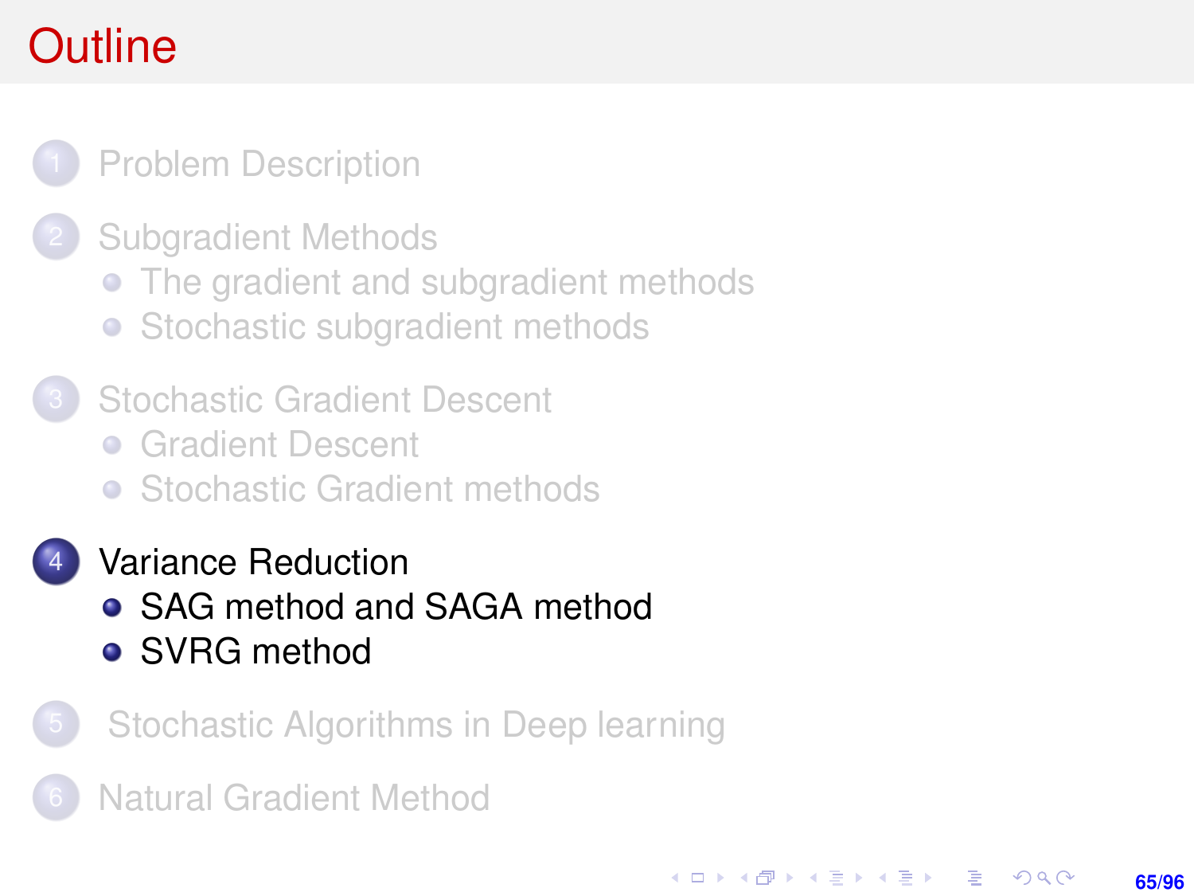# Outline

1. Problem Description
2. Subgradient Methods
   - The gradient and subgradient methods
   - Stochastic subgradient methods
3. Stochastic Gradient Descent
   - Gradient Descent
   - Stochastic Gradient methods
4. Variance Reduction
   - SAG method and SAGA method
   - SVRG method
5. Stochastic Algorithms in Deep learning
6. Natural Gradient Method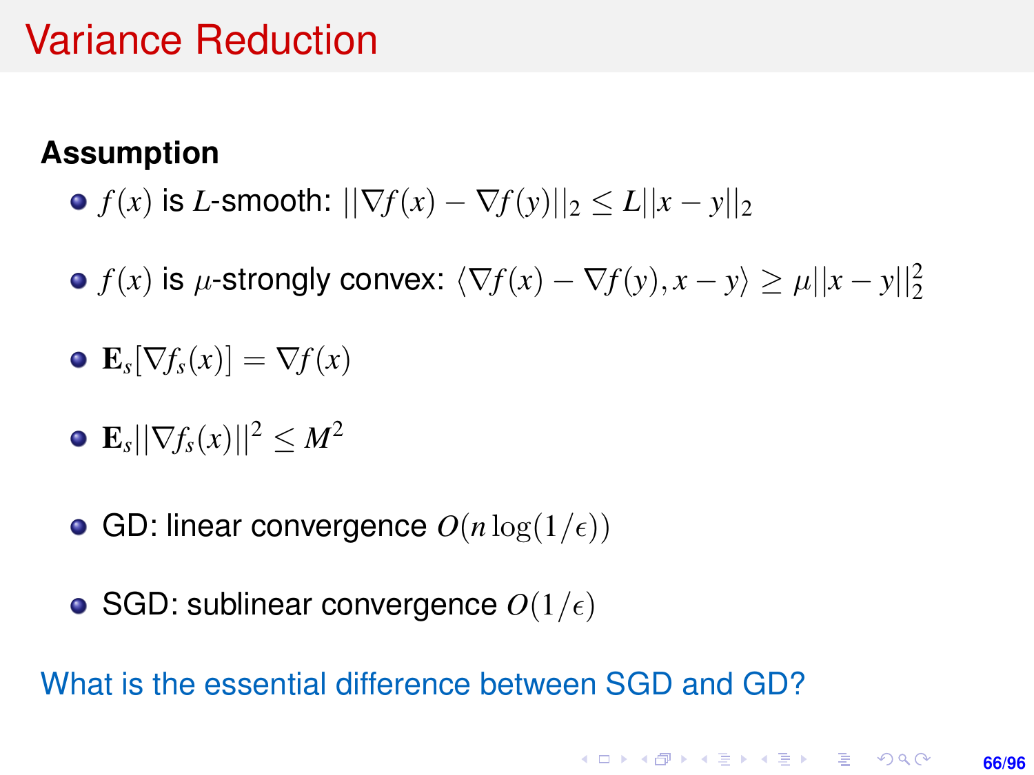# Variance Reduction

**Assumption**

- $f(x)$ is $L$-smooth: $||\nabla f(x) - \nabla f(y)||_2 \leq L||x - y||_2$
- $f(x)$ is $\mu$-strongly convex: $\langle \nabla f(x) - \nabla f(y), x - y \rangle \geq \mu ||x - y||_2^2$
- $\mathbf{E}_s[\nabla f_s(x)] = \nabla f(x)$
- $\mathbf{E}_s||\nabla f_s(x)||^2 \leq M^2$

- GD: linear convergence $O(n \log(1/\epsilon))$
- SGD: sublinear convergence $O(1/\epsilon)$

What is the essential difference between SGD and GD?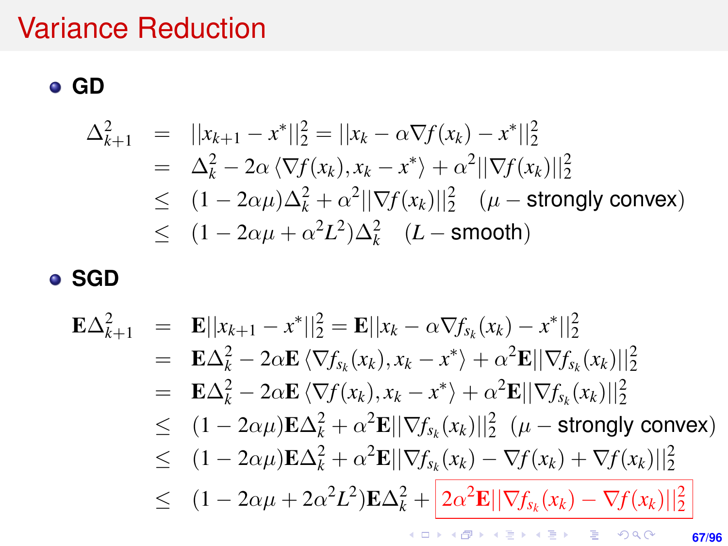# Variance Reduction

- **GD**

$$
\begin{aligned}
\Delta_{k+1}^2 &= ||x_{k+1} - x^*||_2^2 = ||x_k - \alpha \nabla f(x_k) - x^*||_2^2 \\
&= \Delta_k^2 - 2\alpha \langle \nabla f(x_k), x_k - x^* \rangle + \alpha^2 ||\nabla f(x_k)||_2^2 \\
&\leq (1 - 2\alpha\mu)\Delta_k^2 + \alpha^2 ||\nabla f(x_k)||_2^2 \quad (\mu - \text{strongly convex}) \\
&\leq (1 - 2\alpha\mu + \alpha^2 L^2)\Delta_k^2 \quad (L - \text{smooth})
\end{aligned}
$$

- **SGD**

$$
\begin{aligned}
\mathbf{E}\Delta_{k+1}^2 &= \mathbf{E}||x_{k+1} - x^*||_2^2 = \mathbf{E}||x_k - \alpha \nabla f_{s_k}(x_k) - x^*||_2^2 \\
&= \mathbf{E}\Delta_k^2 - 2\alpha \mathbf{E} \langle \nabla f_{s_k}(x_k), x_k - x^* \rangle + \alpha^2 \mathbf{E}||\nabla f_{s_k}(x_k)||_2^2 \\
&= \mathbf{E}\Delta_k^2 - 2\alpha \mathbf{E} \langle \nabla f(x_k), x_k - x^* \rangle + \alpha^2 \mathbf{E}||\nabla f_{s_k}(x_k)||_2^2 \\
&\leq (1 - 2\alpha\mu)\mathbf{E}\Delta_k^2 + \alpha^2 \mathbf{E}||\nabla f_{s_k}(x_k)||_2^2 \quad (\mu - \text{strongly convex}) \\
&\leq (1 - 2\alpha\mu)\mathbf{E}\Delta_k^2 + \alpha^2 \mathbf{E}||\nabla f_{s_k}(x_k) - \nabla f(x_k) + \nabla f(x_k)||_2^2 \\
&\leq (1 - 2\alpha\mu + 2\alpha^2 L^2)\mathbf{E}\Delta_k^2 + \boxed{2\alpha^2 \mathbf{E}||\nabla f_{s_k}(x_k) - \nabla f(x_k)||_2^2}
\end{aligned}
$$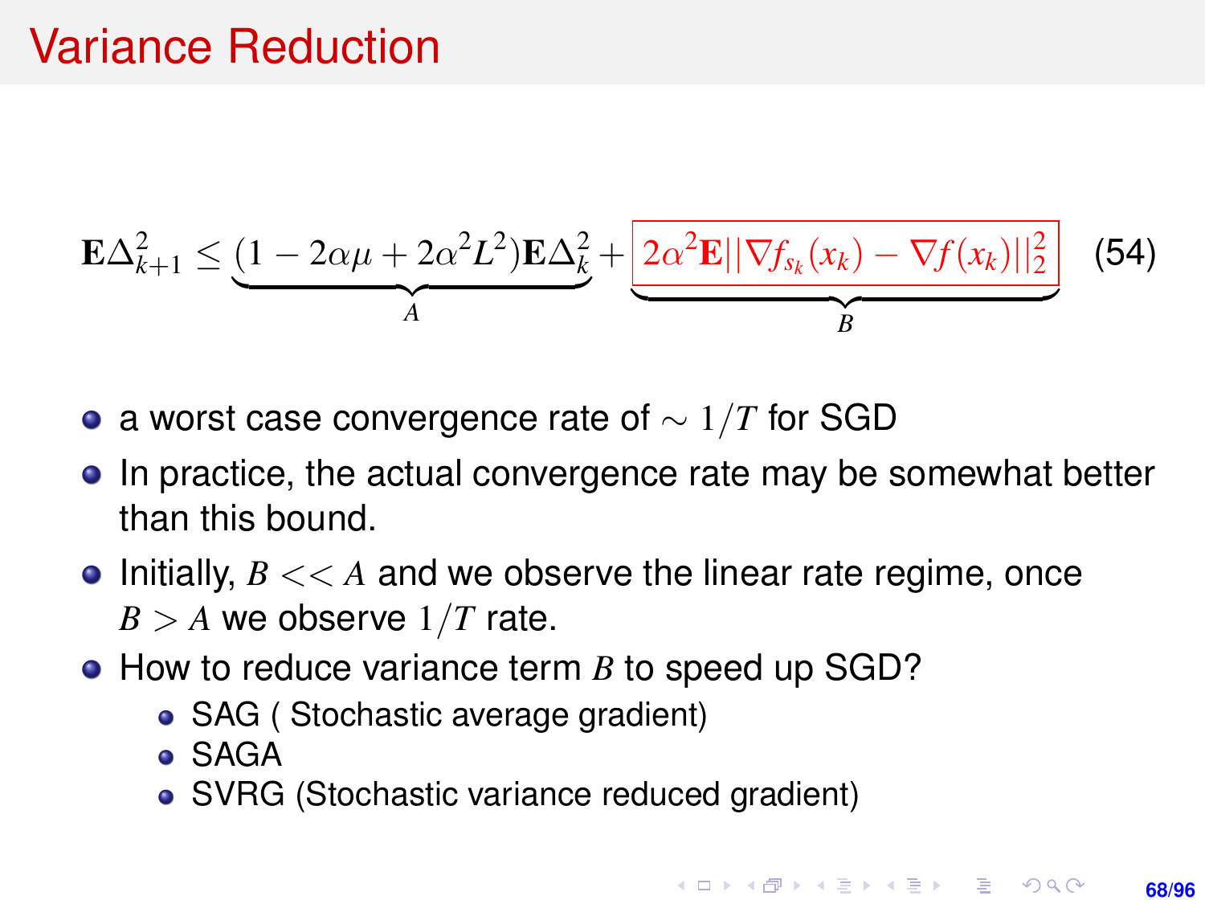# Variance Reduction

$$\mathbf{E}\Delta_{k+1}^2 \leq \underbrace{(1 - 2\alpha\mu + 2\alpha^2 L^2)\mathbf{E}\Delta_k^2}_{A} + \underbrace{\boxed{2\alpha^2 \mathbf{E}||\nabla f_{s_k}(x_k) - \nabla f(x_k)||_2^2}}_{B} \quad (54)$$

- a worst case convergence rate of $\sim 1/T$ for SGD
- In practice, the actual convergence rate may be somewhat better than this bound.
- Initially, $B << A$ and we observe the linear rate regime, once $B > A$ we observe $1/T$ rate.
- How to reduce variance term $B$ to speed up SGD?
  - SAG ( Stochastic average gradient)
  - SAGA
  - SVRG (Stochastic variance reduced gradient)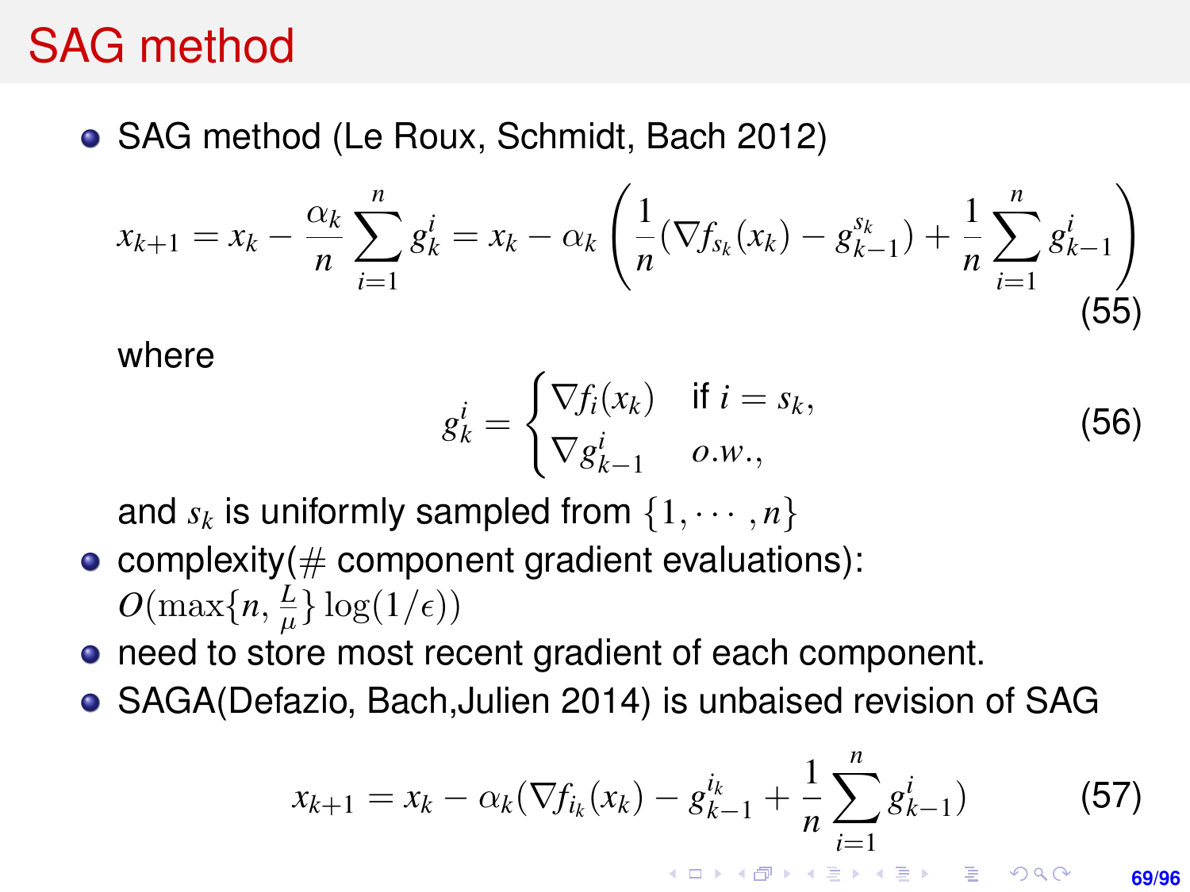# SAG method

- SAG method (Le Roux, Schmidt, Bach 2012)

$$x_{k+1} = x_k - \frac{\alpha_k}{n}\sum_{i=1}^{n} g_k^i = x_k - \alpha_k \left( \frac{1}{n}(\nabla f_{s_k}(x_k) - g_{k-1}^{s_k}) + \frac{1}{n}\sum_{i=1}^{n} g_{k-1}^i \right) \tag{55}$$

  where

$$g_k^i = \begin{cases} \nabla f_i(x_k) & \text{if } i = s_k, \\ \nabla g_{k-1}^i & o.w., \end{cases} \tag{56}$$

  and $s_k$ is uniformly sampled from $\{1, \cdots, n\}$
- complexity($\#$ component gradient evaluations): $O(\max\{n, \frac{L}{\mu}\}\log(1/\epsilon))$
- need to store most recent gradient of each component.
- SAGA(Defazio, Bach,Julien 2014) is unbaised revision of SAG

$$x_{k+1} = x_k - \alpha_k(\nabla f_{i_k}(x_k) - g_{k-1}^{i_k} + \frac{1}{n}\sum_{i=1}^{n} g_{k-1}^i) \tag{57}$$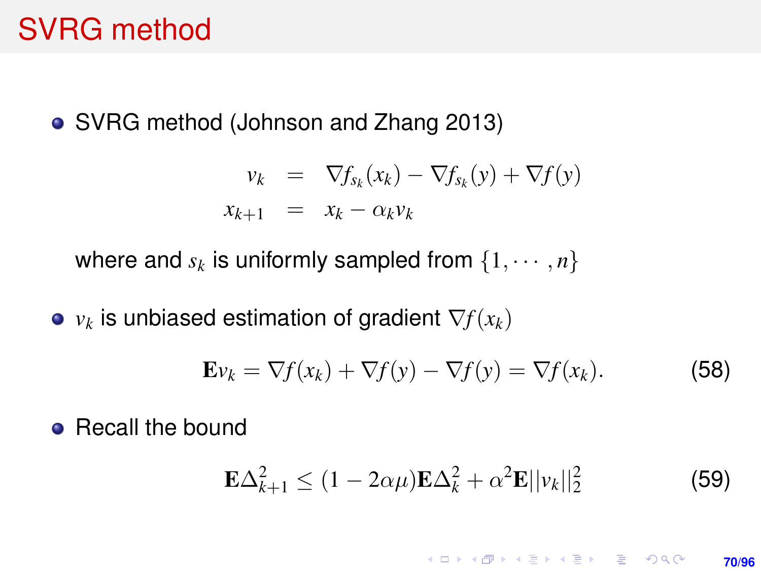# SVRG method

- SVRG method (Johnson and Zhang 2013)

$$
\begin{aligned}
v_k &= \nabla f_{s_k}(x_k) - \nabla f_{s_k}(y) + \nabla f(y) \\
x_{k+1} &= x_k - \alpha_k v_k
\end{aligned}
$$

  where and $s_k$ is uniformly sampled from $\{1, \cdots, n\}$

- $v_k$ is unbiased estimation of gradient $\nabla f(x_k)$

$$
\mathbf{E} v_k = \nabla f(x_k) + \nabla f(y) - \nabla f(y) = \nabla f(x_k). \tag{58}
$$

- Recall the bound

$$
\mathbf{E}\Delta_{k+1}^2 \leq (1 - 2\alpha\mu)\mathbf{E}\Delta_k^2 + \alpha^2 \mathbf{E}||v_k||_2^2 \tag{59}
$$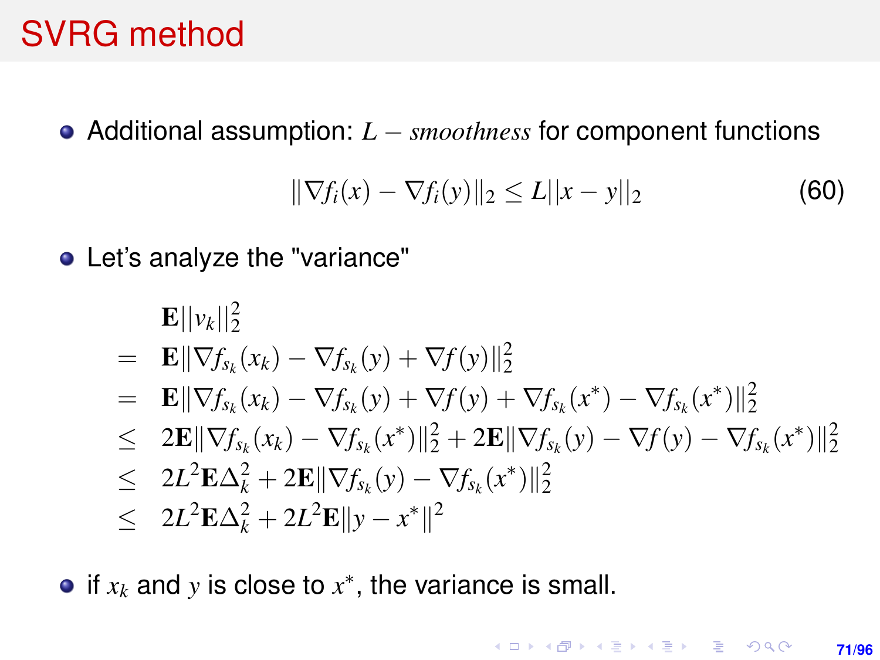# SVRG method

- Additional assumption: $L - smoothness$ for component functions

$$\|\nabla f_i(x) - \nabla f_i(y)\|_2 \leq L||x - y||_2 \tag{60}$$

- Let's analyze the "variance"

$$
\begin{aligned}
& \mathbf{E}||v_k||_2^2 \\
= \; & \mathbf{E}\|\nabla f_{s_k}(x_k) - \nabla f_{s_k}(y) + \nabla f(y)\|_2^2 \\
= \; & \mathbf{E}\|\nabla f_{s_k}(x_k) - \nabla f_{s_k}(y) + \nabla f(y) + \nabla f_{s_k}(x^*) - \nabla f_{s_k}(x^*)\|_2^2 \\
\leq \; & 2\mathbf{E}\|\nabla f_{s_k}(x_k) - \nabla f_{s_k}(x^*)\|_2^2 + 2\mathbf{E}\|\nabla f_{s_k}(y) - \nabla f(y) - \nabla f_{s_k}(x^*)\|_2^2 \\
\leq \; & 2L^2\mathbf{E}\Delta_k^2 + 2\mathbf{E}\|\nabla f_{s_k}(y) - \nabla f_{s_k}(x^*)\|_2^2 \\
\leq \; & 2L^2\mathbf{E}\Delta_k^2 + 2L^2\mathbf{E}\|y - x^*\|^2
\end{aligned}
$$

- if $x_k$ and $y$ is close to $x^*$, the variance is small.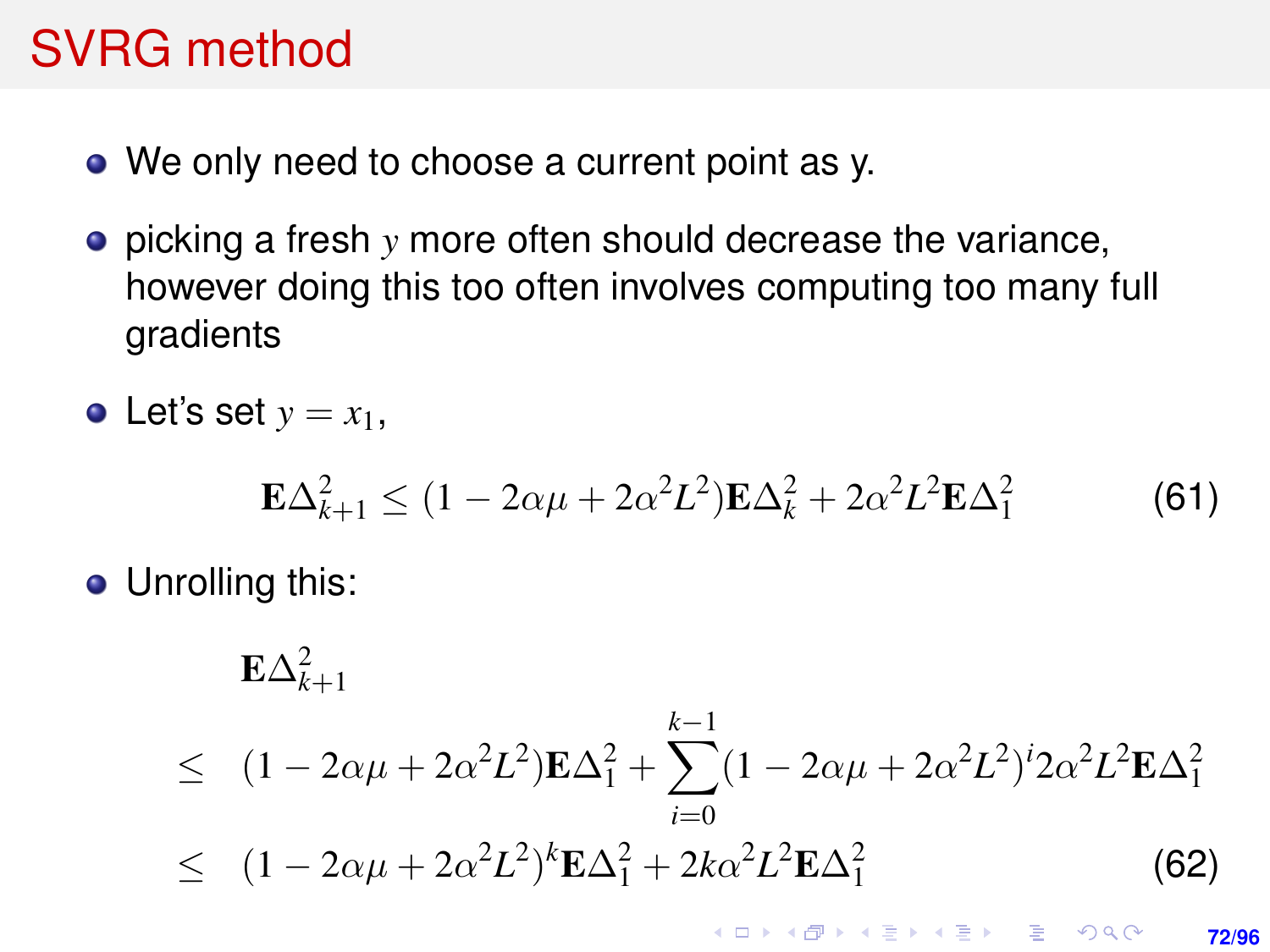# SVRG method

- We only need to choose a current point as y.
- picking a fresh $y$ more often should decrease the variance, however doing this too often involves computing too many full gradients
- Let's set $y = x_1$,

$$\mathbf{E}\Delta_{k+1}^2 \leq (1 - 2\alpha\mu + 2\alpha^2 L^2)\mathbf{E}\Delta_k^2 + 2\alpha^2 L^2 \mathbf{E}\Delta_1^2 \tag{61}$$

- Unrolling this:

$$\begin{aligned}
&\mathbf{E}\Delta_{k+1}^2 \\
&\leq (1 - 2\alpha\mu + 2\alpha^2 L^2)\mathbf{E}\Delta_1^2 + \sum_{i=0}^{k-1}(1 - 2\alpha\mu + 2\alpha^2 L^2)^i 2\alpha^2 L^2 \mathbf{E}\Delta_1^2 \\
&\leq (1 - 2\alpha\mu + 2\alpha^2 L^2)^k \mathbf{E}\Delta_1^2 + 2k\alpha^2 L^2 \mathbf{E}\Delta_1^2
\end{aligned} \tag{62}$$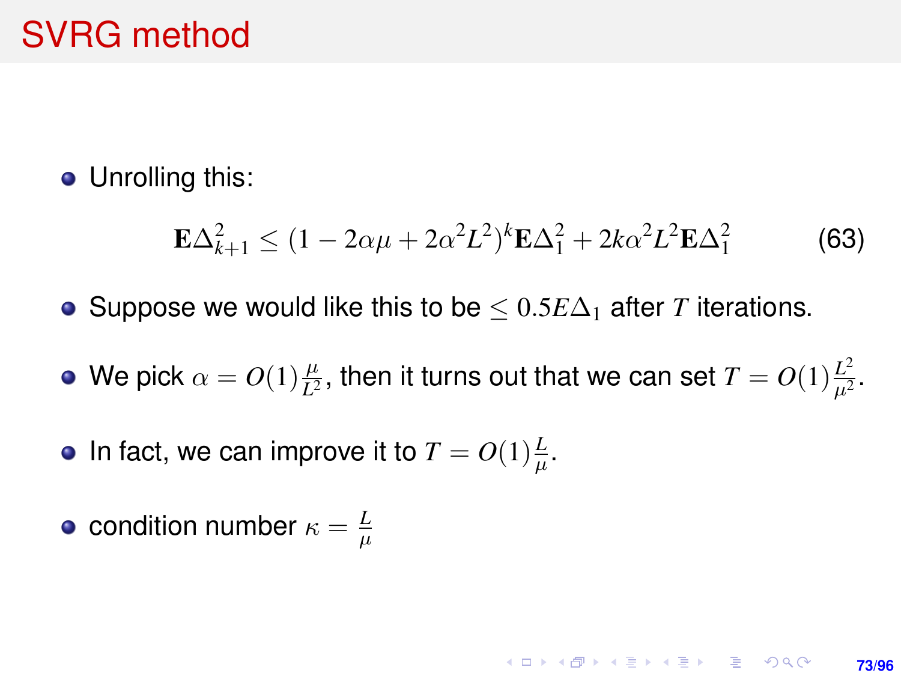# SVRG method

- Unrolling this:

$$\mathbf{E}\Delta_{k+1}^2 \le (1 - 2\alpha\mu + 2\alpha^2 L^2)^k \mathbf{E}\Delta_1^2 + 2k\alpha^2 L^2 \mathbf{E}\Delta_1^2 \tag{63}$$

- Suppose we would like this to be $\le 0.5 E\Delta_1$ after $T$ iterations.
- We pick $\alpha = O(1)\frac{\mu}{L^2}$, then it turns out that we can set $T = O(1)\frac{L^2}{\mu^2}$.
- In fact, we can improve it to $T = O(1)\frac{L}{\mu}$.
- condition number $\kappa = \frac{L}{\mu}$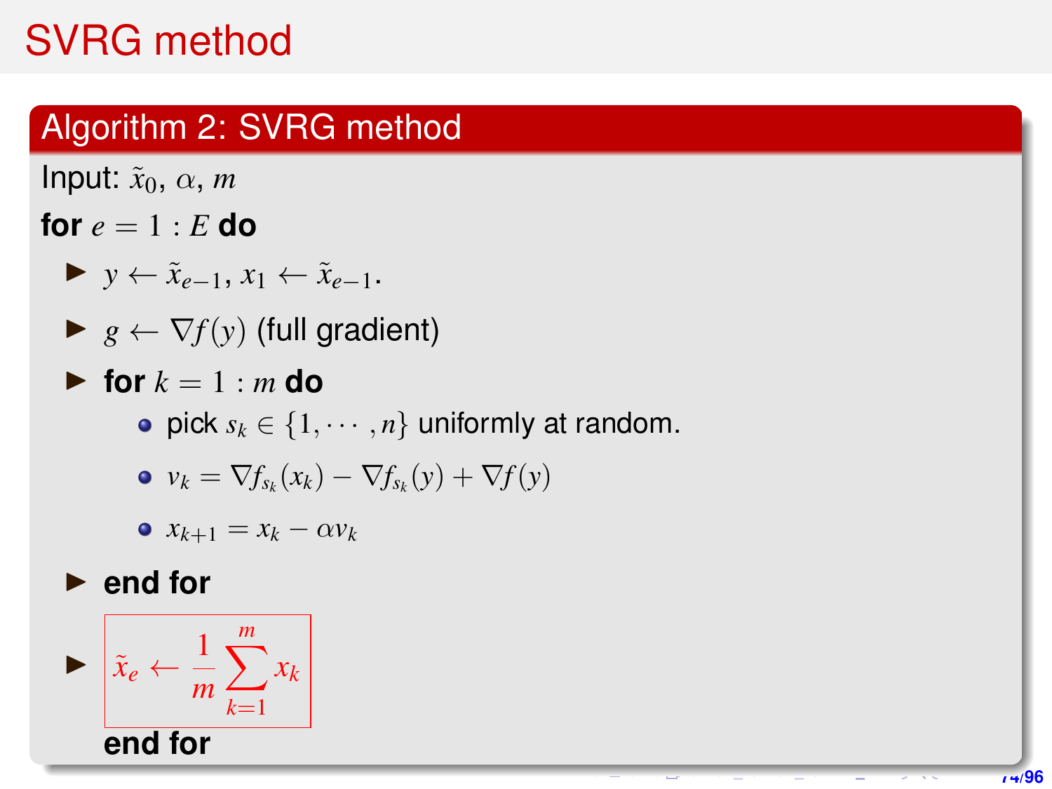# SVRG method

## Algorithm 2: SVRG method

Input: $\tilde{x}_0$, $\alpha$, $m$

**for** $e = 1 : E$ **do**

- $y \leftarrow \tilde{x}_{e-1}$, $x_1 \leftarrow \tilde{x}_{e-1}$.
- $g \leftarrow \nabla f(y)$ (full gradient)
- **for** $k = 1 : m$ **do**
  - pick $s_k \in \{1, \cdots, n\}$ uniformly at random.
  - $v_k = \nabla f_{s_k}(x_k) - \nabla f_{s_k}(y) + \nabla f(y)$
  - $x_{k+1} = x_k - \alpha v_k$
- **end for**
- $$\tilde{x}_e \leftarrow \frac{1}{m} \sum_{k=1}^{m} x_k$$

**end for**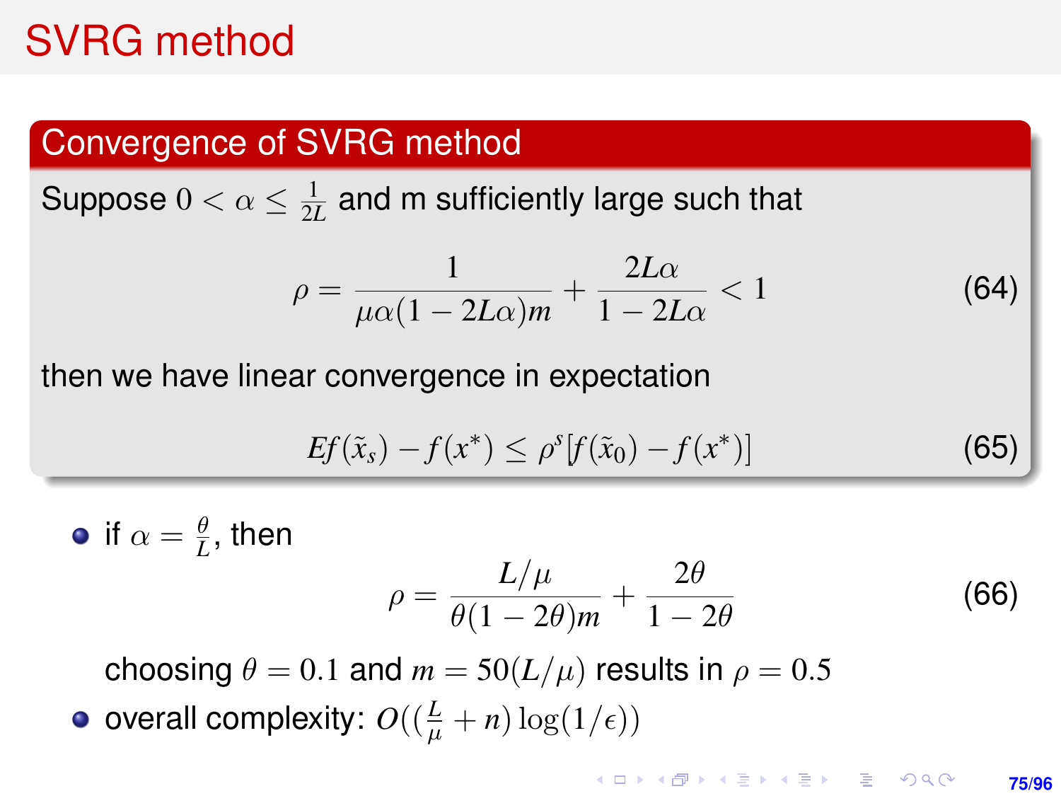# SVRG method

## Convergence of SVRG method

Suppose $0 < \alpha \leq \frac{1}{2L}$ and m sufficiently large such that

$$\rho = \frac{1}{\mu\alpha(1-2L\alpha)m} + \frac{2L\alpha}{1-2L\alpha} < 1 \tag{64}$$

then we have linear convergence in expectation

$$Ef(\tilde{x}_s) - f(x^*) \leq \rho^s[f(\tilde{x}_0) - f(x^*)] \tag{65}$$

- if $\alpha = \frac{\theta}{L}$, then

$$\rho = \frac{L/\mu}{\theta(1-2\theta)m} + \frac{2\theta}{1-2\theta} \tag{66}$$

  choosing $\theta = 0.1$ and $m = 50(L/\mu)$ results in $\rho = 0.5$

- overall complexity: $O((\frac{L}{\mu} + n)\log(1/\epsilon))$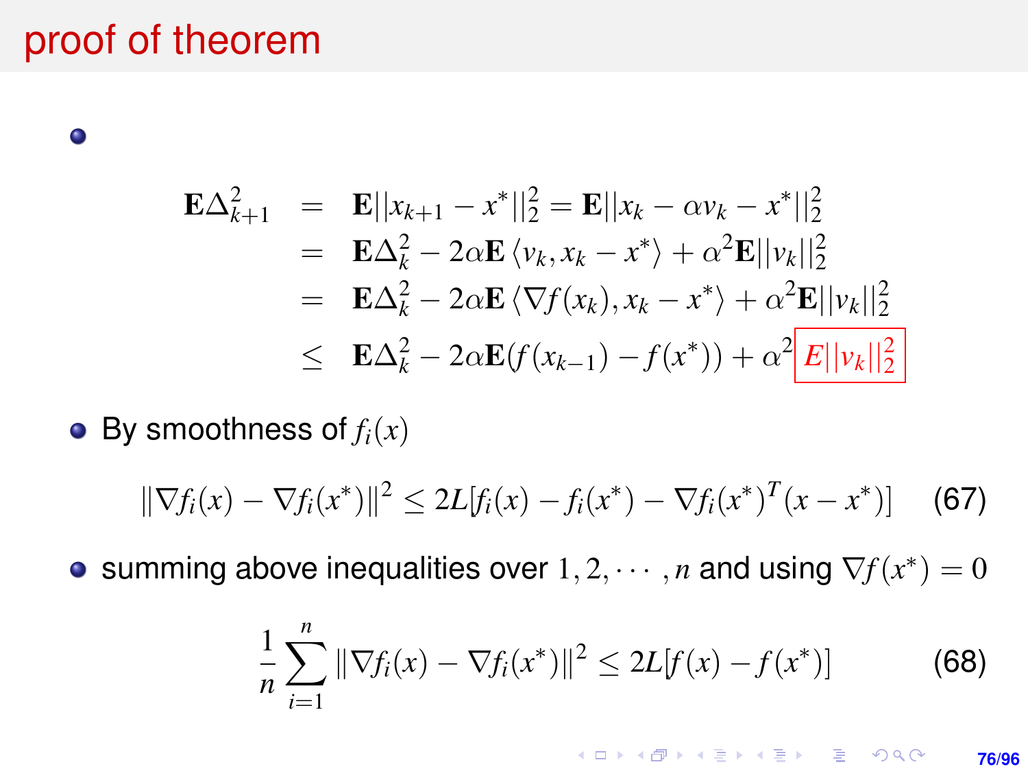# proof of theorem

- $$\begin{aligned}
\mathbf{E}\Delta_{k+1}^2 &= \mathbf{E}||x_{k+1} - x^*||_2^2 = \mathbf{E}||x_k - \alpha v_k - x^*||_2^2 \\
&= \mathbf{E}\Delta_k^2 - 2\alpha\mathbf{E}\langle v_k, x_k - x^*\rangle + \alpha^2\mathbf{E}||v_k||_2^2 \\
&= \mathbf{E}\Delta_k^2 - 2\alpha\mathbf{E}\langle \nabla f(x_k), x_k - x^*\rangle + \alpha^2\mathbf{E}||v_k||_2^2 \\
&\leq \mathbf{E}\Delta_k^2 - 2\alpha\mathbf{E}(f(x_{k-1}) - f(x^*)) + \alpha^2 \boxed{E||v_k||_2^2}
\end{aligned}$$

- By smoothness of $f_i(x)$

$$\|\nabla f_i(x) - \nabla f_i(x^*)\|^2 \leq 2L[f_i(x) - f_i(x^*) - \nabla f_i(x^*)^T(x - x^*)] \quad (67)$$

- summing above inequalities over $1, 2, \cdots, n$ and using $\nabla f(x^*) = 0$

$$\frac{1}{n}\sum_{i=1}^{n} \|\nabla f_i(x) - \nabla f_i(x^*)\|^2 \leq 2L[f(x) - f(x^*)] \quad (68)$$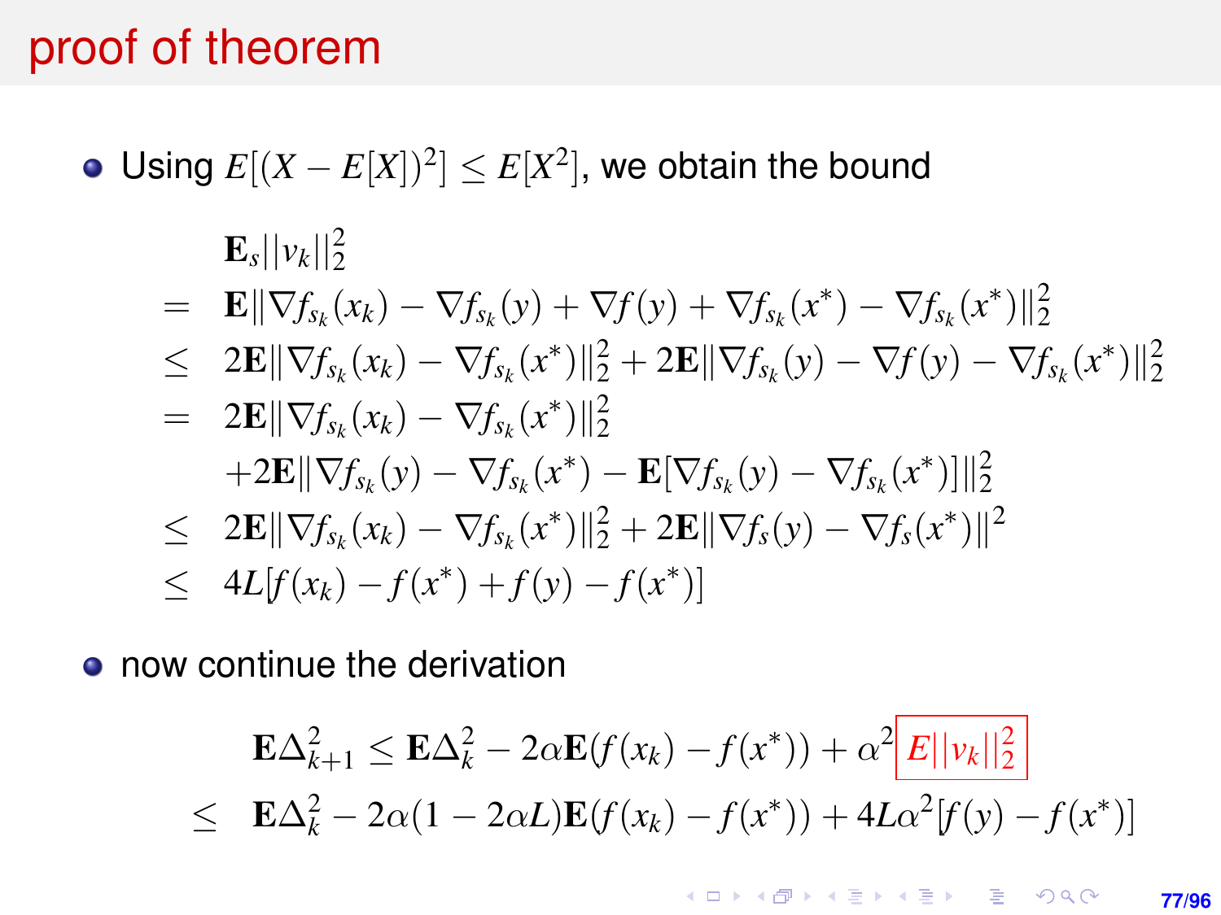# proof of theorem

- Using $E[(X - E[X])^2] \le E[X^2]$, we obtain the bound

$$
\begin{aligned}
& \mathbf{E}_s||v_k||_2^2 \\
= \;& \mathbf{E}\|\nabla f_{s_k}(x_k) - \nabla f_{s_k}(y) + \nabla f(y) + \nabla f_{s_k}(x^*) - \nabla f_{s_k}(x^*)\|_2^2 \\
\le \;& 2\mathbf{E}\|\nabla f_{s_k}(x_k) - \nabla f_{s_k}(x^*)\|_2^2 + 2\mathbf{E}\|\nabla f_{s_k}(y) - \nabla f(y) - \nabla f_{s_k}(x^*)\|_2^2 \\
= \;& 2\mathbf{E}\|\nabla f_{s_k}(x_k) - \nabla f_{s_k}(x^*)\|_2^2 \\
& + 2\mathbf{E}\|\nabla f_{s_k}(y) - \nabla f_{s_k}(x^*) - \mathbf{E}[\nabla f_{s_k}(y) - \nabla f_{s_k}(x^*)]\|_2^2 \\
\le \;& 2\mathbf{E}\|\nabla f_{s_k}(x_k) - \nabla f_{s_k}(x^*)\|_2^2 + 2\mathbf{E}\|\nabla f_s(y) - \nabla f_s(x^*)\|^2 \\
\le \;& 4L[f(x_k) - f(x^*) + f(y) - f(x^*)]
\end{aligned}
$$

- now continue the derivation

$$
\begin{aligned}
\mathbf{E}\Delta_{k+1}^2 &\le \mathbf{E}\Delta_k^2 - 2\alpha\mathbf{E}(f(x_k) - f(x^*)) + \alpha^2 \boxed{E||v_k||_2^2} \\
&\le \mathbf{E}\Delta_k^2 - 2\alpha(1 - 2\alpha L)\mathbf{E}(f(x_k) - f(x^*)) + 4L\alpha^2[f(y) - f(x^*)]
\end{aligned}
$$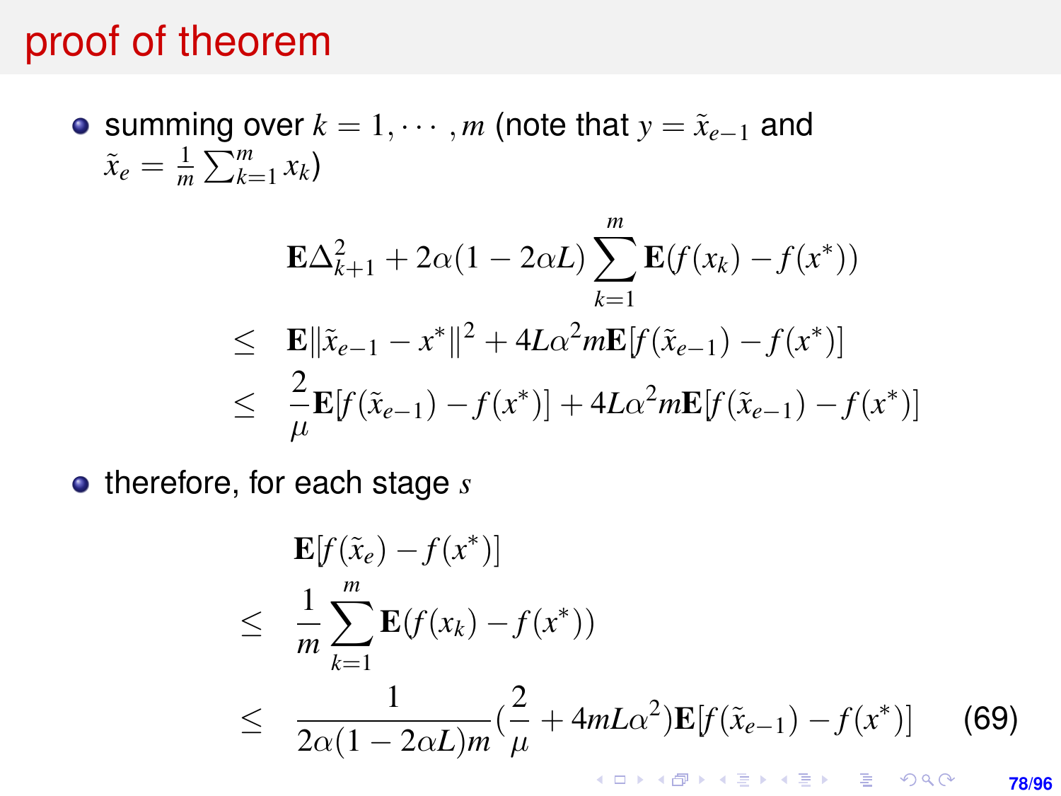# proof of theorem

- summing over $k = 1, \cdots, m$ (note that $y = \tilde{x}_{e-1}$ and $\tilde{x}_e = \frac{1}{m}\sum_{k=1}^{m} x_k$)

$$
\begin{aligned}
& \mathbf{E}\Delta_{k+1}^2 + 2\alpha(1 - 2\alpha L)\sum_{k=1}^{m}\mathbf{E}(f(x_k) - f(x^*)) \\
\leq \quad & \mathbf{E}\|\tilde{x}_{e-1} - x^*\|^2 + 4L\alpha^2 m\mathbf{E}[f(\tilde{x}_{e-1}) - f(x^*)] \\
\leq \quad & \frac{2}{\mu}\mathbf{E}[f(\tilde{x}_{e-1}) - f(x^*)] + 4L\alpha^2 m\mathbf{E}[f(\tilde{x}_{e-1}) - f(x^*)]
\end{aligned}
$$

- therefore, for each stage $s$

$$
\begin{aligned}
& \mathbf{E}[f(\tilde{x}_e) - f(x^*)] \\
\leq \quad & \frac{1}{m}\sum_{k=1}^{m}\mathbf{E}(f(x_k) - f(x^*)) \\
\leq \quad & \frac{1}{2\alpha(1 - 2\alpha L)m}\left(\frac{2}{\mu} + 4mL\alpha^2\right)\mathbf{E}[f(\tilde{x}_{e-1}) - f(x^*)] \qquad (69)
\end{aligned}
$$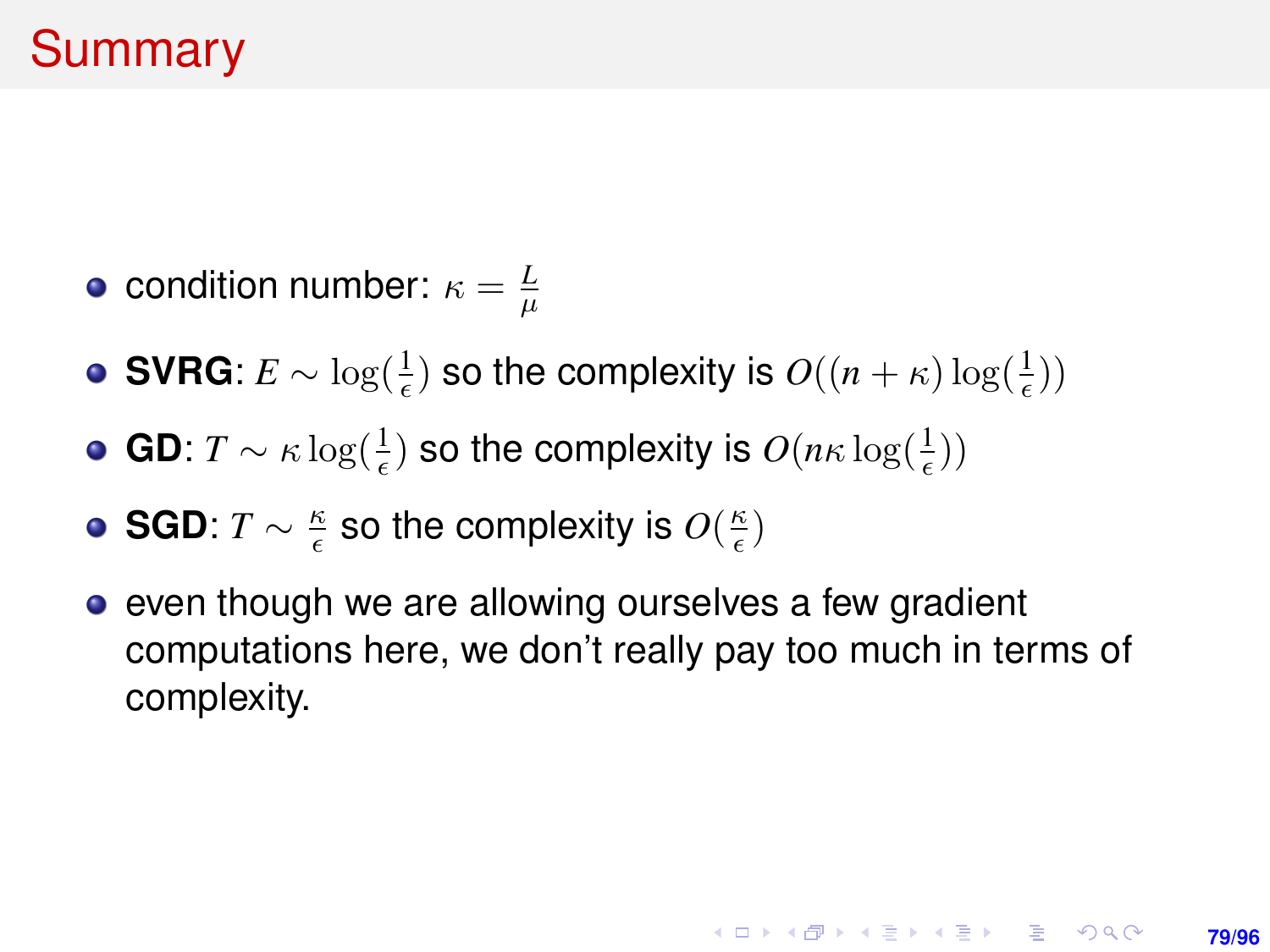# Summary

- condition number: $\kappa = \frac{L}{\mu}$
- **SVRG**: $E \sim \log(\frac{1}{\epsilon})$ so the complexity is $O((n+\kappa)\log(\frac{1}{\epsilon}))$
- **GD**: $T \sim \kappa \log(\frac{1}{\epsilon})$ so the complexity is $O(n\kappa \log(\frac{1}{\epsilon}))$
- **SGD**: $T \sim \frac{\kappa}{\epsilon}$ so the complexity is $O(\frac{\kappa}{\epsilon})$
- even though we are allowing ourselves a few gradient computations here, we don't really pay too much in terms of complexity.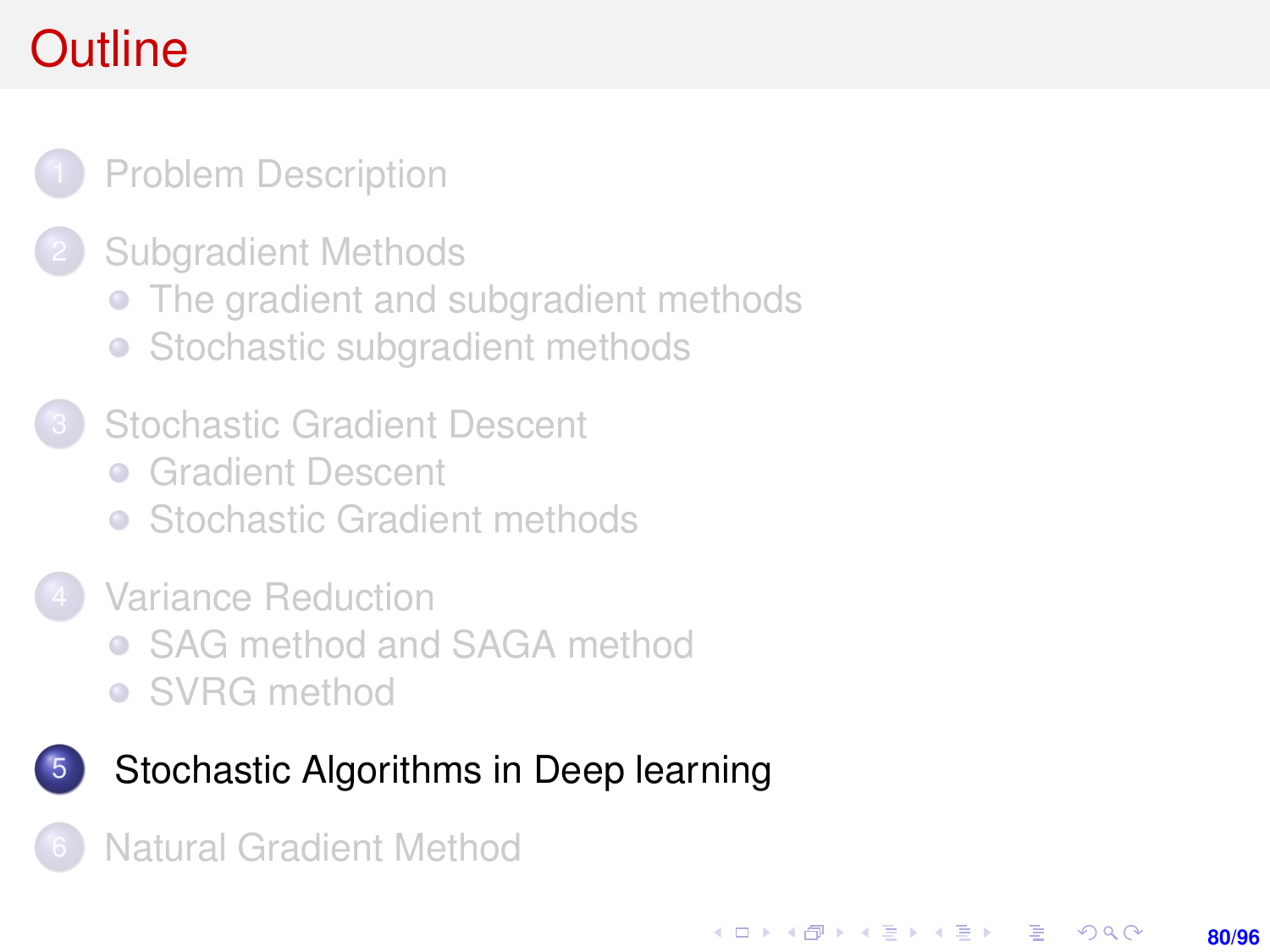# Outline

1. Problem Description
2. Subgradient Methods
   - The gradient and subgradient methods
   - Stochastic subgradient methods
3. Stochastic Gradient Descent
   - Gradient Descent
   - Stochastic Gradient methods
4. Variance Reduction
   - SAG method and SAGA method
   - SVRG method
5. **Stochastic Algorithms in Deep learning**
6. Natural Gradient Method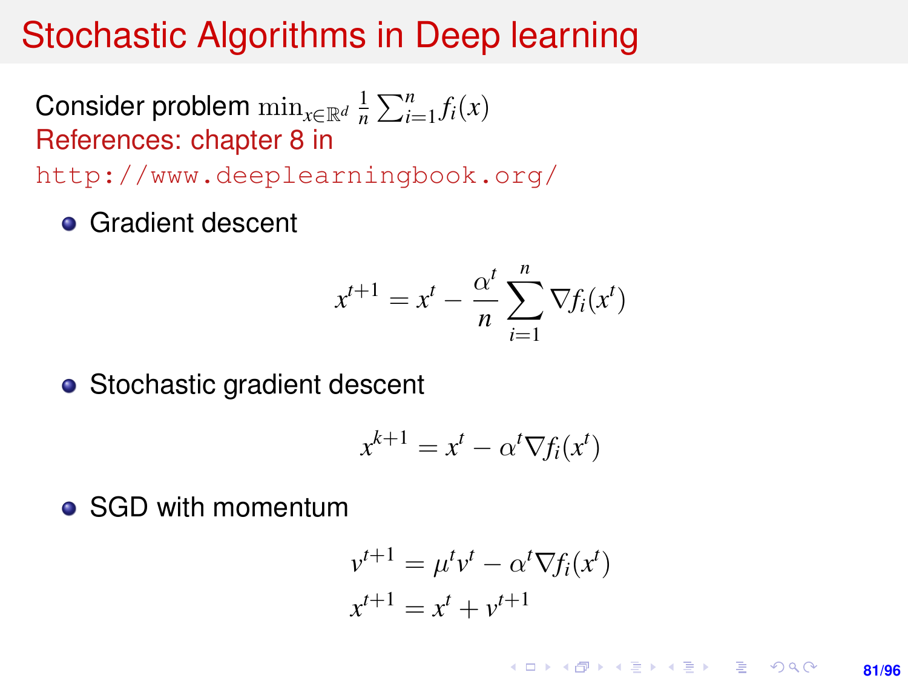# Stochastic Algorithms in Deep learning

Consider problem $\min_{x \in \mathbb{R}^d} \frac{1}{n} \sum_{i=1}^n f_i(x)$

References: chapter 8 in

http://www.deeplearningbook.org/

- Gradient descent

$$x^{t+1} = x^t - \frac{\alpha^t}{n} \sum_{i=1}^n \nabla f_i(x^t)$$

- Stochastic gradient descent

$$x^{k+1} = x^t - \alpha^t \nabla f_i(x^t)$$

- SGD with momentum

$$v^{t+1} = \mu^t v^t - \alpha^t \nabla f_i(x^t)$$
$$x^{t+1} = x^t + v^{t+1}$$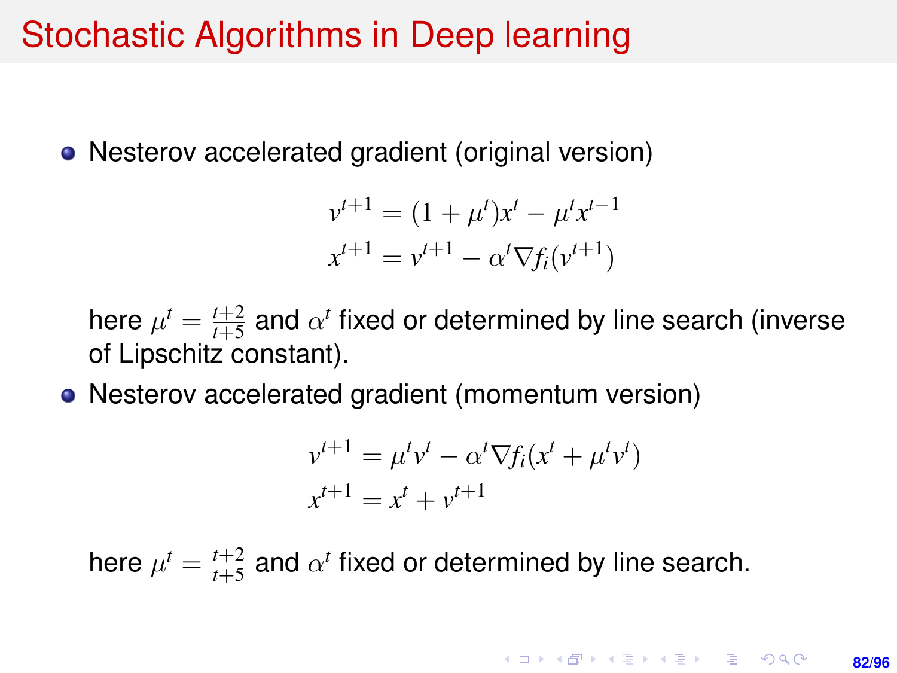# Stochastic Algorithms in Deep learning

- Nesterov accelerated gradient (original version)

$$v^{t+1} = (1 + \mu^t)x^t - \mu^t x^{t-1}$$
$$x^{t+1} = v^{t+1} - \alpha^t \nabla f_i(v^{t+1})$$

  here $\mu^t = \frac{t+2}{t+5}$ and $\alpha^t$ fixed or determined by line search (inverse of Lipschitz constant).

- Nesterov accelerated gradient (momentum version)

$$v^{t+1} = \mu^t v^t - \alpha^t \nabla f_i(x^t + \mu^t v^t)$$
$$x^{t+1} = x^t + v^{t+1}$$

  here $\mu^t = \frac{t+2}{t+5}$ and $\alpha^t$ fixed or determined by line search.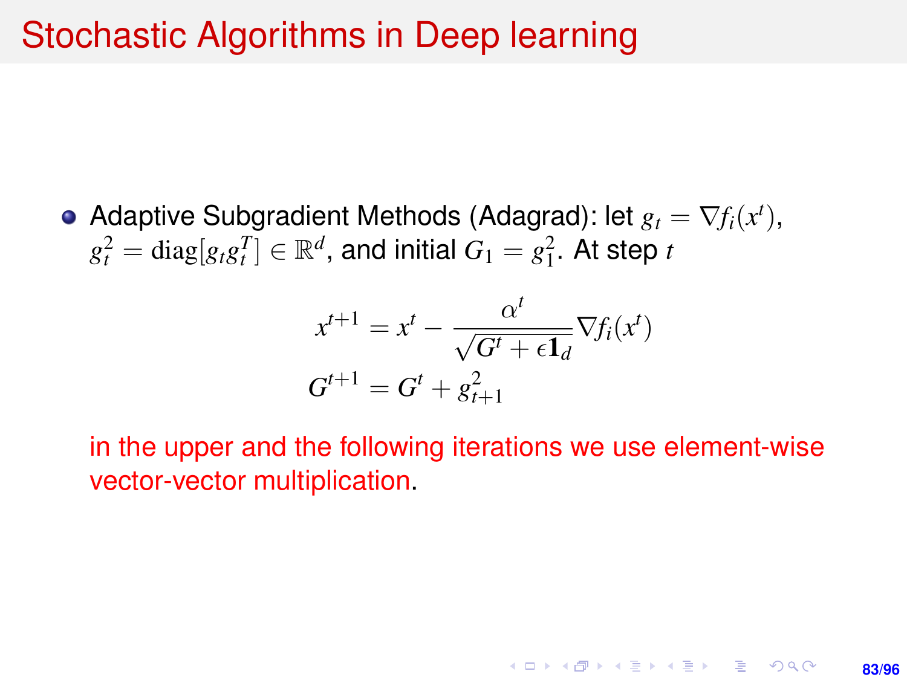# Stochastic Algorithms in Deep learning

- Adaptive Subgradient Methods (Adagrad): let $g_t = \nabla f_i(x^t)$, $g_t^2 = \text{diag}[g_t g_t^T] \in \mathbb{R}^d$, and initial $G_1 = g_1^2$. At step $t$

$$
\begin{aligned}
x^{t+1} &= x^t - \frac{\alpha^t}{\sqrt{G^t + \epsilon \mathbf{1}_d}} \nabla f_i(x^t) \\
G^{t+1} &= G^t + g_{t+1}^2
\end{aligned}
$$

  in the upper and the following iterations we use element-wise vector-vector multiplication.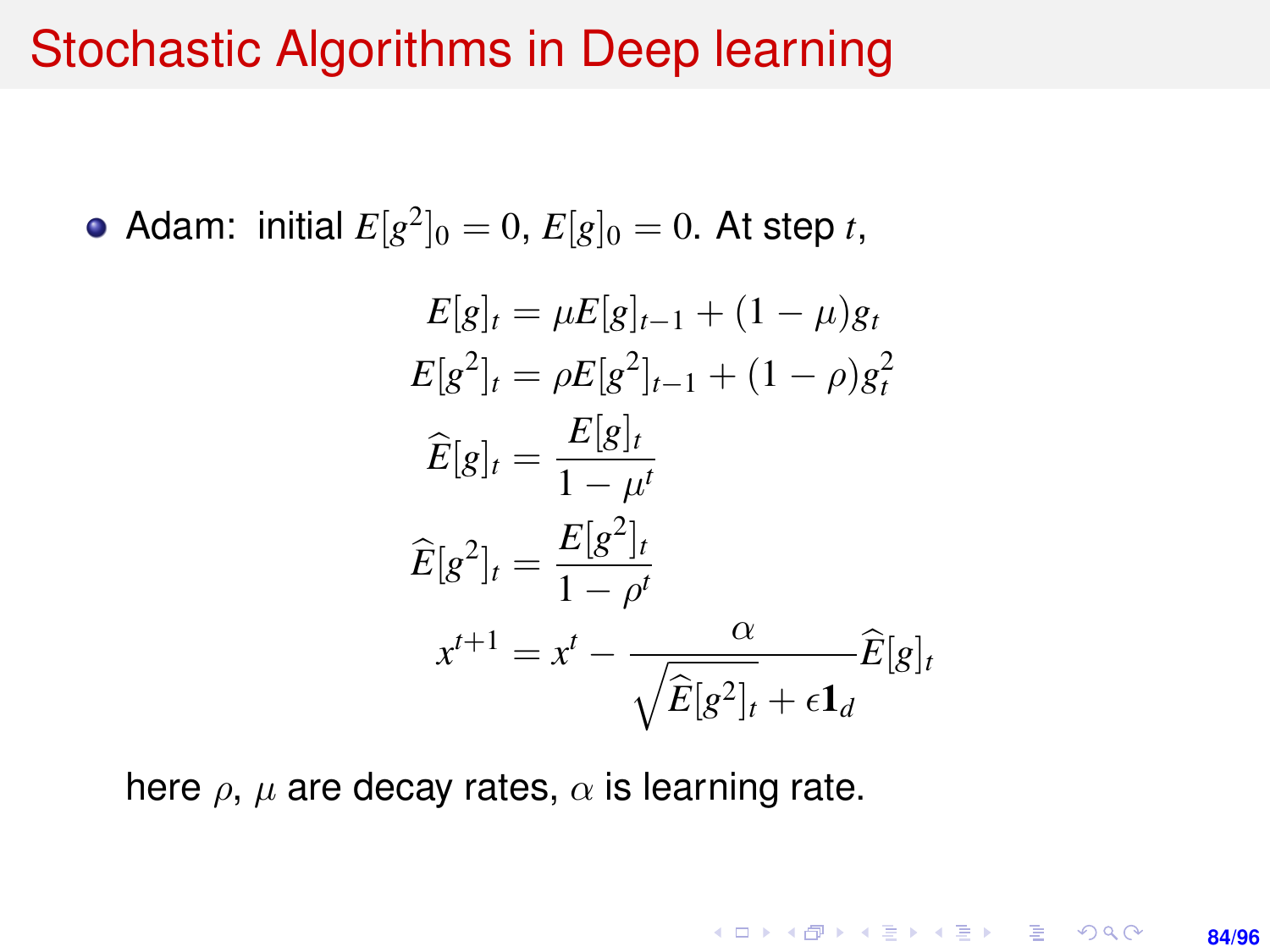# Stochastic Algorithms in Deep learning

- Adam: initial $E[g^2]_0 = 0$, $E[g]_0 = 0$. At step $t$,

$$
\begin{aligned}
E[g]_t &= \mu E[g]_{t-1} + (1-\mu) g_t \\
E[g^2]_t &= \rho E[g^2]_{t-1} + (1-\rho) g_t^2 \\
\widehat{E}[g]_t &= \frac{E[g]_t}{1-\mu^t} \\
\widehat{E}[g^2]_t &= \frac{E[g^2]_t}{1-\rho^t} \\
x^{t+1} &= x^t - \frac{\alpha}{\sqrt{\widehat{E}[g^2]_t + \epsilon \mathbf{1}_d}} \widehat{E}[g]_t
\end{aligned}
$$

  here $\rho$, $\mu$ are decay rates, $\alpha$ is learning rate.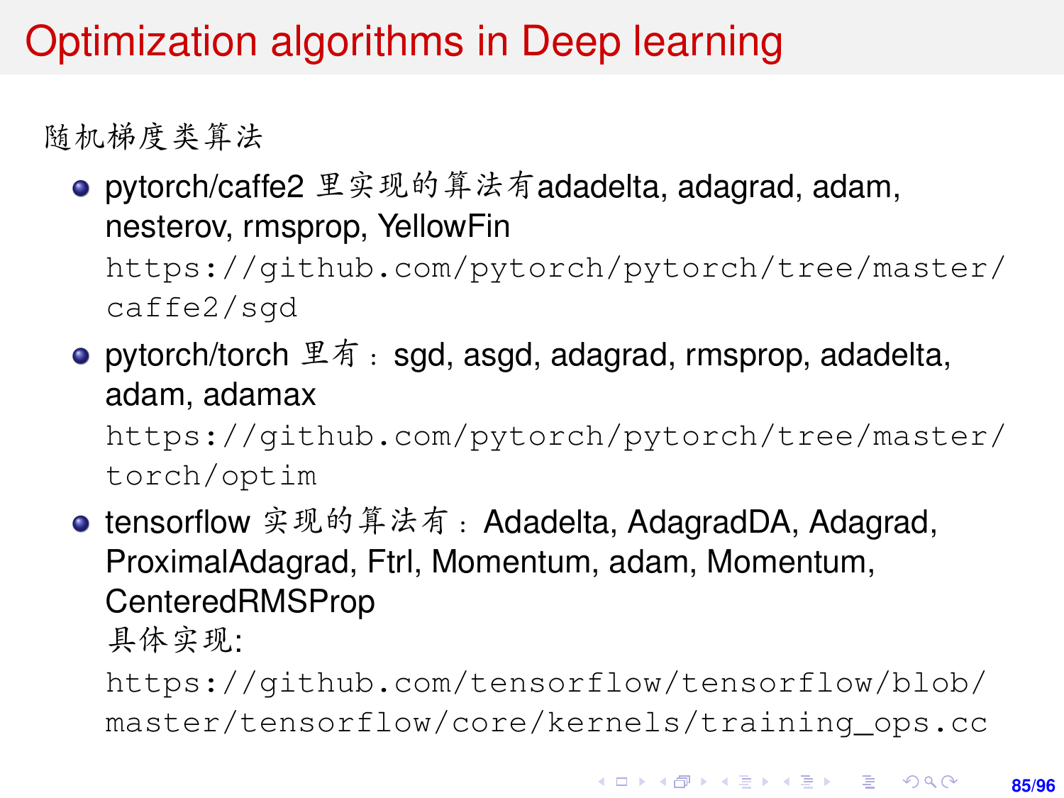# Optimization algorithms in Deep learning

随机梯度类算法

- pytorch/caffe2 里实现的算法有adadelta, adagrad, adam, nesterov, rmsprop, YellowFin
  https://github.com/pytorch/pytorch/tree/master/caffe2/sgd
- pytorch/torch 里有：sgd, asgd, adagrad, rmsprop, adadelta, adam, adamax
  https://github.com/pytorch/pytorch/tree/master/torch/optim
- tensorflow 实现的算法有：Adadelta, AdagradDA, Adagrad, ProximalAdagrad, Ftrl, Momentum, adam, Momentum, CenteredRMSProp
  具体实现:
  https://github.com/tensorflow/tensorflow/blob/master/tensorflow/core/kernels/training_ops.cc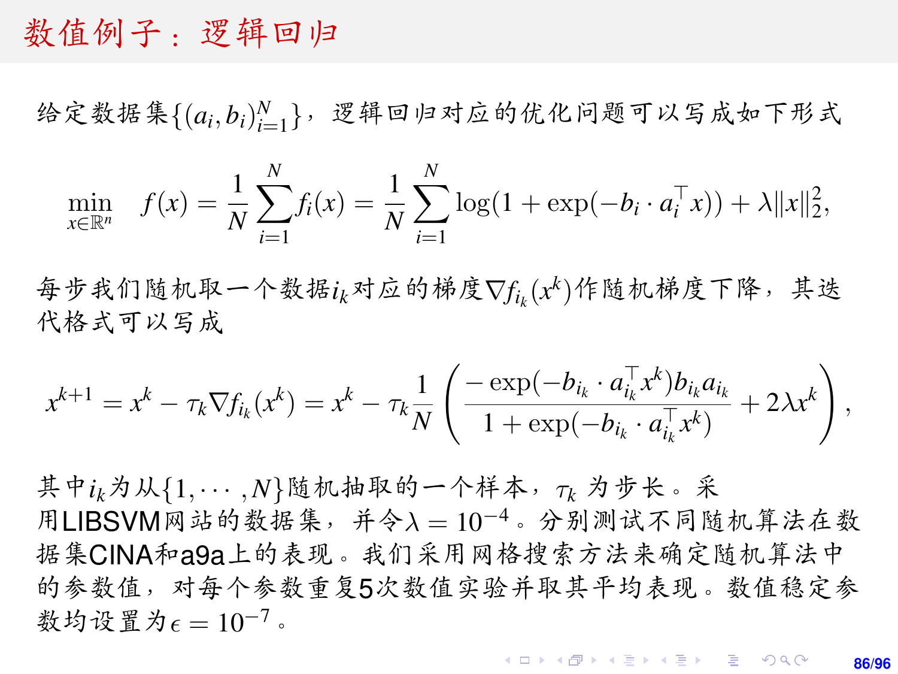# 数值例子：逻辑回归

给定数据集$\{(a_i,b_i)_{i=1}^N\}$，逻辑回归对应的优化问题可以写成如下形式

$$\min_{x\in\mathbb{R}^n} \quad f(x)=\frac{1}{N}\sum_{i=1}^N f_i(x)=\frac{1}{N}\sum_{i=1}^N \log(1+\exp(-b_i\cdot a_i^\top x))+\lambda\|x\|_2^2,$$

每步我们随机取一个数据$i_k$对应的梯度$\nabla f_{i_k}(x^k)$作随机梯度下降，其迭代格式可以写成

$$x^{k+1}=x^k-\tau_k\nabla f_{i_k}(x^k)=x^k-\tau_k\frac{1}{N}\left(\frac{-\exp(-b_{i_k}\cdot a_{i_k}^\top x^k)b_{i_k}a_{i_k}}{1+\exp(-b_{i_k}\cdot a_{i_k}^\top x^k)}+2\lambda x^k\right),$$

其中$i_k$为从$\{1,\cdots,N\}$随机抽取的一个样本，$\tau_k$ 为步长。采用LIBSVM网站的数据集，并令$\lambda=10^{-4}$。分别测试不同随机算法在数据集CINA和a9a上的表现。我们采用网格搜索方法来确定随机算法中的参数值，对每个参数重复5次数值实验并取其平均表现。数值稳定参数均设置为$\epsilon=10^{-7}$。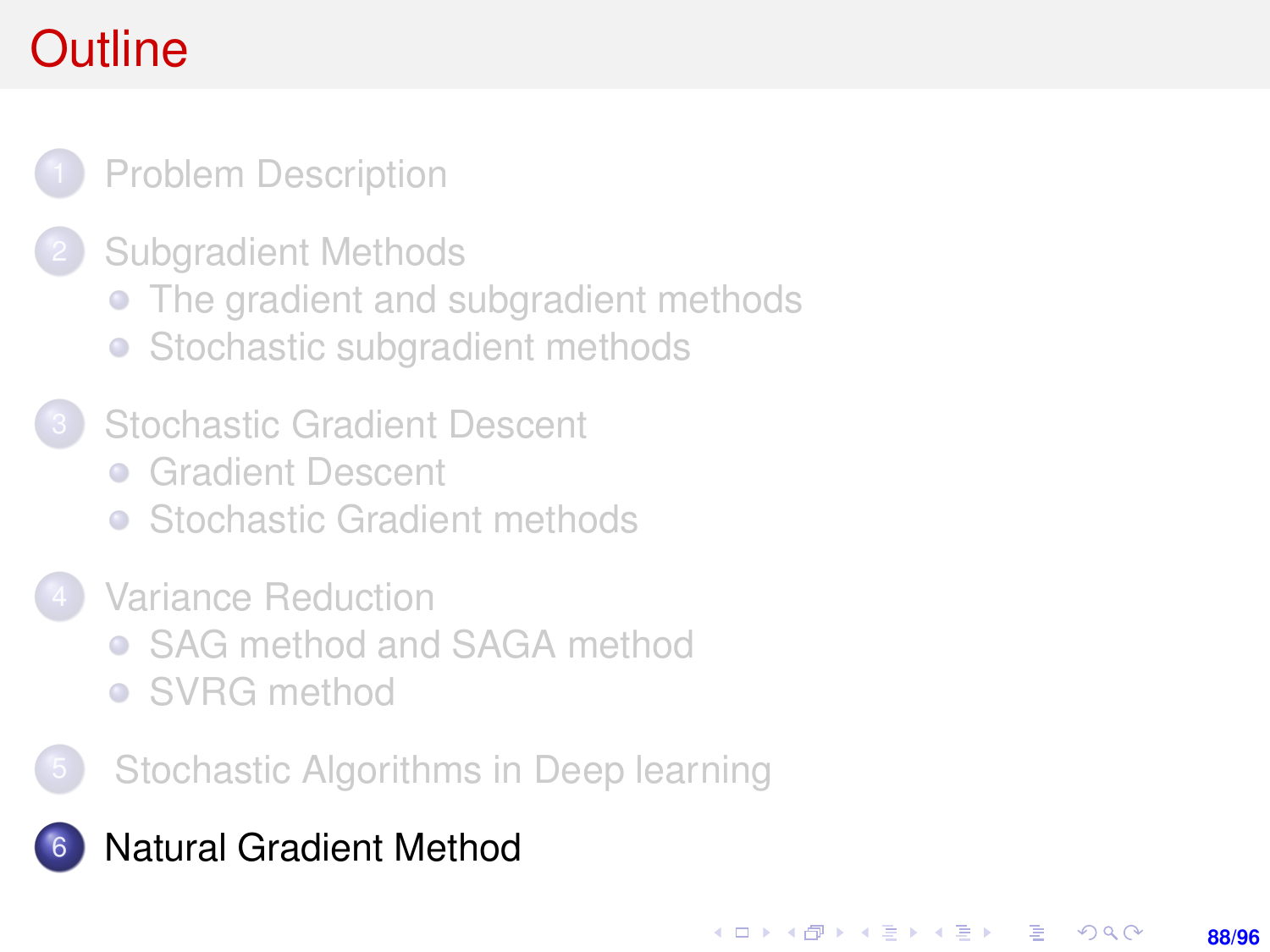# Outline

1. Problem Description
2. Subgradient Methods
   - The gradient and subgradient methods
   - Stochastic subgradient methods
3. Stochastic Gradient Descent
   - Gradient Descent
   - Stochastic Gradient methods
4. Variance Reduction
   - SAG method and SAGA method
   - SVRG method
5. Stochastic Algorithms in Deep learning
6. **Natural Gradient Method**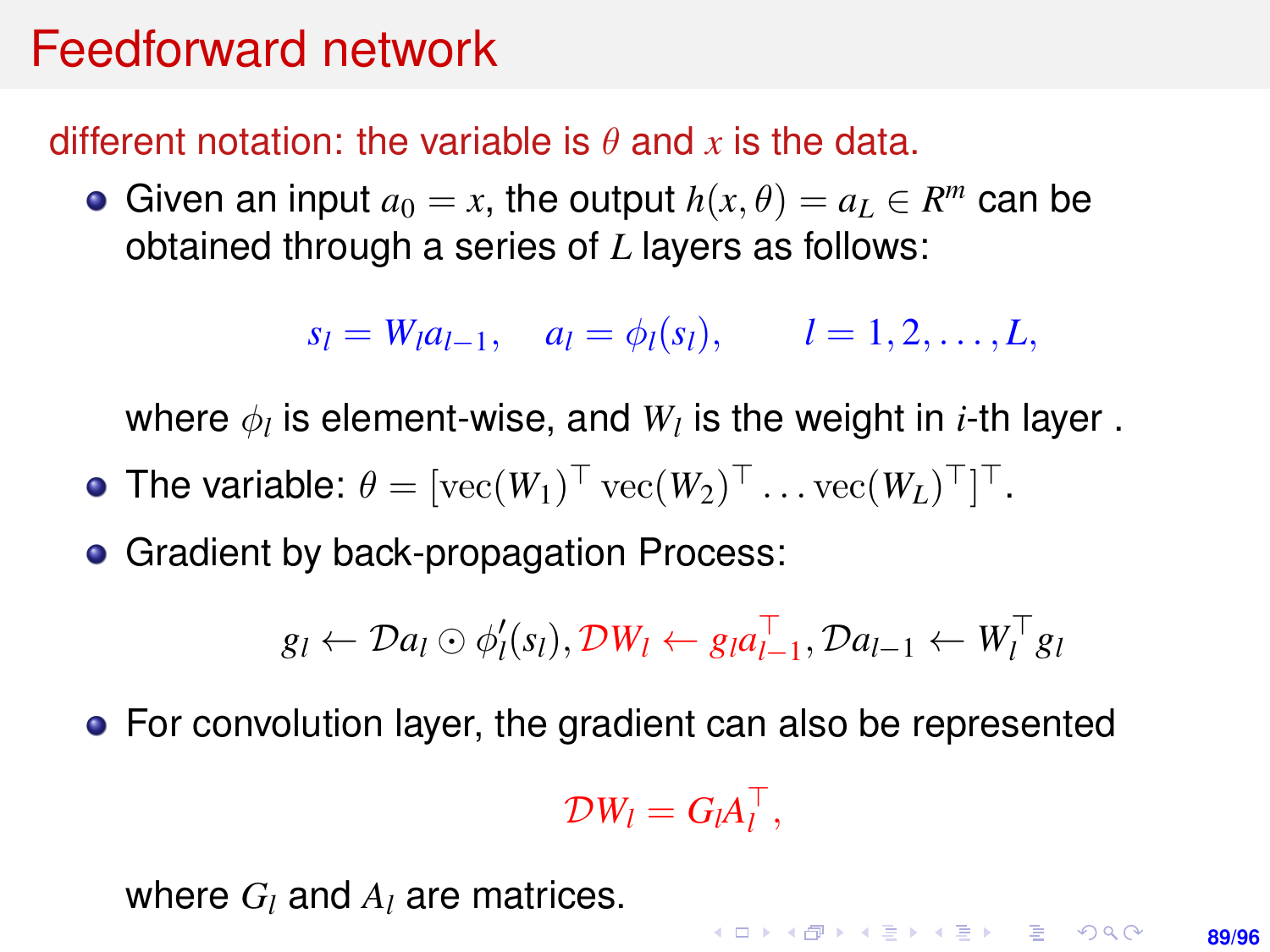# Feedforward network

different notation: the variable is $\theta$ and $x$ is the data.

- Given an input $a_0 = x$, the output $h(x, \theta) = a_L \in R^m$ can be obtained through a series of $L$ layers as follows:

$$s_l = W_l a_{l-1}, \quad a_l = \phi_l(s_l), \qquad l = 1, 2, \ldots, L,$$

  where $\phi_l$ is element-wise, and $W_l$ is the weight in $i$-th layer .

- The variable: $\theta = [\text{vec}(W_1)^\top \, \text{vec}(W_2)^\top \ldots \text{vec}(W_L)^\top]^\top$.
- Gradient by back-propagation Process:

$$g_l \leftarrow \mathcal{D}a_l \odot \phi_l'(s_l), \mathcal{D}W_l \leftarrow g_l a_{l-1}^\top, \mathcal{D}a_{l-1} \leftarrow W_l^\top g_l$$

- For convolution layer, the gradient can also be represented

$$\mathcal{D}W_l = G_l A_l^\top,$$

  where $G_l$ and $A_l$ are matrices.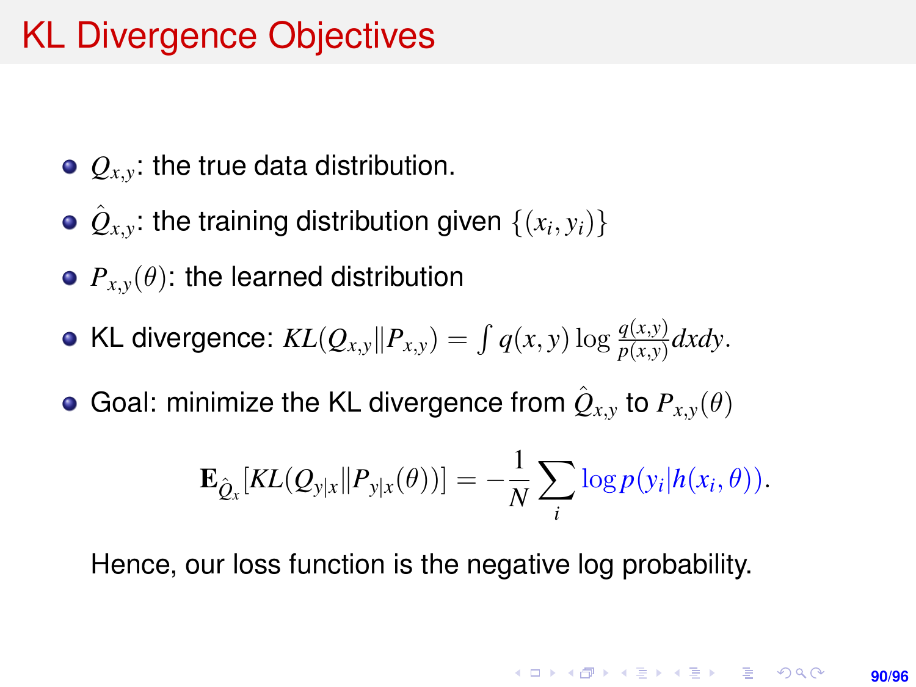# KL Divergence Objectives

- $Q_{x,y}$: the true data distribution.
- $\hat{Q}_{x,y}$: the training distribution given $\{(x_i, y_i)\}$
- $P_{x,y}(\theta)$: the learned distribution
- KL divergence: $KL(Q_{x,y} \| P_{x,y}) = \int q(x,y) \log \frac{q(x,y)}{p(x,y)} dxdy$.
- Goal: minimize the KL divergence from $\hat{Q}_{x,y}$ to $P_{x,y}(\theta)$

$$\mathbf{E}_{\hat{Q}_x}[KL(Q_{y|x} \| P_{y|x}(\theta))] = -\frac{1}{N} \sum_i \log p(y_i | h(x_i, \theta)).$$

Hence, our loss function is the negative log probability.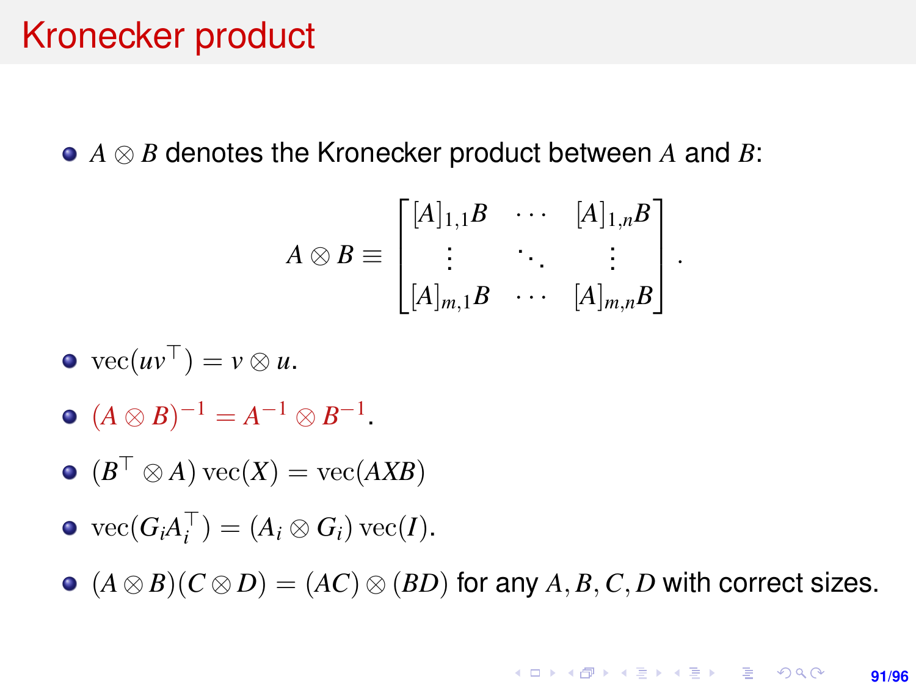# Kronecker product

- $A \otimes B$ denotes the Kronecker product between $A$ and $B$:

$$A \otimes B \equiv \begin{bmatrix} [A]_{1,1}B & \cdots & [A]_{1,n}B \\ \vdots & \ddots & \vdots \\ [A]_{m,1}B & \cdots & [A]_{m,n}B \end{bmatrix}.$$

- $\mathrm{vec}(uv^\top) = v \otimes u$.
- $(A \otimes B)^{-1} = A^{-1} \otimes B^{-1}$.
- $(B^\top \otimes A)\,\mathrm{vec}(X) = \mathrm{vec}(AXB)$
- $\mathrm{vec}(G_i A_i^\top) = (A_i \otimes G_i)\,\mathrm{vec}(I)$.
- $(A \otimes B)(C \otimes D) = (AC) \otimes (BD)$ for any $A, B, C, D$ with correct sizes.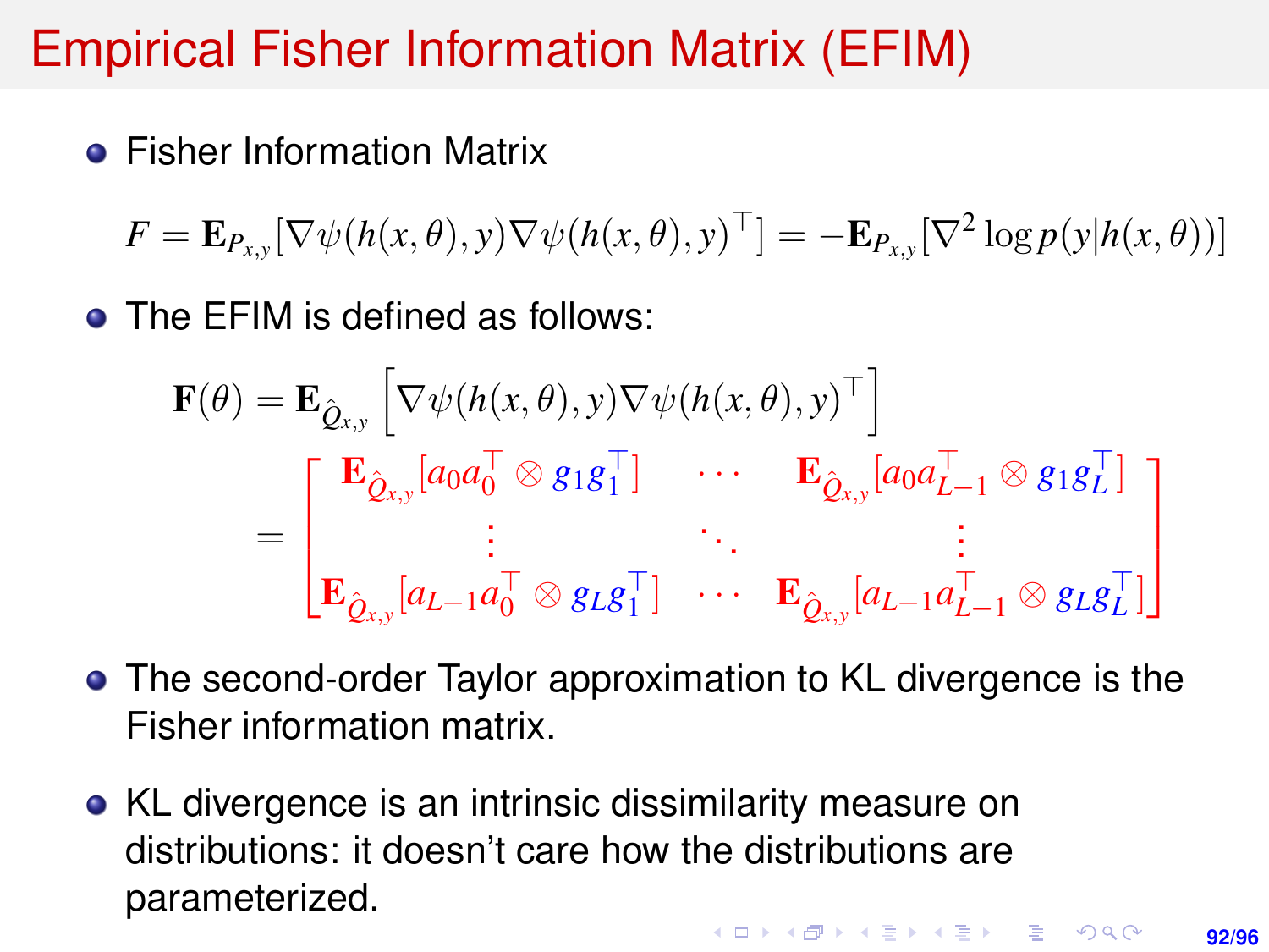# Empirical Fisher Information Matrix (EFIM)

- Fisher Information Matrix

$$F = \mathbf{E}_{P_{x,y}}[\nabla\psi(h(x,\theta),y)\nabla\psi(h(x,\theta),y)^\top] = -\mathbf{E}_{P_{x,y}}[\nabla^2 \log p(y|h(x,\theta))]$$

- The EFIM is defined as follows:

$$\mathbf{F}(\theta) = \mathbf{E}_{\hat{Q}_{x,y}}\left[\nabla\psi(h(x,\theta),y)\nabla\psi(h(x,\theta),y)^\top\right]$$
$$= \begin{bmatrix} \mathbf{E}_{\hat{Q}_{x,y}}[a_0 a_0^\top \otimes g_1 g_1^\top] & \cdots & \mathbf{E}_{\hat{Q}_{x,y}}[a_0 a_{L-1}^\top \otimes g_1 g_L^\top] \\ \vdots & \ddots & \vdots \\ \mathbf{E}_{\hat{Q}_{x,y}}[a_{L-1} a_0^\top \otimes g_L g_1^\top] & \cdots & \mathbf{E}_{\hat{Q}_{x,y}}[a_{L-1} a_{L-1}^\top \otimes g_L g_L^\top] \end{bmatrix}$$

- The second-order Taylor approximation to KL divergence is the Fisher information matrix.
- KL divergence is an intrinsic dissimilarity measure on distributions: it doesn't care how the distributions are parameterized.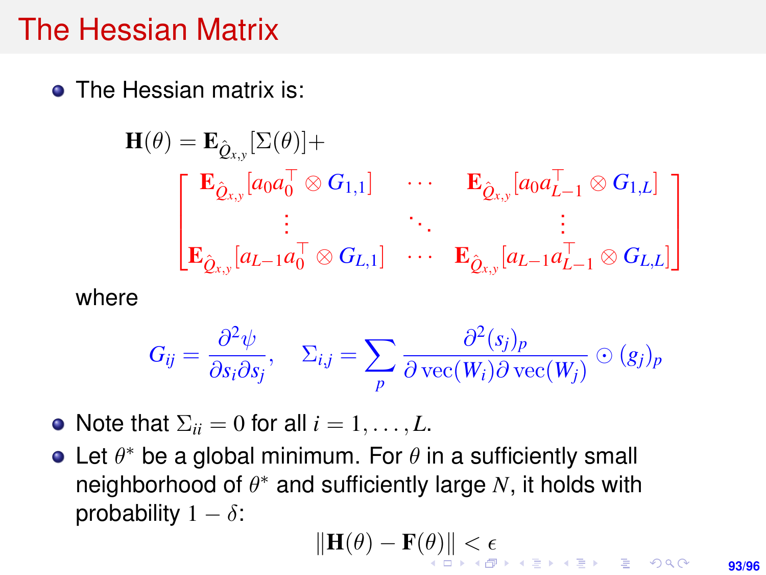# The Hessian Matrix

- The Hessian matrix is:

$$
\mathbf{H}(\theta) = \mathbf{E}_{\hat{Q}_{x,y}}[\Sigma(\theta)] + \begin{bmatrix} \mathbf{E}_{\hat{Q}_{x,y}}[a_0 a_0^\top \otimes G_{1,1}] & \cdots & \mathbf{E}_{\hat{Q}_{x,y}}[a_0 a_{L-1}^\top \otimes G_{1,L}] \\ \vdots & \ddots & \vdots \\ \mathbf{E}_{\hat{Q}_{x,y}}[a_{L-1} a_0^\top \otimes G_{L,1}] & \cdots & \mathbf{E}_{\hat{Q}_{x,y}}[a_{L-1} a_{L-1}^\top \otimes G_{L,L}] \end{bmatrix}
$$

  where

$$
G_{ij} = \frac{\partial^2 \psi}{\partial s_i \partial s_j}, \quad \Sigma_{i,j} = \sum_p \frac{\partial^2 (s_j)_p}{\partial \operatorname{vec}(W_i) \partial \operatorname{vec}(W_j)} \odot (g_j)_p
$$

- Note that $\Sigma_{ii} = 0$ for all $i = 1, \ldots, L$.
- Let $\theta^*$ be a global minimum. For $\theta$ in a sufficiently small neighborhood of $\theta^*$ and sufficiently large $N$, it holds with probability $1 - \delta$:

$$
\|\mathbf{H}(\theta) - \mathbf{F}(\theta)\| < \epsilon
$$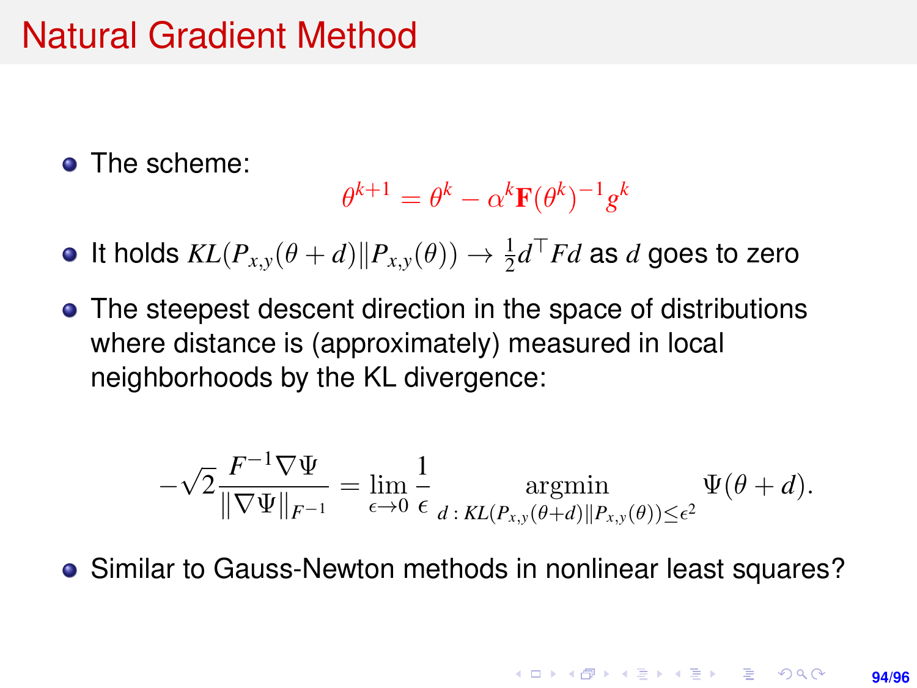# Natural Gradient Method

- The scheme:

$$\theta^{k+1} = \theta^k - \alpha^k \mathbf{F}(\theta^k)^{-1} g^k$$

- It holds $KL(P_{x,y}(\theta + d) \| P_{x,y}(\theta)) \to \frac{1}{2} d^\top F d$ as $d$ goes to zero
- The steepest descent direction in the space of distributions where distance is (approximately) measured in local neighborhoods by the KL divergence:

$$-\sqrt{2} \frac{F^{-1} \nabla \Psi}{\|\nabla \Psi\|_{F^{-1}}} = \lim_{\epsilon \to 0} \frac{1}{\epsilon} \operatorname*{argmin}_{d \,:\, KL(P_{x,y}(\theta+d) \| P_{x,y}(\theta)) \le \epsilon^2} \Psi(\theta + d).$$

- Similar to Gauss-Newton methods in nonlinear least squares?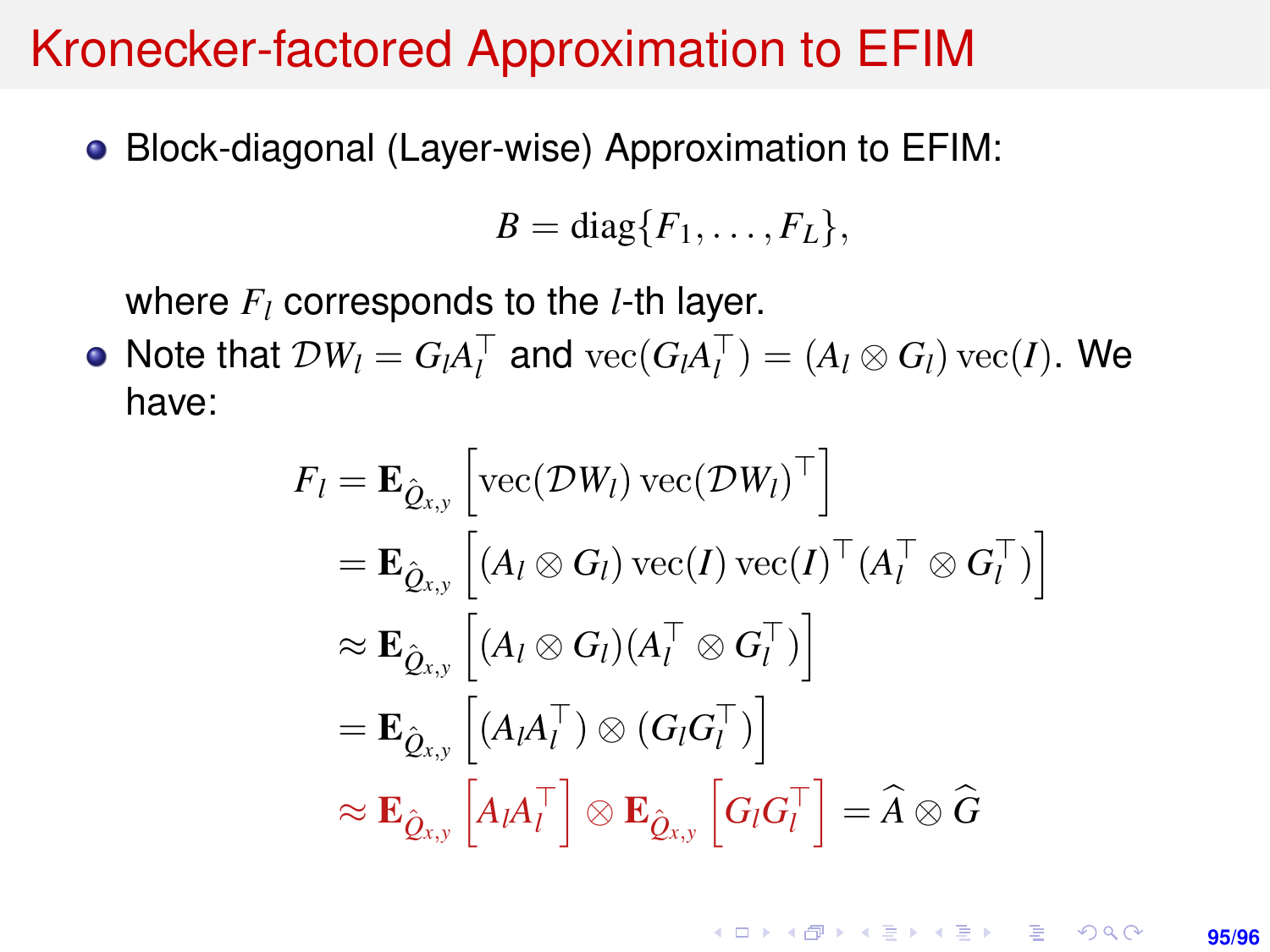# Kronecker-factored Approximation to EFIM

- Block-diagonal (Layer-wise) Approximation to EFIM:

$$B = \mathrm{diag}\{F_1, \ldots, F_L\},$$

  where $F_l$ corresponds to the $l$-th layer.

- Note that $\mathcal{D}W_l = G_l A_l^\top$ and $\mathrm{vec}(G_l A_l^\top) = (A_l \otimes G_l)\,\mathrm{vec}(I)$. We have:

$$
\begin{aligned}
F_l &= \mathbf{E}_{\hat{Q}_{x,y}}\left[\mathrm{vec}(\mathcal{D}W_l)\,\mathrm{vec}(\mathcal{D}W_l)^\top\right] \\
&= \mathbf{E}_{\hat{Q}_{x,y}}\left[(A_l \otimes G_l)\,\mathrm{vec}(I)\,\mathrm{vec}(I)^\top (A_l^\top \otimes G_l^\top)\right] \\
&\approx \mathbf{E}_{\hat{Q}_{x,y}}\left[(A_l \otimes G_l)(A_l^\top \otimes G_l^\top)\right] \\
&= \mathbf{E}_{\hat{Q}_{x,y}}\left[(A_l A_l^\top) \otimes (G_l G_l^\top)\right] \\
&\approx \mathbf{E}_{\hat{Q}_{x,y}}\left[A_l A_l^\top\right] \otimes \mathbf{E}_{\hat{Q}_{x,y}}\left[G_l G_l^\top\right] = \widehat{A} \otimes \widehat{G}
\end{aligned}
$$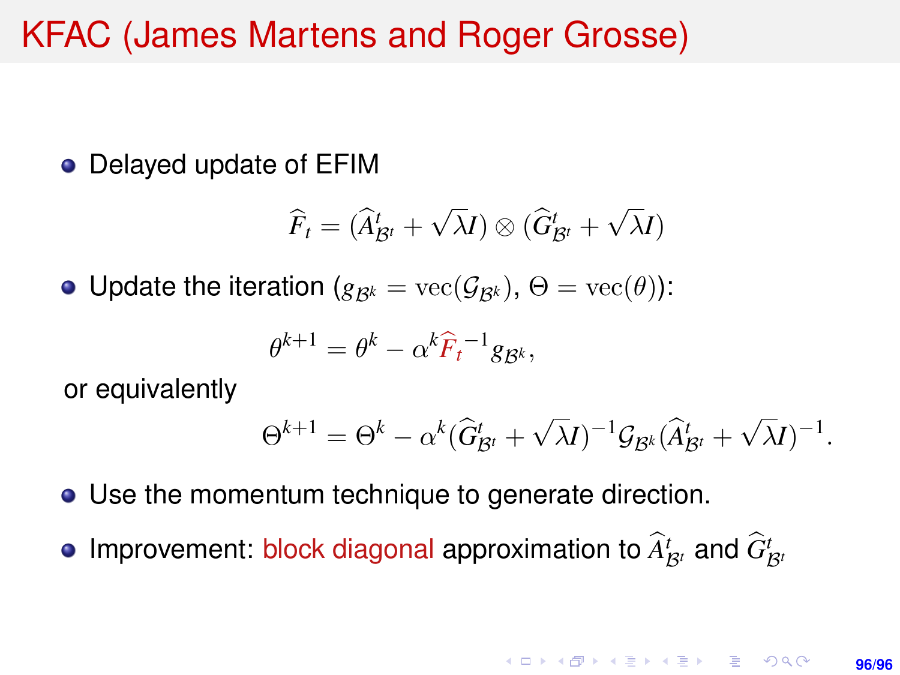# KFAC (James Martens and Roger Grosse)

- Delayed update of EFIM

$$\widehat{F}_t = (\widehat{A}^t_{\mathcal{B}^t} + \sqrt{\lambda} I) \otimes (\widehat{G}^t_{\mathcal{B}^t} + \sqrt{\lambda} I)$$

- Update the iteration ($g_{\mathcal{B}^k} = \mathrm{vec}(\mathcal{G}_{\mathcal{B}^k})$, $\Theta = \mathrm{vec}(\theta)$):

$$\theta^{k+1} = \theta^k - \alpha^k \widehat{F}_t^{-1} g_{\mathcal{B}^k},$$

or equivalently

$$\Theta^{k+1} = \Theta^k - \alpha^k (\widehat{G}^t_{\mathcal{B}^t} + \sqrt{\lambda} I)^{-1} \mathcal{G}_{\mathcal{B}^k} (\widehat{A}^t_{\mathcal{B}^t} + \sqrt{\lambda} I)^{-1}.$$

- Use the momentum technique to generate direction.
- Improvement: block diagonal approximation to $\widehat{A}^t_{\mathcal{B}^t}$ and $\widehat{G}^t_{\mathcal{B}^t}$